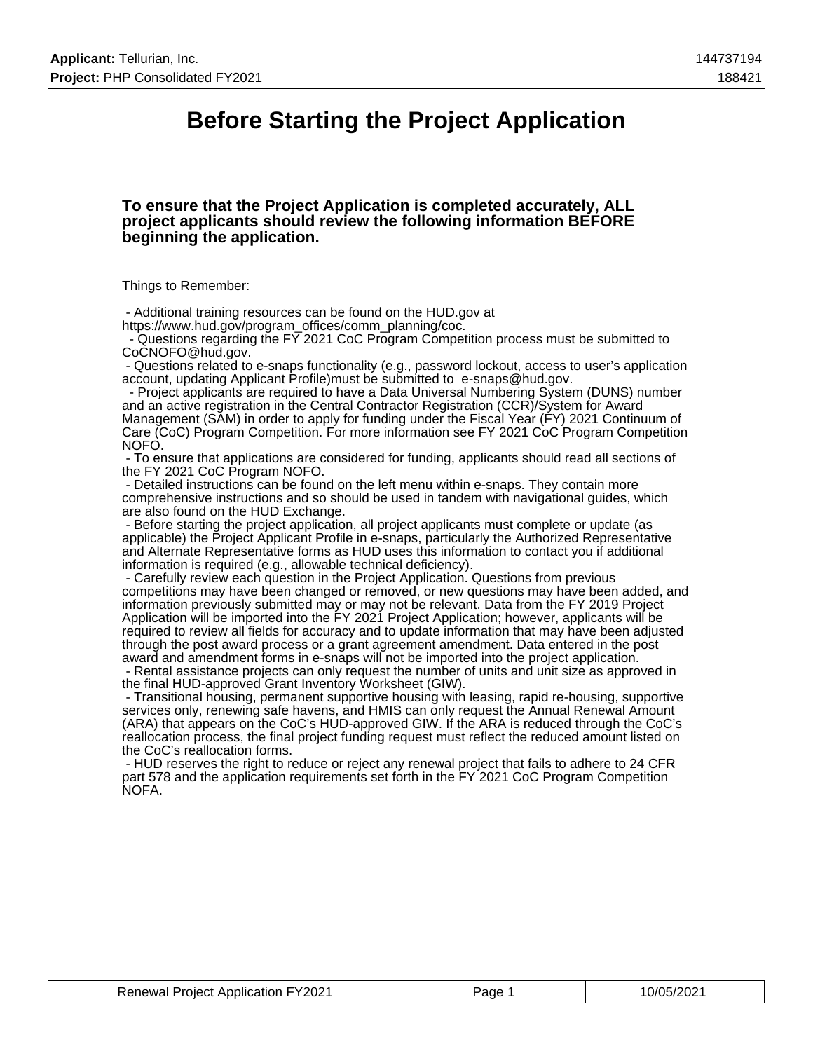# Before Starting the Project Application

**To ensure that the Project Application is completed accurately, ALL project applicants should review the following information BEFORE beginning the application.**

Things to Remember:

- Additional training resources can be found on the HUD.gov at https://www.hud.gov/program_offices/comm_planning/coc.
- Questions regarding the FY 2021 CoC Program Competition process must be submitted to CoCNOFO@hud.gov.
- Questions related to e-snaps functionality (e.g., password lockout, access to user's application account, updating Applicant Profile)must be submitted to e-snaps@hud.gov.
- Project applicants are required to have a Data Universal Numbering System (DUNS) number and an active registration in the Central Contractor Registration (CCR)/System for Award Management (SAM) in order to apply for funding under the Fiscal Year (FY) 2021 Continuum of Care (CoC) Program Competition. For more information see FY 2021 CoC Program Competition NOFO.
- To ensure that applications are considered for funding, applicants should read all sections of the FY 2021 CoC Program NOFO.
- Detailed instructions can be found on the left menu within e-snaps. They contain more comprehensive instructions and so should be used in tandem with navigational guides, which are also found on the HUD Exchange.
- Before starting the project application, all project applicants must complete or update (as applicable) the Project Applicant Profile in e-snaps, particularly the Authorized Representative and Alternate Representative forms as HUD uses this information to contact you if additional information is required (e.g., allowable technical deficiency).
- Carefully review each question in the Project Application. Questions from previous competitions may have been changed or removed, or new questions may have been added, and information previously submitted may or may not be relevant. Data from the FY 2019 Project Application will be imported into the FY 2021 Project Application; however, applicants will be required to review all fields for accuracy and to update information that may have been adjusted through the post award process or a grant agreement amendment. Data entered in the post award and amendment forms in e-snaps will not be imported into the project application.
- Rental assistance projects can only request the number of units and unit size as approved in the final HUD-approved Grant Inventory Worksheet (GIW).
- Transitional housing, permanent supportive housing with leasing, rapid re-housing, supportive services only, renewing safe havens, and HMIS can only request the Annual Renewal Amount (ARA) that appears on the CoC's HUD-approved GIW. If the ARA is reduced through the CoC's reallocation process, the final project funding request must reflect the reduced amount listed on the CoC's reallocation forms.
- HUD reserves the right to reduce or reject any renewal project that fails to adhere to 24 CFR part 578 and the application requirements set forth in the FY 2021 CoC Program Competition NOFA.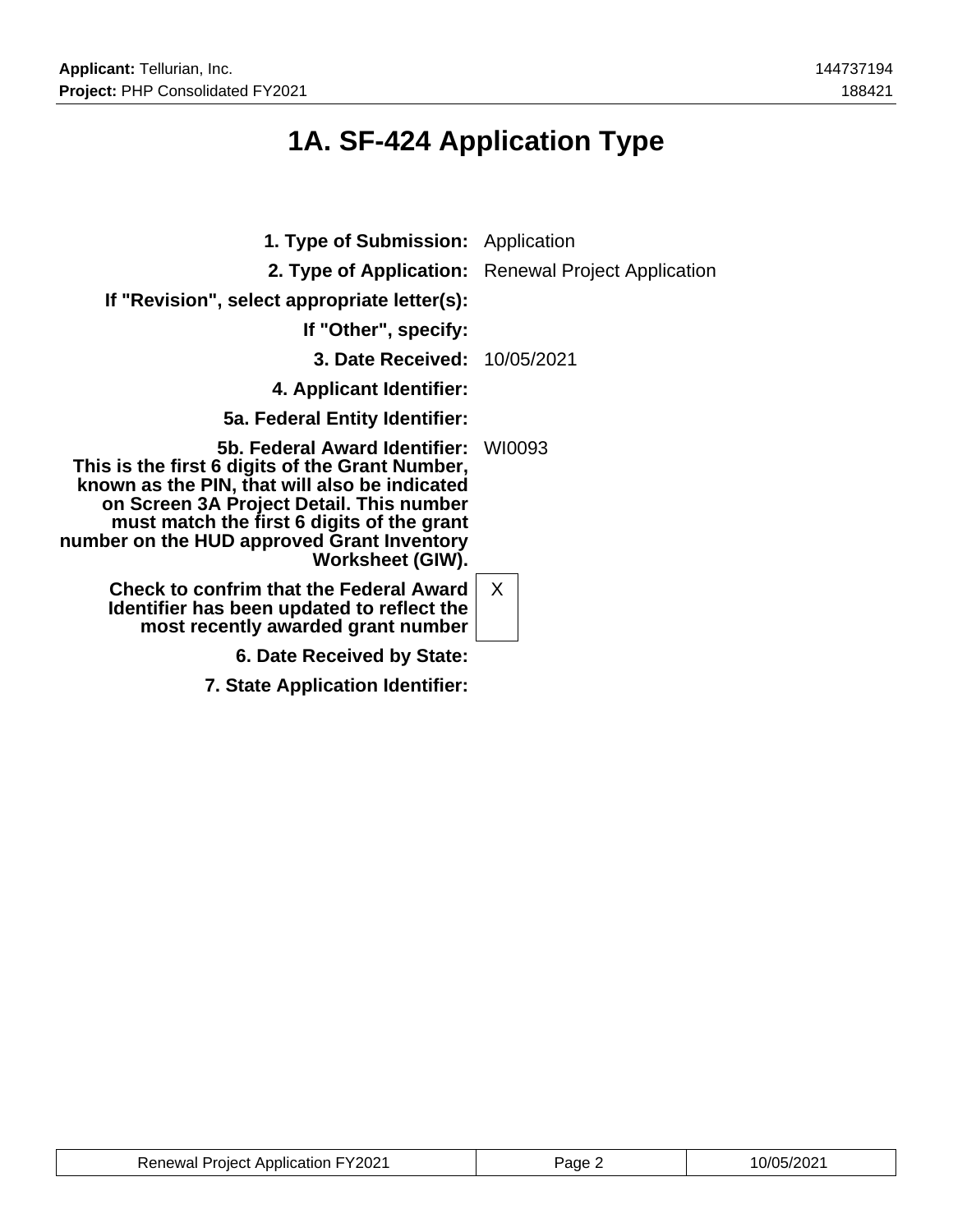# 1A. SF-424 Application Type

| | |
|---|---|
| **1. Type of Submission:** | Application |
| **2. Type of Application:** | Renewal Project Application |
| **If "Revision", select appropriate letter(s):** | |
| **If "Other", specify:** | |
| **3. Date Received:** | 10/05/2021 |
| **4. Applicant Identifier:** | |
| **5a. Federal Entity Identifier:** | |
| **5b. Federal Award Identifier: This is the first 6 digits of the Grant Number, known as the PIN, that will also be indicated on Screen 3A Project Detail. This number must match the first 6 digits of the grant number on the HUD approved Grant Inventory Worksheet (GIW).** | WI0093 |
| **Check to confrim that the Federal Award Identifier has been updated to reflect the most recently awarded grant number** | X |
| **6. Date Received by State:** | |
| **7. State Application Identifier:** | |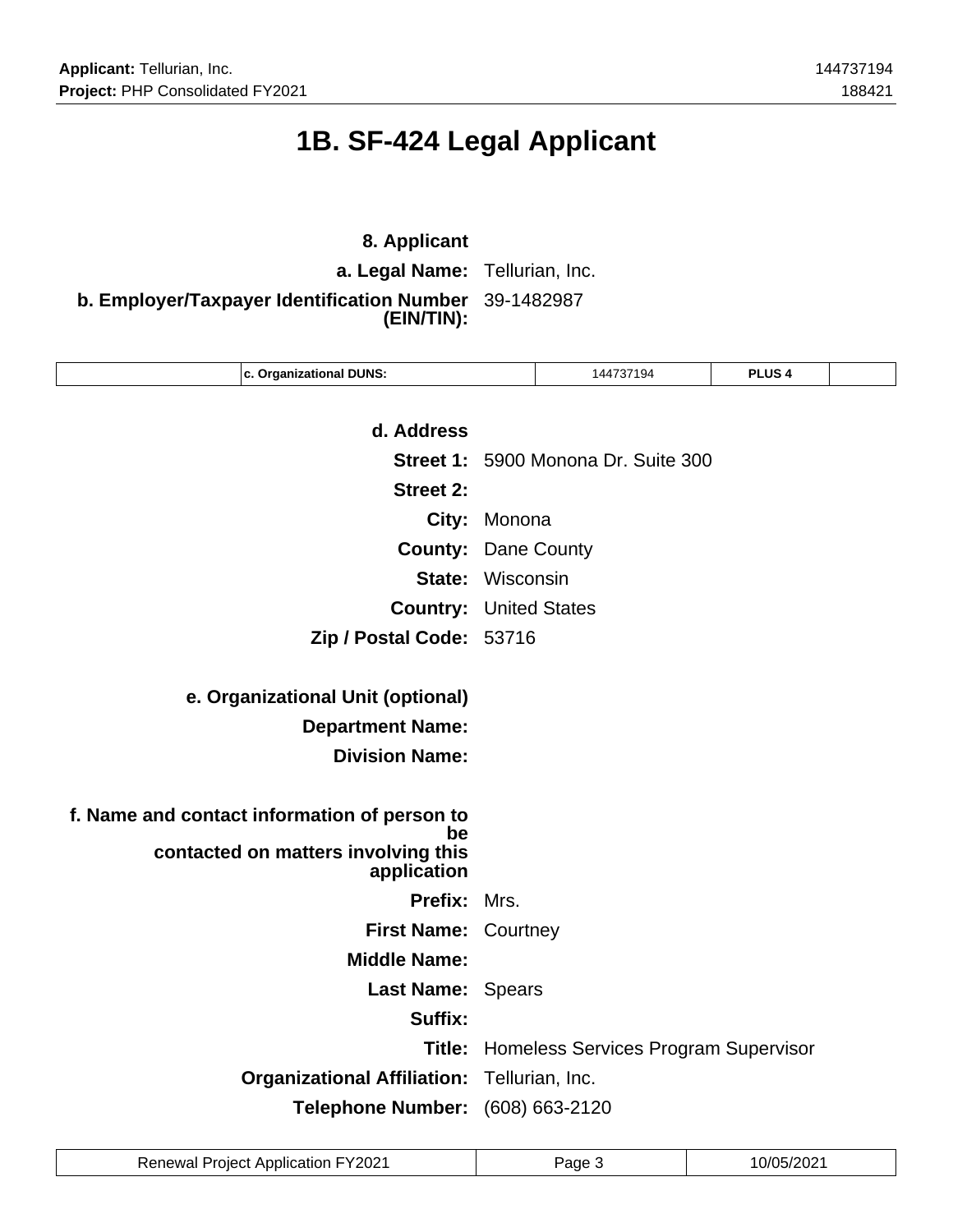# 1B. SF-424 Legal Applicant

**8. Applicant**

**a. Legal Name:** Tellurian, Inc.

**b. Employer/Taxpayer Identification Number (EIN/TIN):** 39-1482987

| c. Organizational DUNS: | 144737194 | PLUS 4 | |
|---|---|---|---|

**d. Address**

**Street 1:** 5900 Monona Dr. Suite 300

**Street 2:**

**City:** Monona

**County:** Dane County

**State:** Wisconsin

**Country:** United States

**Zip / Postal Code:** 53716

**e. Organizational Unit (optional)**

**Department Name:**

**Division Name:**

**f. Name and contact information of person to be contacted on matters involving this application**

**Prefix:** Mrs.

**First Name:** Courtney

**Middle Name:**

**Last Name:** Spears

**Suffix:**

**Title:** Homeless Services Program Supervisor

**Organizational Affiliation:** Tellurian, Inc.

**Telephone Number:** (608) 663-2120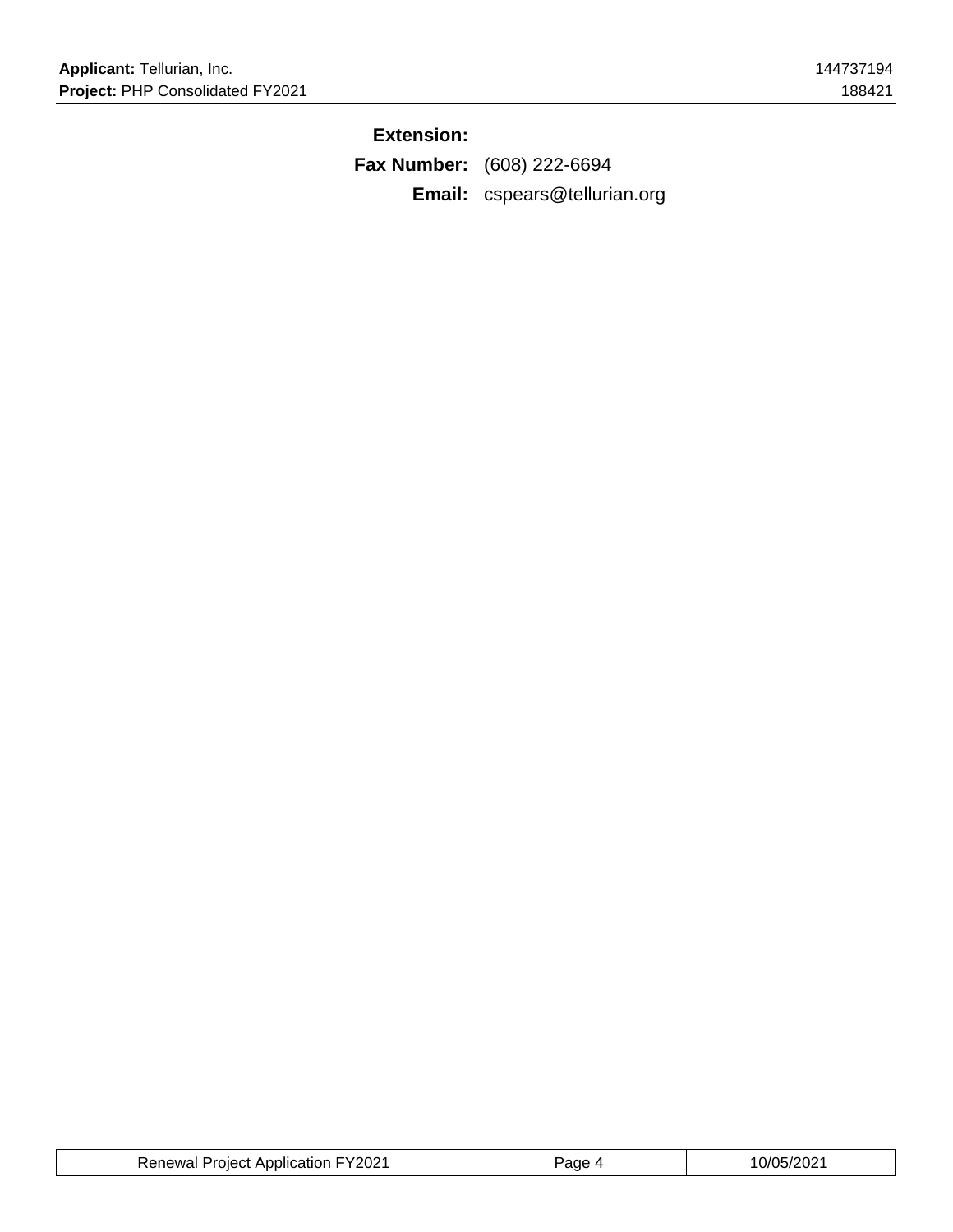**Extension:**

**Fax Number:** (608) 222-6694

**Email:** cspears@tellurian.org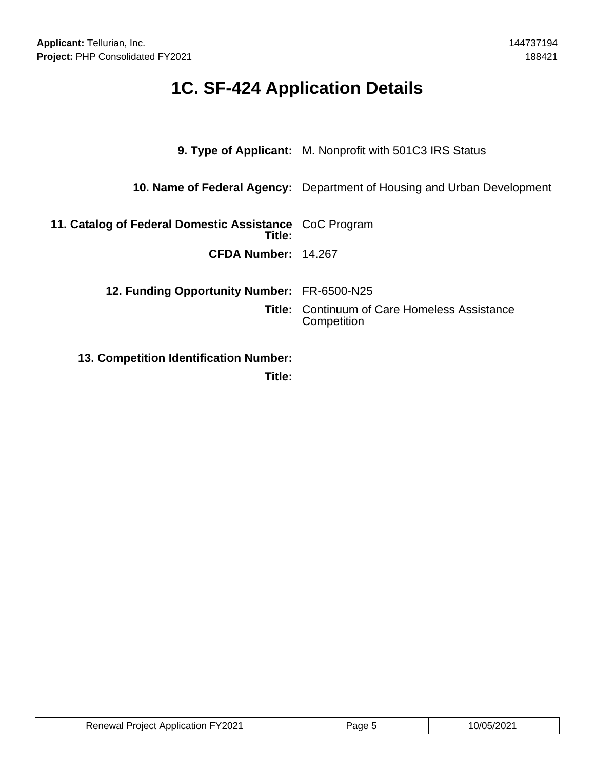# 1C. SF-424 Application Details

**9. Type of Applicant:** M. Nonprofit with 501C3 IRS Status

**10. Name of Federal Agency:** Department of Housing and Urban Development

**11. Catalog of Federal Domestic Assistance Title:** CoC Program

**CFDA Number:** 14.267

**12. Funding Opportunity Number:** FR-6500-N25

**Title:** Continuum of Care Homeless Assistance Competition

**13. Competition Identification Number:**

**Title:**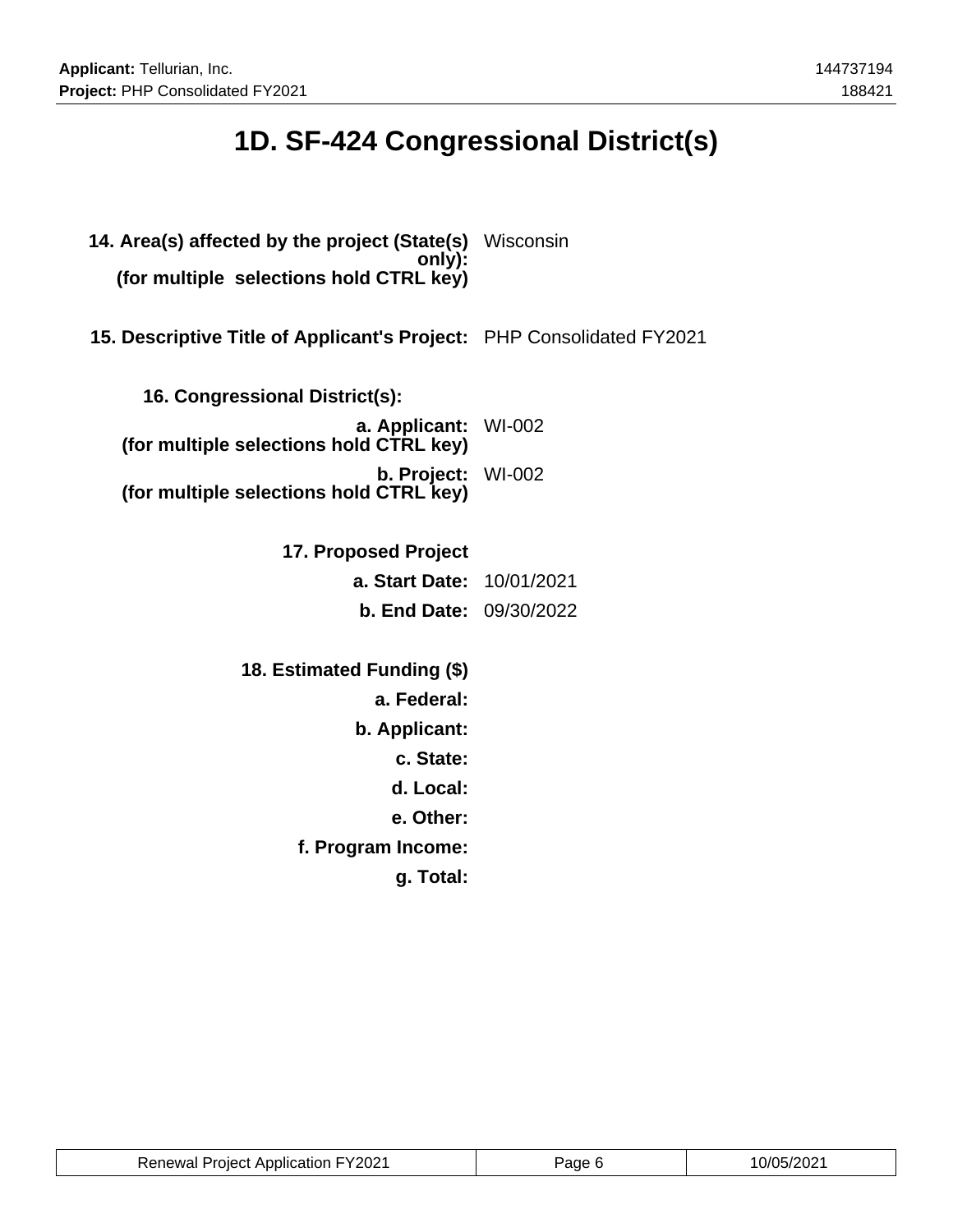# 1D. SF-424 Congressional District(s)

**14. Area(s) affected by the project (State(s) only):**
**(for multiple selections hold CTRL key)** Wisconsin

**15. Descriptive Title of Applicant's Project:** PHP Consolidated FY2021

**16. Congressional District(s):**

**a. Applicant:**
**(for multiple selections hold CTRL key)** WI-002

**b. Project:**
**(for multiple selections hold CTRL key)** WI-002

**17. Proposed Project**

**a. Start Date:** 10/01/2021

**b. End Date:** 09/30/2022

**18. Estimated Funding ($)**

**a. Federal:**

**b. Applicant:**

**c. State:**

**d. Local:**

**e. Other:**

**f. Program Income:**

**g. Total:**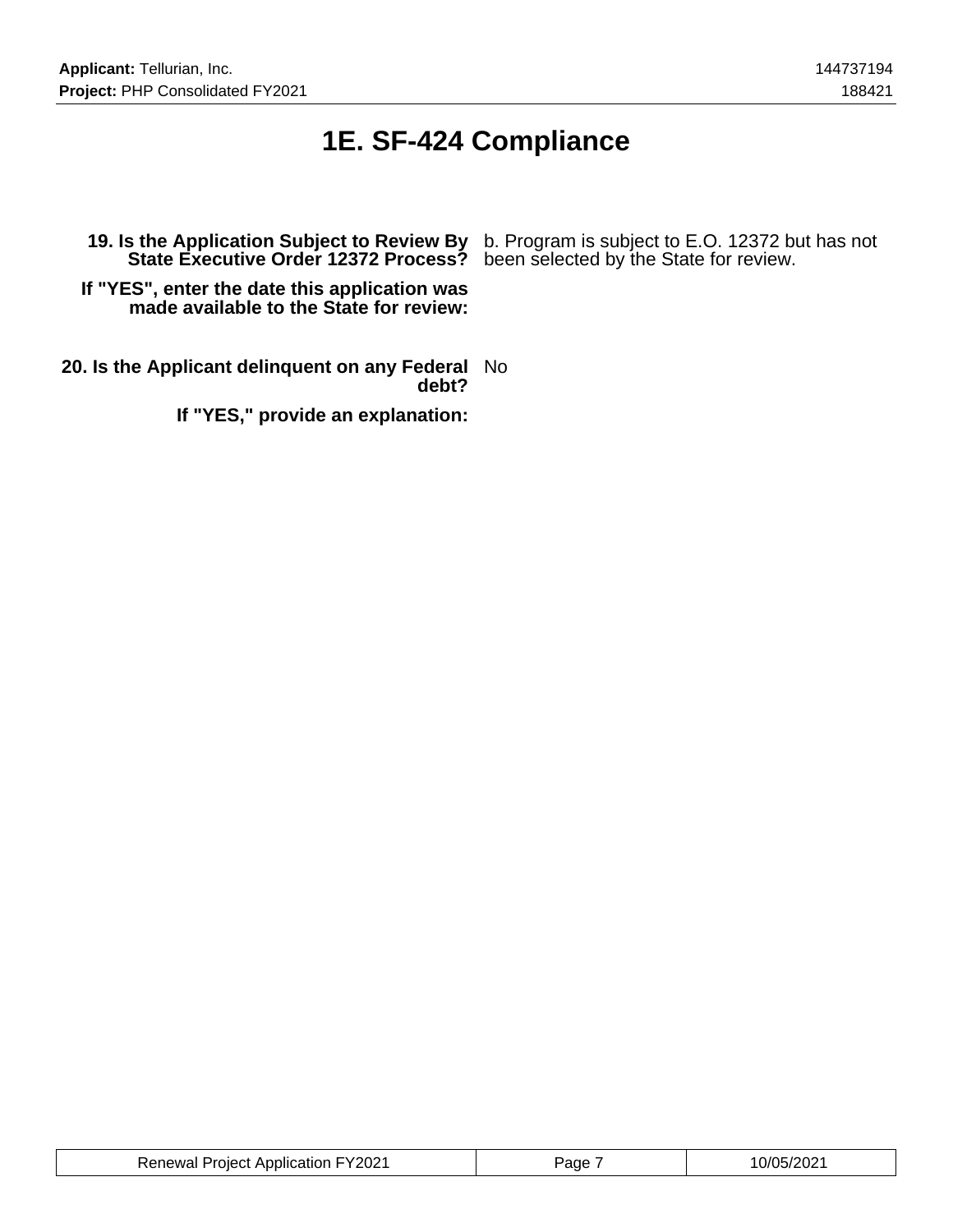# 1E. SF-424 Compliance

**19. Is the Application Subject to Review By State Executive Order 12372 Process?** b. Program is subject to E.O. 12372 but has not been selected by the State for review.

**If "YES", enter the date this application was made available to the State for review:**

**20. Is the Applicant delinquent on any Federal debt?** No

**If "YES," provide an explanation:**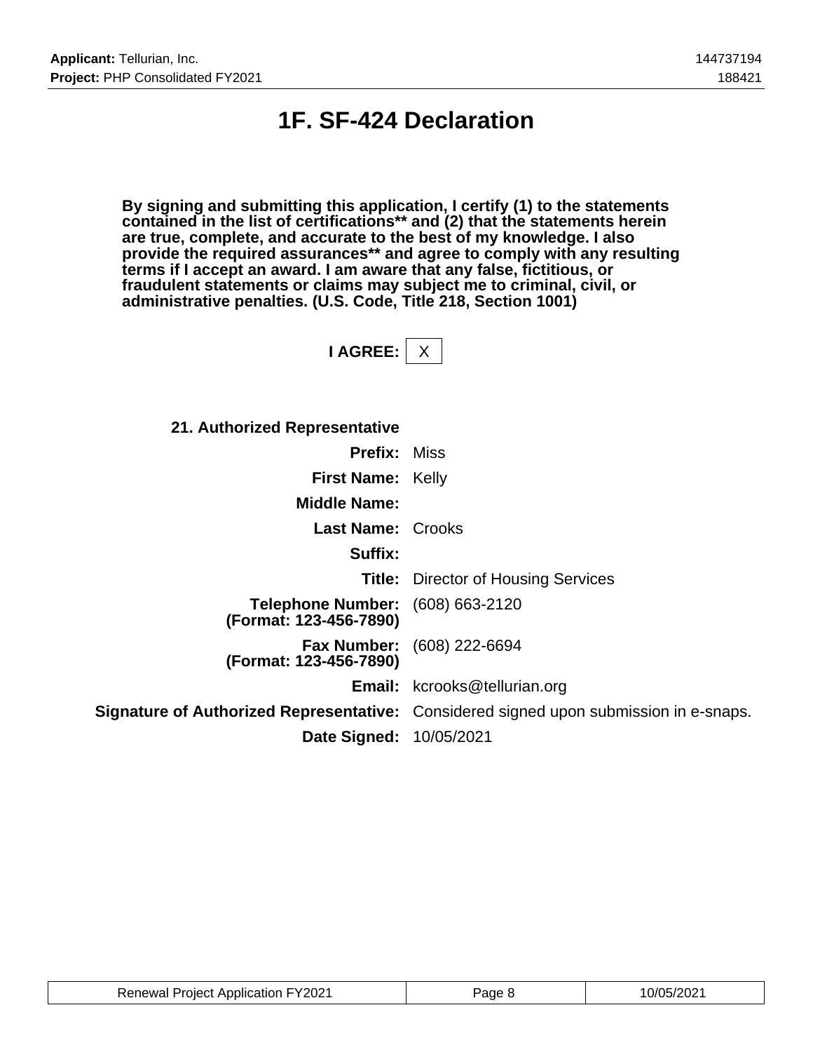# 1F. SF-424 Declaration

**By signing and submitting this application, I certify (1) to the statements contained in the list of certifications** and (2) that the statements herein are true, complete, and accurate to the best of my knowledge. I also provide the required assurances** and agree to comply with any resulting terms if I accept an award. I am aware that any false, fictitious, or fraudulent statements or claims may subject me to criminal, civil, or administrative penalties. (U.S. Code, Title 218, Section 1001)**

**I AGREE:** X

**21. Authorized Representative**

| | |
|---|---|
| **Prefix:** | Miss |
| **First Name:** | Kelly |
| **Middle Name:** | |
| **Last Name:** | Crooks |
| **Suffix:** | |
| **Title:** | Director of Housing Services |
| **Telephone Number: (Format: 123-456-7890)** | (608) 663-2120 |
| **Fax Number: (Format: 123-456-7890)** | (608) 222-6694 |
| **Email:** | kcrooks@tellurian.org |
| **Signature of Authorized Representative:** | Considered signed upon submission in e-snaps. |
| **Date Signed:** | 10/05/2021 |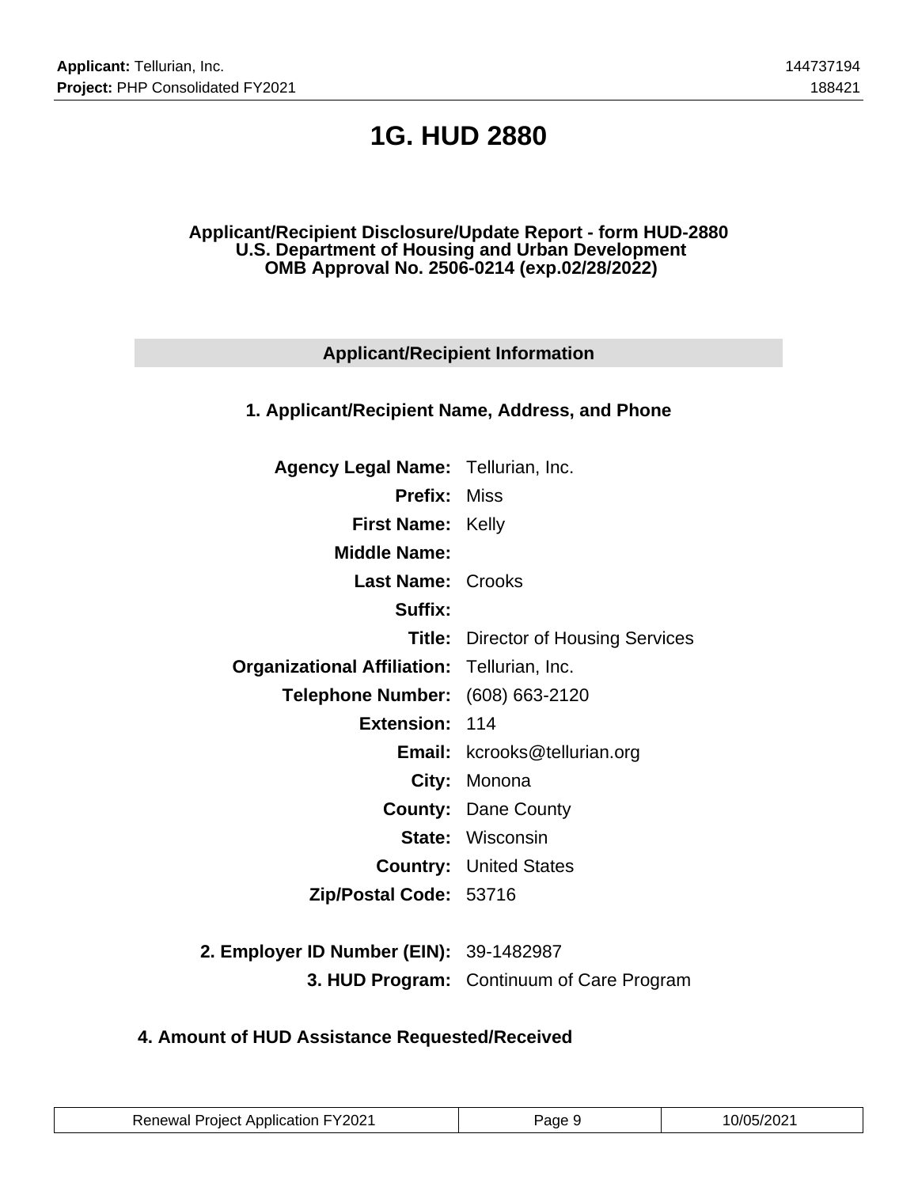# 1G. HUD 2880

**Applicant/Recipient Disclosure/Update Report - form HUD-2880**
**U.S. Department of Housing and Urban Development**
**OMB Approval No. 2506-0214 (exp.02/28/2022)**

## Applicant/Recipient Information

### 1. Applicant/Recipient Name, Address, and Phone

| | |
|---|---|
| **Agency Legal Name:** | Tellurian, Inc. |
| **Prefix:** | Miss |
| **First Name:** | Kelly |
| **Middle Name:** | |
| **Last Name:** | Crooks |
| **Suffix:** | |
| **Title:** | Director of Housing Services |
| **Organizational Affiliation:** | Tellurian, Inc. |
| **Telephone Number:** | (608) 663-2120 |
| **Extension:** | 114 |
| **Email:** | kcrooks@tellurian.org |
| **City:** | Monona |
| **County:** | Dane County |
| **State:** | Wisconsin |
| **Country:** | United States |
| **Zip/Postal Code:** | 53716 |

**2. Employer ID Number (EIN):** 39-1482987

**3. HUD Program:** Continuum of Care Program

### 4. Amount of HUD Assistance Requested/Received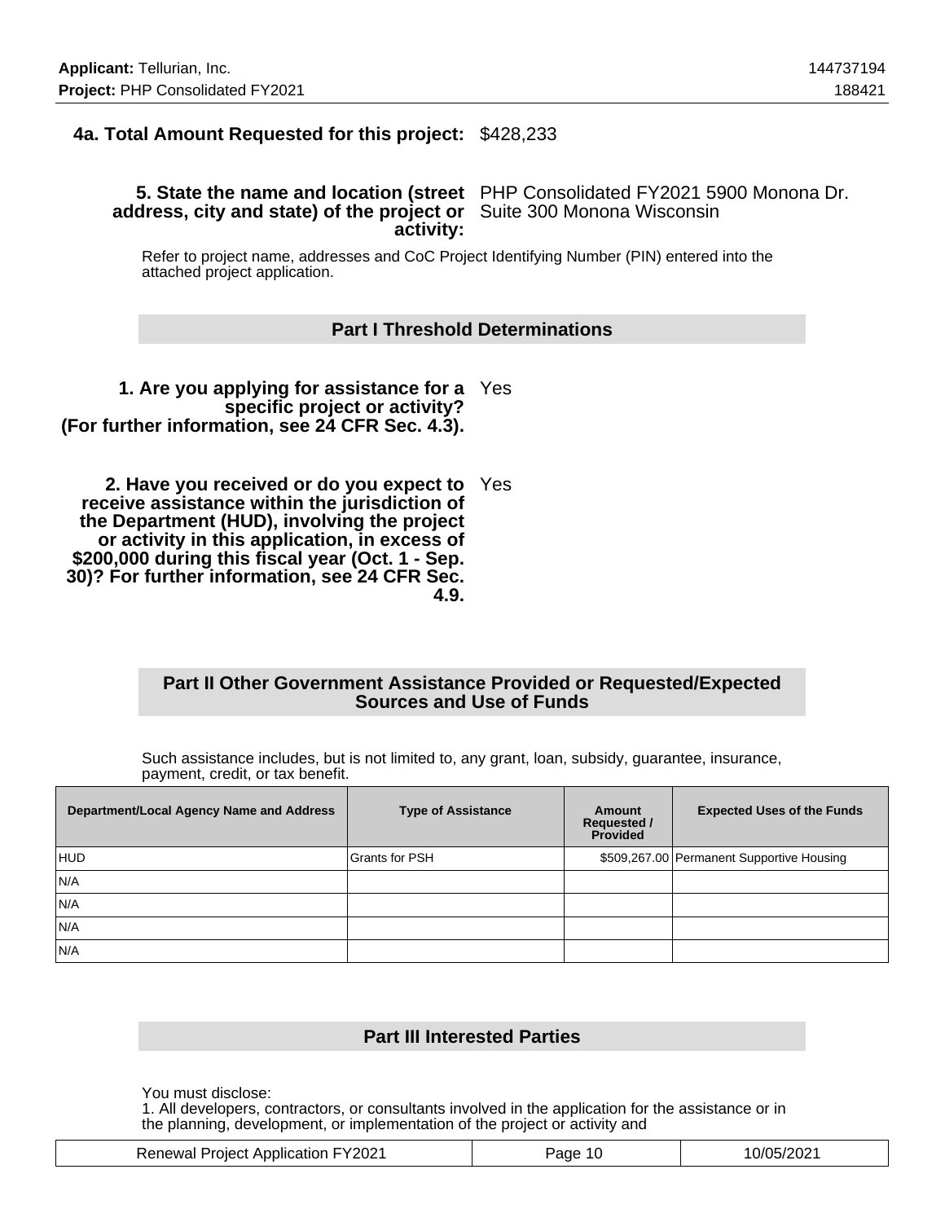**4a. Total Amount Requested for this project:** $428,233

**5. State the name and location (street address, city and state) of the project or activity:** PHP Consolidated FY2021 5900 Monona Dr. Suite 300 Monona Wisconsin

Refer to project name, addresses and CoC Project Identifying Number (PIN) entered into the attached project application.

## Part I Threshold Determinations

**1. Are you applying for assistance for a specific project or activity? (For further information, see 24 CFR Sec. 4.3).** Yes

**2. Have you received or do you expect to receive assistance within the jurisdiction of the Department (HUD), involving the project or activity in this application, in excess of $200,000 during this fiscal year (Oct. 1 - Sep. 30)? For further information, see 24 CFR Sec. 4.9.** Yes

## Part II Other Government Assistance Provided or Requested/Expected Sources and Use of Funds

Such assistance includes, but is not limited to, any grant, loan, subsidy, guarantee, insurance, payment, credit, or tax benefit.

| Department/Local Agency Name and Address | Type of Assistance | Amount Requested / Provided | Expected Uses of the Funds |
|---|---|---|---|
| HUD | Grants for PSH | $509,267.00 | Permanent Supportive Housing |
| N/A | | | |
| N/A | | | |
| N/A | | | |
| N/A | | | |

## Part III Interested Parties

You must disclose:
1. All developers, contractors, or consultants involved in the application for the assistance or in the planning, development, or implementation of the project or activity and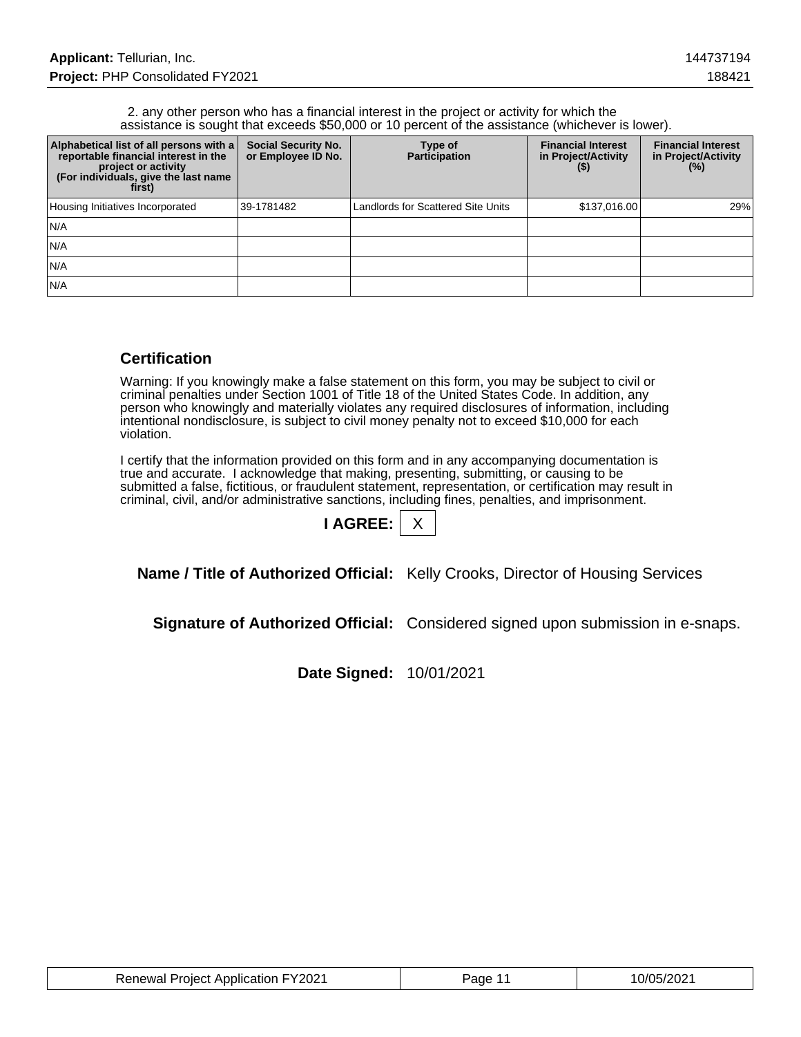2. any other person who has a financial interest in the project or activity for which the assistance is sought that exceeds $50,000 or 10 percent of the assistance (whichever is lower).

| Alphabetical list of all persons with a reportable financial interest in the project or activity (For individuals, give the last name first) | Social Security No. or Employee ID No. | Type of Participation | Financial Interest in Project/Activity ($) | Financial Interest in Project/Activity (%) |
|---|---|---|---|---|
| Housing Initiatives Incorporated | 39-1781482 | Landlords for Scattered Site Units | $137,016.00 | 29% |
| N/A | | | | |
| N/A | | | | |
| N/A | | | | |
| N/A | | | | |

## Certification

Warning: If you knowingly make a false statement on this form, you may be subject to civil or criminal penalties under Section 1001 of Title 18 of the United States Code. In addition, any person who knowingly and materially violates any required disclosures of information, including intentional nondisclosure, is subject to civil money penalty not to exceed $10,000 for each violation.

I certify that the information provided on this form and in any accompanying documentation is true and accurate. I acknowledge that making, presenting, submitting, or causing to be submitted a false, fictitious, or fraudulent statement, representation, or certification may result in criminal, civil, and/or administrative sanctions, including fines, penalties, and imprisonment.

**I AGREE:** X

**Name / Title of Authorized Official:** Kelly Crooks, Director of Housing Services

**Signature of Authorized Official:** Considered signed upon submission in e-snaps.

**Date Signed:** 10/01/2021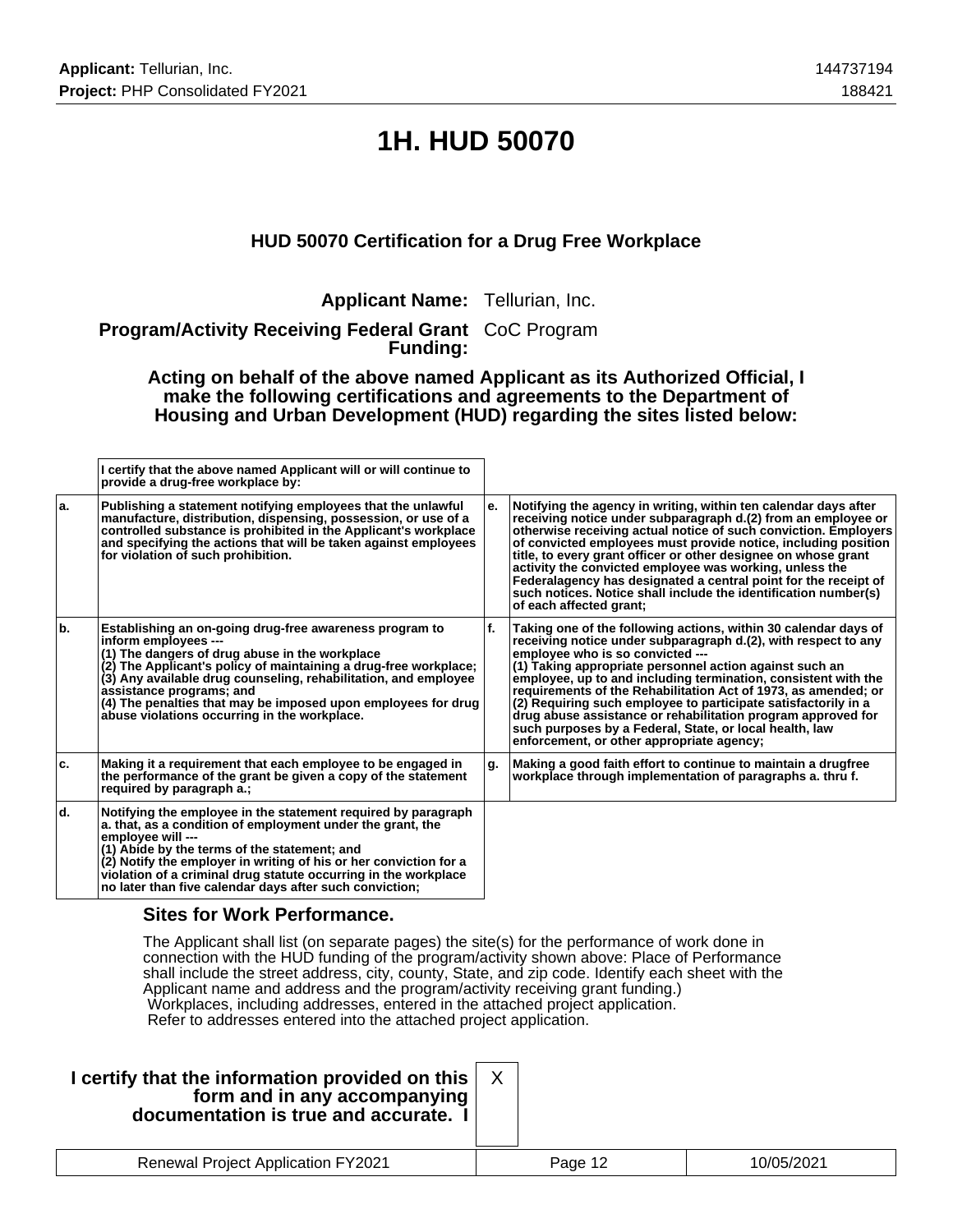# 1H. HUD 50070

### HUD 50070 Certification for a Drug Free Workplace

**Applicant Name:** Tellurian, Inc.

**Program/Activity Receiving Federal Grant Funding:** CoC Program

**Acting on behalf of the above named Applicant as its Authorized Official, I make the following certifications and agreements to the Department of Housing and Urban Development (HUD) regarding the sites listed below:**

| | I certify that the above named Applicant will or will continue to provide a drug-free workplace by: | | |
|---|---|---|---|
| a. | Publishing a statement notifying employees that the unlawful manufacture, distribution, dispensing, possession, or use of a controlled substance is prohibited in the Applicant's workplace and specifying the actions that will be taken against employees for violation of such prohibition. | e. | Notifying the agency in writing, within ten calendar days after receiving notice under subparagraph d.(2) from an employee or otherwise receiving actual notice of such conviction. Employers of convicted employees must provide notice, including position title, to every grant officer or other designee on whose grant activity the convicted employee was working, unless the Federalagency has designated a central point for the receipt of such notices. Notice shall include the identification number(s) of each affected grant; |
| b. | Establishing an on-going drug-free awareness program to inform employees ---<br>(1) The dangers of drug abuse in the workplace<br>(2) The Applicant's policy of maintaining a drug-free workplace;<br>(3) Any available drug counseling, rehabilitation, and employee assistance programs; and<br>(4) The penalties that may be imposed upon employees for drug abuse violations occurring in the workplace. | f. | Taking one of the following actions, within 30 calendar days of receiving notice under subparagraph d.(2), with respect to any employee who is so convicted ---<br>(1) Taking appropriate personnel action against such an employee, up to and including termination, consistent with the requirements of the Rehabilitation Act of 1973, as amended; or<br>(2) Requiring such employee to participate satisfactorily in a drug abuse assistance or rehabilitation program approved for such purposes by a Federal, State, or local health, law enforcement, or other appropriate agency; |
| c. | Making it a requirement that each employee to be engaged in the performance of the grant be given a copy of the statement required by paragraph a.; | g. | Making a good faith effort to continue to maintain a drugfree workplace through implementation of paragraphs a. thru f. |
| d. | Notifying the employee in the statement required by paragraph a. that, as a condition of employment under the grant, the employee will ---<br>(1) Abide by the terms of the statement; and<br>(2) Notify the employer in writing of his or her conviction for a violation of a criminal drug statute occurring in the workplace no later than five calendar days after such conviction; | | |

**Sites for Work Performance.**

The Applicant shall list (on separate pages) the site(s) for the performance of work done in connection with the HUD funding of the program/activity shown above: Place of Performance shall include the street address, city, county, State, and zip code. Identify each sheet with the Applicant name and address and the program/activity receiving grant funding.)
Workplaces, including addresses, entered in the attached project application.
Refer to addresses entered into the attached project application.

| **I certify that the information provided on this form and in any accompanying documentation is true and accurate. I** | X |
|---|---|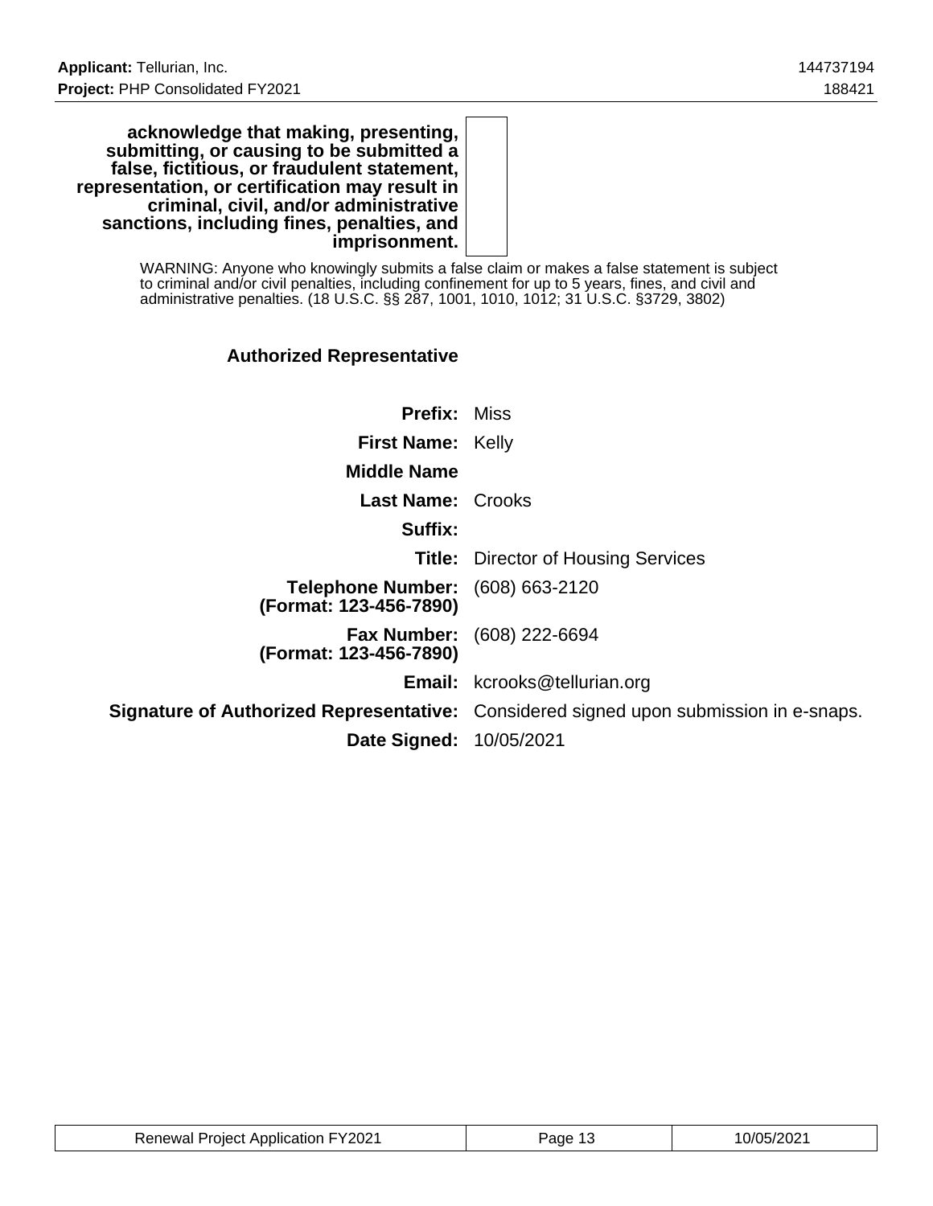**acknowledge that making, presenting, submitting, or causing to be submitted a false, fictitious, or fraudulent statement, representation, or certification may result in criminal, civil, and/or administrative sanctions, including fines, penalties, and imprisonment.**

WARNING: Anyone who knowingly submits a false claim or makes a false statement is subject to criminal and/or civil penalties, including confinement for up to 5 years, fines, and civil and administrative penalties. (18 U.S.C. §§ 287, 1001, 1010, 1012; 31 U.S.C. §3729, 3802)

### Authorized Representative

| | |
|---|---|
| **Prefix:** | Miss |
| **First Name:** | Kelly |
| **Middle Name** | |
| **Last Name:** | Crooks |
| **Suffix:** | |
| **Title:** | Director of Housing Services |
| **Telephone Number: (Format: 123-456-7890)** | (608) 663-2120 |
| **Fax Number: (Format: 123-456-7890)** | (608) 222-6694 |
| **Email:** | kcrooks@tellurian.org |
| **Signature of Authorized Representative:** | Considered signed upon submission in e-snaps. |
| **Date Signed:** | 10/05/2021 |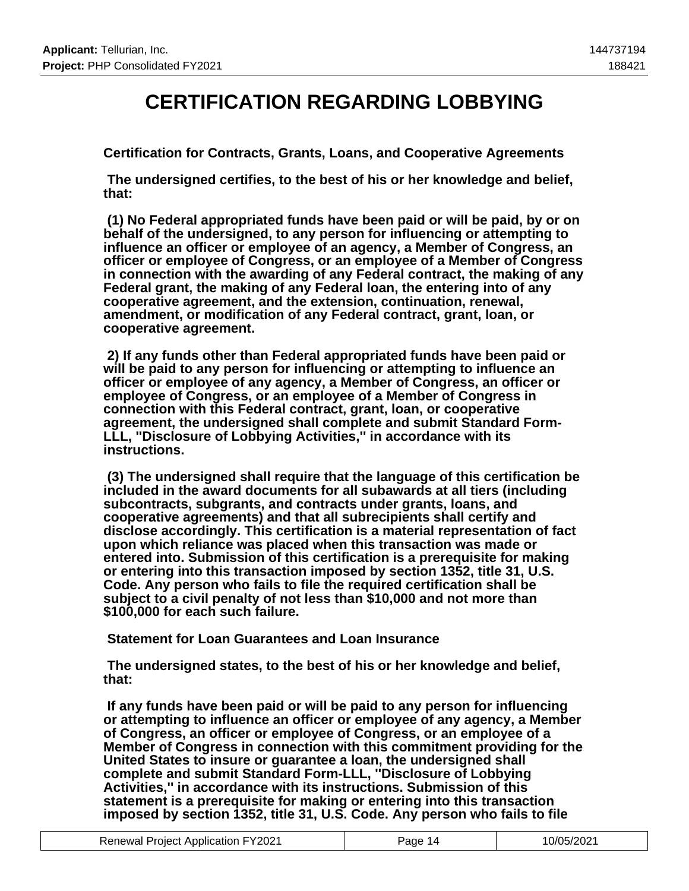# CERTIFICATION REGARDING LOBBYING

**Certification for Contracts, Grants, Loans, and Cooperative Agreements**

**The undersigned certifies, to the best of his or her knowledge and belief, that:**

**(1) No Federal appropriated funds have been paid or will be paid, by or on behalf of the undersigned, to any person for influencing or attempting to influence an officer or employee of an agency, a Member of Congress, an officer or employee of Congress, or an employee of a Member of Congress in connection with the awarding of any Federal contract, the making of any Federal grant, the making of any Federal loan, the entering into of any cooperative agreement, and the extension, continuation, renewal, amendment, or modification of any Federal contract, grant, loan, or cooperative agreement.**

**2) If any funds other than Federal appropriated funds have been paid or will be paid to any person for influencing or attempting to influence an officer or employee of any agency, a Member of Congress, an officer or employee of Congress, or an employee of a Member of Congress in connection with this Federal contract, grant, loan, or cooperative agreement, the undersigned shall complete and submit Standard Form-LLL, "Disclosure of Lobbying Activities," in accordance with its instructions.**

**(3) The undersigned shall require that the language of this certification be included in the award documents for all subawards at all tiers (including subcontracts, subgrants, and contracts under grants, loans, and cooperative agreements) and that all subrecipients shall certify and disclose accordingly. This certification is a material representation of fact upon which reliance was placed when this transaction was made or entered into. Submission of this certification is a prerequisite for making or entering into this transaction imposed by section 1352, title 31, U.S. Code. Any person who fails to file the required certification shall be subject to a civil penalty of not less than $10,000 and not more than $100,000 for each such failure.**

**Statement for Loan Guarantees and Loan Insurance**

**The undersigned states, to the best of his or her knowledge and belief, that:**

**If any funds have been paid or will be paid to any person for influencing or attempting to influence an officer or employee of any agency, a Member of Congress, an officer or employee of Congress, or an employee of a Member of Congress in connection with this commitment providing for the United States to insure or guarantee a loan, the undersigned shall complete and submit Standard Form-LLL, "Disclosure of Lobbying Activities," in accordance with its instructions. Submission of this statement is a prerequisite for making or entering into this transaction imposed by section 1352, title 31, U.S. Code. Any person who fails to file**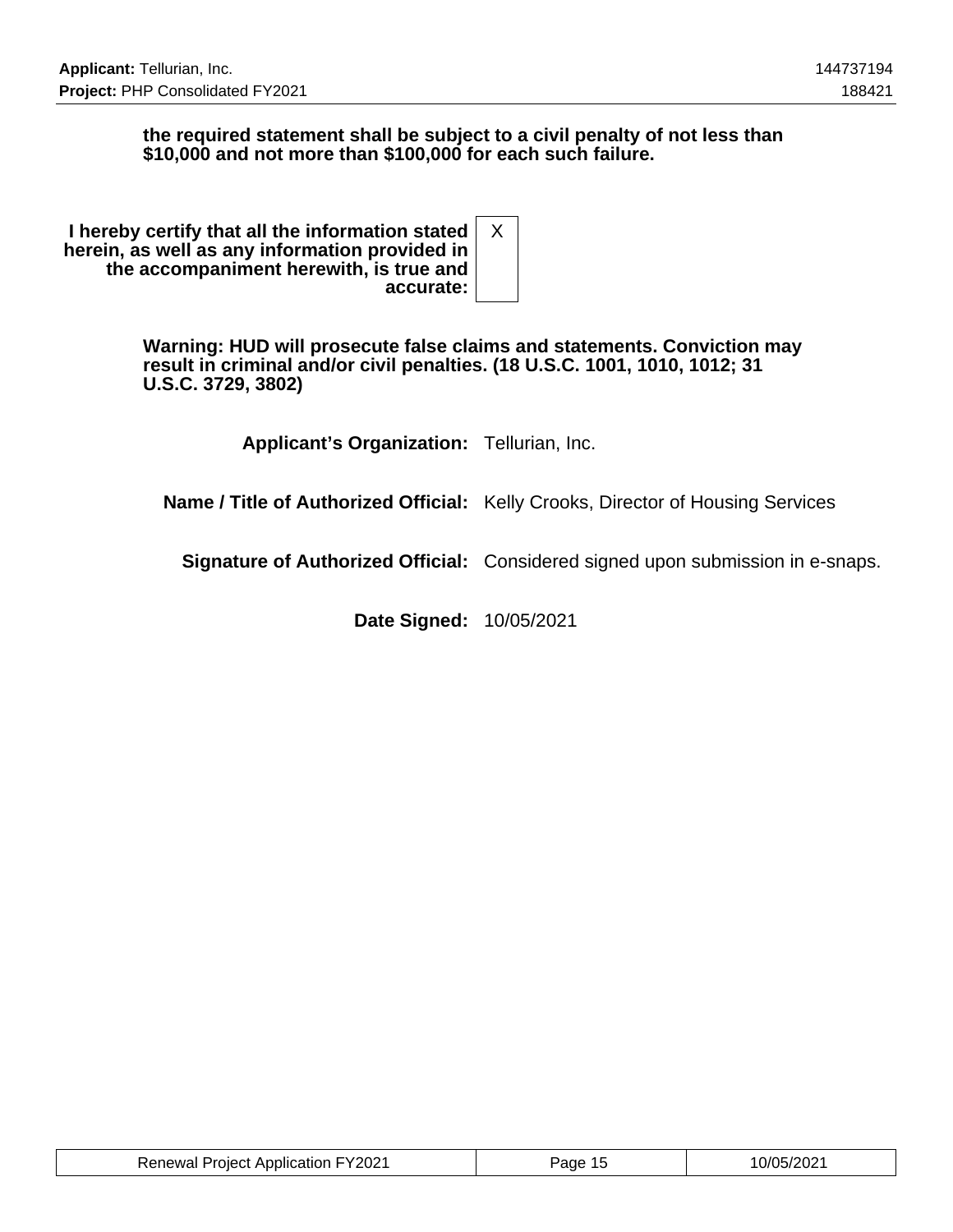**the required statement shall be subject to a civil penalty of not less than $10,000 and not more than $100,000 for each such failure.**

| | |
|---|---|
| **I hereby certify that all the information stated herein, as well as any information provided in the accompaniment herewith, is true and accurate:** | X |

**Warning: HUD will prosecute false claims and statements. Conviction may result in criminal and/or civil penalties. (18 U.S.C. 1001, 1010, 1012; 31 U.S.C. 3729, 3802)**

| | |
|---|---|
| **Applicant's Organization:** | Tellurian, Inc. |
| **Name / Title of Authorized Official:** | Kelly Crooks, Director of Housing Services |
| **Signature of Authorized Official:** | Considered signed upon submission in e-snaps. |
| **Date Signed:** | 10/05/2021 |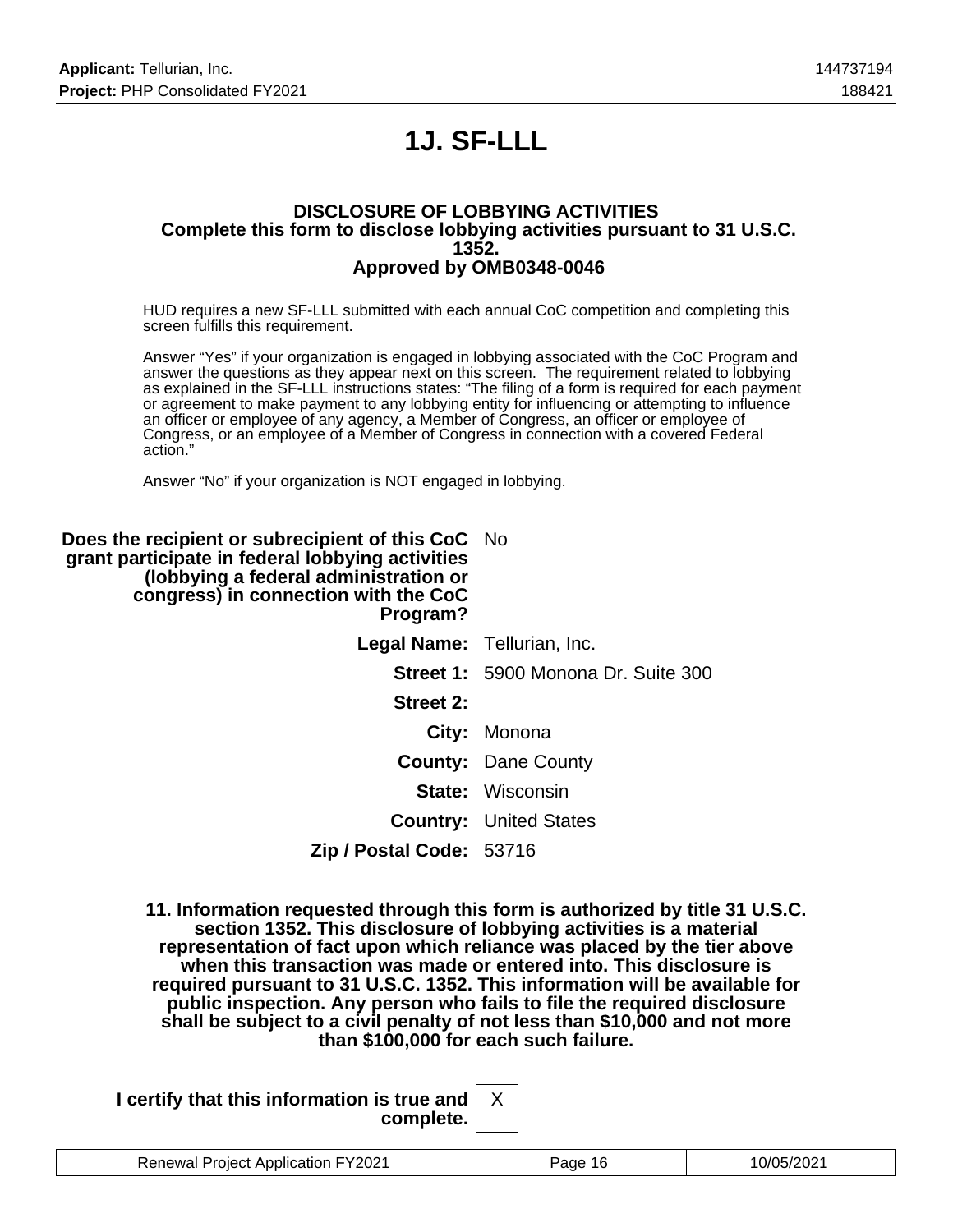# 1J. SF-LLL

### DISCLOSURE OF LOBBYING ACTIVITIES
### Complete this form to disclose lobbying activities pursuant to 31 U.S.C. 1352.
### Approved by OMB0348-0046

HUD requires a new SF-LLL submitted with each annual CoC competition and completing this screen fulfills this requirement.

Answer “Yes” if your organization is engaged in lobbying associated with the CoC Program and answer the questions as they appear next on this screen. The requirement related to lobbying as explained in the SF-LLL instructions states: “The filing of a form is required for each payment or agreement to make payment to any lobbying entity for influencing or attempting to influence an officer or employee of any agency, a Member of Congress, an officer or employee of Congress, or an employee of a Member of Congress in connection with a covered Federal action.”

Answer “No” if your organization is NOT engaged in lobbying.

| | |
|---|---|
| **Does the recipient or subrecipient of this CoC grant participate in federal lobbying activities (lobbying a federal administration or congress) in connection with the CoC Program?** | No |
| **Legal Name:** | Tellurian, Inc. |
| **Street 1:** | 5900 Monona Dr. Suite 300 |
| **Street 2:** | |
| **City:** | Monona |
| **County:** | Dane County |
| **State:** | Wisconsin |
| **Country:** | United States |
| **Zip / Postal Code:** | 53716 |

**11. Information requested through this form is authorized by title 31 U.S.C. section 1352. This disclosure of lobbying activities is a material representation of fact upon which reliance was placed by the tier above when this transaction was made or entered into. This disclosure is required pursuant to 31 U.S.C. 1352. This information will be available for public inspection. Any person who fails to file the required disclosure shall be subject to a civil penalty of not less than $10,000 and not more than $100,000 for each such failure.**

| | |
|---|---|
| **I certify that this information is true and complete.** | X |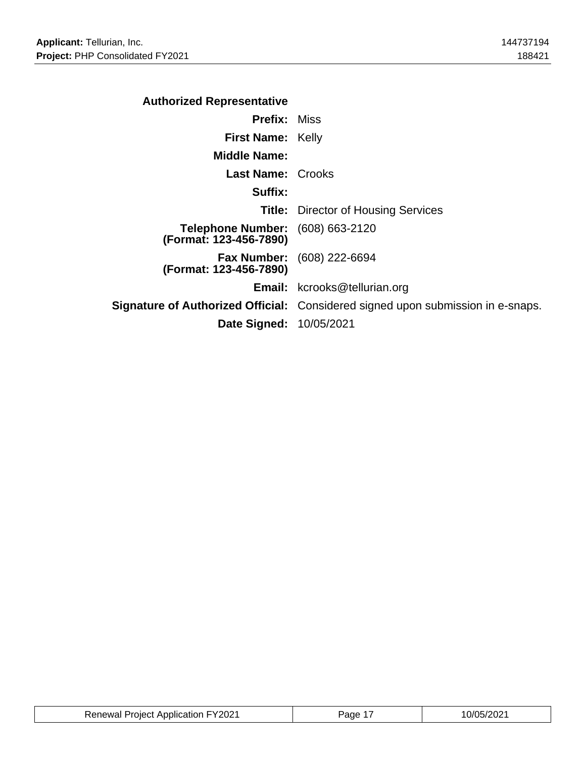### Authorized Representative

| | |
|---|---|
| **Prefix:** | Miss |
| **First Name:** | Kelly |
| **Middle Name:** | |
| **Last Name:** | Crooks |
| **Suffix:** | |
| **Title:** | Director of Housing Services |
| **Telephone Number: (Format: 123-456-7890)** | (608) 663-2120 |
| **Fax Number: (Format: 123-456-7890)** | (608) 222-6694 |
| **Email:** | kcrooks@tellurian.org |
| **Signature of Authorized Official:** | Considered signed upon submission in e-snaps. |
| **Date Signed:** | 10/05/2021 |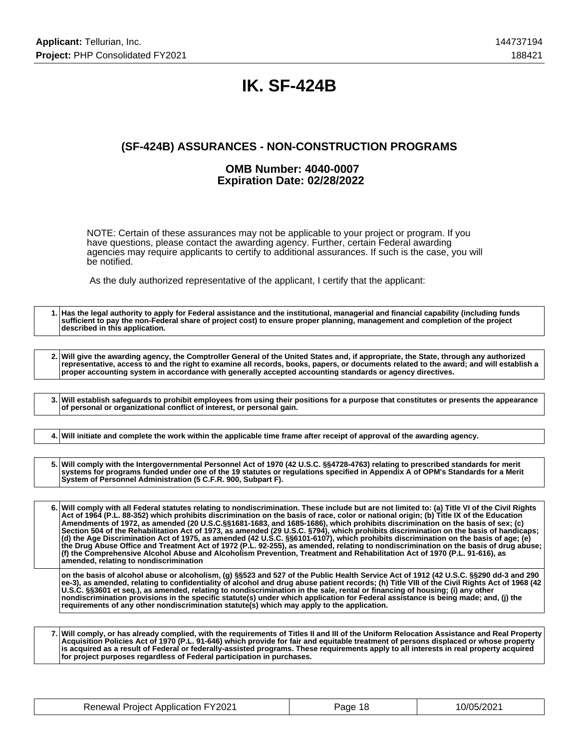# IK. SF-424B

## (SF-424B) ASSURANCES - NON-CONSTRUCTION PROGRAMS

### OMB Number: 4040-0007
### Expiration Date: 02/28/2022

NOTE: Certain of these assurances may not be applicable to your project or program. If you have questions, please contact the awarding agency. Further, certain Federal awarding agencies may require applicants to certify to additional assurances. If such is the case, you will be notified.

As the duly authorized representative of the applicant, I certify that the applicant:

| | |
|---|---|
| 1. | **Has the legal authority to apply for Federal assistance and the institutional, managerial and financial capability (including funds sufficient to pay the non-Federal share of project cost) to ensure proper planning, management and completion of the project described in this application.** |

| | |
|---|---|
| 2. | **Will give the awarding agency, the Comptroller General of the United States and, if appropriate, the State, through any authorized representative, access to and the right to examine all records, books, papers, or documents related to the award; and will establish a proper accounting system in accordance with generally accepted accounting standards or agency directives.** |

| | |
|---|---|
| 3. | **Will establish safeguards to prohibit employees from using their positions for a purpose that constitutes or presents the appearance of personal or organizational conflict of interest, or personal gain.** |

| | |
|---|---|
| 4. | **Will initiate and complete the work within the applicable time frame after receipt of approval of the awarding agency.** |

| | |
|---|---|
| 5. | **Will comply with the Intergovernmental Personnel Act of 1970 (42 U.S.C. §§4728-4763) relating to prescribed standards for merit systems for programs funded under one of the 19 statutes or regulations specified in Appendix A of OPM's Standards for a Merit System of Personnel Administration (5 C.F.R. 900, Subpart F).** |

| | |
|---|---|
| 6. | **Will comply with all Federal statutes relating to nondiscrimination. These include but are not limited to: (a) Title VI of the Civil Rights Act of 1964 (P.L. 88-352) which prohibits discrimination on the basis of race, color or national origin; (b) Title IX of the Education Amendments of 1972, as amended (20 U.S.C.§§1681-1683, and 1685-1686), which prohibits discrimination on the basis of sex; (c) Section 504 of the Rehabilitation Act of 1973, as amended (29 U.S.C. §794), which prohibits discrimination on the basis of handicaps; (d) the Age Discrimination Act of 1975, as amended (42 U.S.C. §§6101-6107), which prohibits discrimination on the basis of age; (e) the Drug Abuse Office and Treatment Act of 1972 (P.L. 92-255), as amended, relating to nondiscrimination on the basis of drug abuse; (f) the Comprehensive Alcohol Abuse and Alcoholism Prevention, Treatment and Rehabilitation Act of 1970 (P.L. 91-616), as amended, relating to nondiscrimination** |
| | **on the basis of alcohol abuse or alcoholism, (g) §§523 and 527 of the Public Health Service Act of 1912 (42 U.S.C. §§290 dd-3 and 290 ee-3), as amended, relating to confidentiality of alcohol and drug abuse patient records; (h) Title VIII of the Civil Rights Act of 1968 (42 U.S.C. §§3601 et seq.), as amended, relating to nondiscrimination in the sale, rental or financing of housing; (i) any other nondiscrimination provisions in the specific statute(s) under which application for Federal assistance is being made; and, (j) the requirements of any other nondiscrimination statute(s) which may apply to the application.** |

| | |
|---|---|
| 7. | **Will comply, or has already complied, with the requirements of Titles II and III of the Uniform Relocation Assistance and Real Property Acquisition Policies Act of 1970 (P.L. 91-646) which provide for fair and equitable treatment of persons displaced or whose property is acquired as a result of Federal or federally-assisted programs. These requirements apply to all interests in real property acquired for project purposes regardless of Federal participation in purchases.** |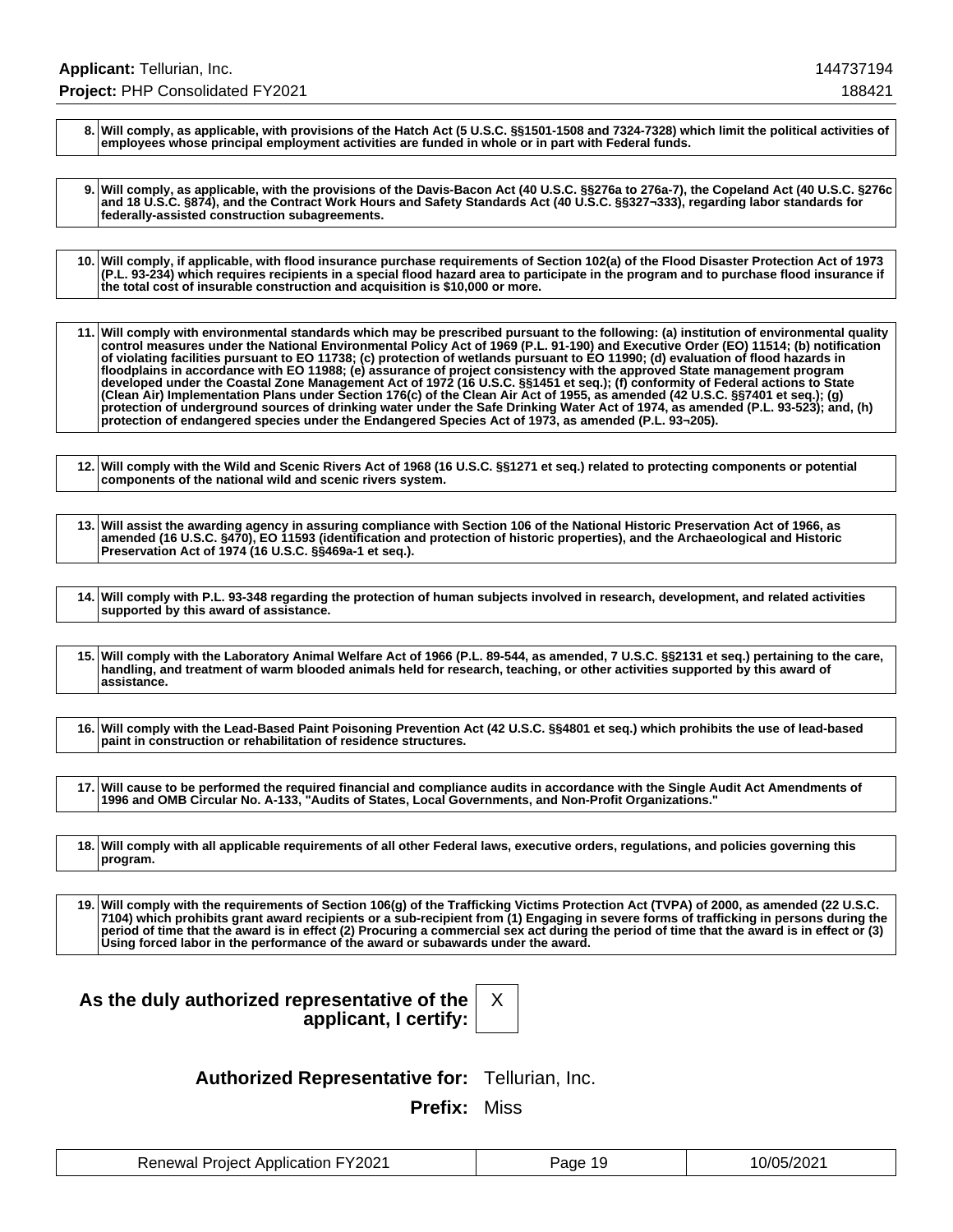| | |
|---|---|
| 8. | **Will comply, as applicable, with provisions of the Hatch Act (5 U.S.C. §§1501-1508 and 7324-7328) which limit the political activities of employees whose principal employment activities are funded in whole or in part with Federal funds.** |

| | |
|---|---|
| 9. | **Will comply, as applicable, with the provisions of the Davis-Bacon Act (40 U.S.C. §§276a to 276a-7), the Copeland Act (40 U.S.C. §276c and 18 U.S.C. §874), and the Contract Work Hours and Safety Standards Act (40 U.S.C. §§327¬333), regarding labor standards for federally-assisted construction subagreements.** |

| | |
|---|---|
| 10. | **Will comply, if applicable, with flood insurance purchase requirements of Section 102(a) of the Flood Disaster Protection Act of 1973 (P.L. 93-234) which requires recipients in a special flood hazard area to participate in the program and to purchase flood insurance if the total cost of insurable construction and acquisition is $10,000 or more.** |

| | |
|---|---|
| 11. | **Will comply with environmental standards which may be prescribed pursuant to the following: (a) institution of environmental quality control measures under the National Environmental Policy Act of 1969 (P.L. 91-190) and Executive Order (EO) 11514; (b) notification of violating facilities pursuant to EO 11738; (c) protection of wetlands pursuant to EO 11990; (d) evaluation of flood hazards in floodplains in accordance with EO 11988; (e) assurance of project consistency with the approved State management program developed under the Coastal Zone Management Act of 1972 (16 U.S.C. §§1451 et seq.); (f) conformity of Federal actions to State (Clean Air) Implementation Plans under Section 176(c) of the Clean Air Act of 1955, as amended (42 U.S.C. §§7401 et seq.); (g) protection of underground sources of drinking water under the Safe Drinking Water Act of 1974, as amended (P.L. 93-523); and, (h) protection of endangered species under the Endangered Species Act of 1973, as amended (P.L. 93¬205).** |

| | |
|---|---|
| 12. | **Will comply with the Wild and Scenic Rivers Act of 1968 (16 U.S.C. §§1271 et seq.) related to protecting components or potential components of the national wild and scenic rivers system.** |

| | |
|---|---|
| 13. | **Will assist the awarding agency in assuring compliance with Section 106 of the National Historic Preservation Act of 1966, as amended (16 U.S.C. §470), EO 11593 (identification and protection of historic properties), and the Archaeological and Historic Preservation Act of 1974 (16 U.S.C. §§469a-1 et seq.).** |

| | |
|---|---|
| 14. | **Will comply with P.L. 93-348 regarding the protection of human subjects involved in research, development, and related activities supported by this award of assistance.** |

| | |
|---|---|
| 15. | **Will comply with the Laboratory Animal Welfare Act of 1966 (P.L. 89-544, as amended, 7 U.S.C. §§2131 et seq.) pertaining to the care, handling, and treatment of warm blooded animals held for research, teaching, or other activities supported by this award of assistance.** |

| | |
|---|---|
| 16. | **Will comply with the Lead-Based Paint Poisoning Prevention Act (42 U.S.C. §§4801 et seq.) which prohibits the use of lead-based paint in construction or rehabilitation of residence structures.** |

| | |
|---|---|
| 17. | **Will cause to be performed the required financial and compliance audits in accordance with the Single Audit Act Amendments of 1996 and OMB Circular No. A-133, "Audits of States, Local Governments, and Non-Profit Organizations."** |

| | |
|---|---|
| 18. | **Will comply with all applicable requirements of all other Federal laws, executive orders, regulations, and policies governing this program.** |

| | |
|---|---|
| 19. | **Will comply with the requirements of Section 106(g) of the Trafficking Victims Protection Act (TVPA) of 2000, as amended (22 U.S.C. 7104) which prohibits grant award recipients or a sub-recipient from (1) Engaging in severe forms of trafficking in persons during the period of time that the award is in effect (2) Procuring a commercial sex act during the period of time that the award is in effect or (3) Using forced labor in the performance of the award or subawards under the award.** |

**As the duly authorized representative of the applicant, I certify:** X

**Authorized Representative for:** Tellurian, Inc.

**Prefix:** Miss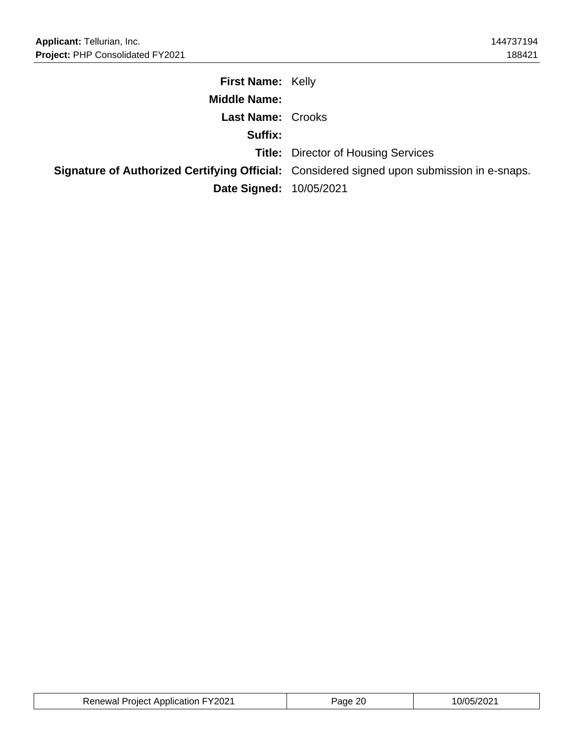| | |
|---|---|
| **First Name:** | Kelly |
| **Middle Name:** | |
| **Last Name:** | Crooks |
| **Suffix:** | |
| **Title:** | Director of Housing Services |
| **Signature of Authorized Certifying Official:** | Considered signed upon submission in e-snaps. |
| **Date Signed:** | 10/05/2021 |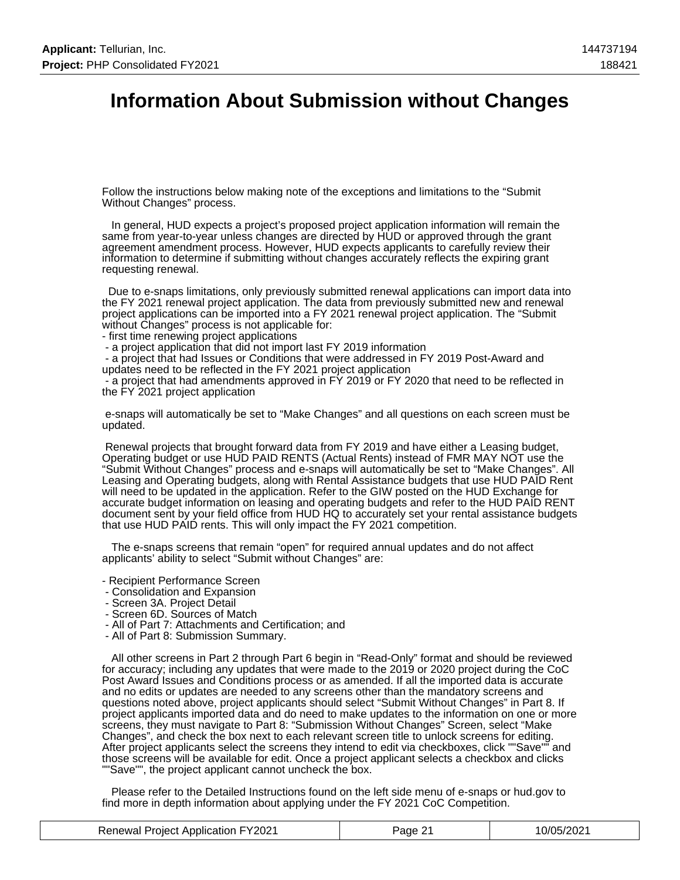# Information About Submission without Changes

Follow the instructions below making note of the exceptions and limitations to the "Submit Without Changes" process.

In general, HUD expects a project's proposed project application information will remain the same from year-to-year unless changes are directed by HUD or approved through the grant agreement amendment process. However, HUD expects applicants to carefully review their information to determine if submitting without changes accurately reflects the expiring grant requesting renewal.

Due to e-snaps limitations, only previously submitted renewal applications can import data into the FY 2021 renewal project application. The data from previously submitted new and renewal project applications can be imported into a FY 2021 renewal project application. The "Submit without Changes" process is not applicable for:

- first time renewing project applications
- a project application that did not import last FY 2019 information
- a project that had Issues or Conditions that were addressed in FY 2019 Post-Award and updates need to be reflected in the FY 2021 project application
- a project that had amendments approved in FY 2019 or FY 2020 that need to be reflected in the FY 2021 project application

e-snaps will automatically be set to "Make Changes" and all questions on each screen must be updated.

Renewal projects that brought forward data from FY 2019 and have either a Leasing budget, Operating budget or use HUD PAID RENTS (Actual Rents) instead of FMR MAY NOT use the "Submit Without Changes" process and e-snaps will automatically be set to "Make Changes". All Leasing and Operating budgets, along with Rental Assistance budgets that use HUD PAID Rent will need to be updated in the application. Refer to the GIW posted on the HUD Exchange for accurate budget information on leasing and operating budgets and refer to the HUD PAID RENT document sent by your field office from HUD HQ to accurately set your rental assistance budgets that use HUD PAID rents. This will only impact the FY 2021 competition.

The e-snaps screens that remain "open" for required annual updates and do not affect applicants' ability to select "Submit without Changes" are:

- Recipient Performance Screen
- Consolidation and Expansion
- Screen 3A. Project Detail
- Screen 6D. Sources of Match
- All of Part 7: Attachments and Certification; and
- All of Part 8: Submission Summary.

All other screens in Part 2 through Part 6 begin in "Read-Only" format and should be reviewed for accuracy; including any updates that were made to the 2019 or 2020 project during the CoC Post Award Issues and Conditions process or as amended. If all the imported data is accurate and no edits or updates are needed to any screens other than the mandatory screens and questions noted above, project applicants should select "Submit Without Changes" in Part 8. If project applicants imported data and do need to make updates to the information on one or more screens, they must navigate to Part 8: "Submission Without Changes" Screen, select "Make Changes", and check the box next to each relevant screen title to unlock screens for editing. After project applicants select the screens they intend to edit via checkboxes, click ""Save"" and those screens will be available for edit. Once a project applicant selects a checkbox and clicks ""Save"", the project applicant cannot uncheck the box.

Please refer to the Detailed Instructions found on the left side menu of e-snaps or hud.gov to find more in depth information about applying under the FY 2021 CoC Competition.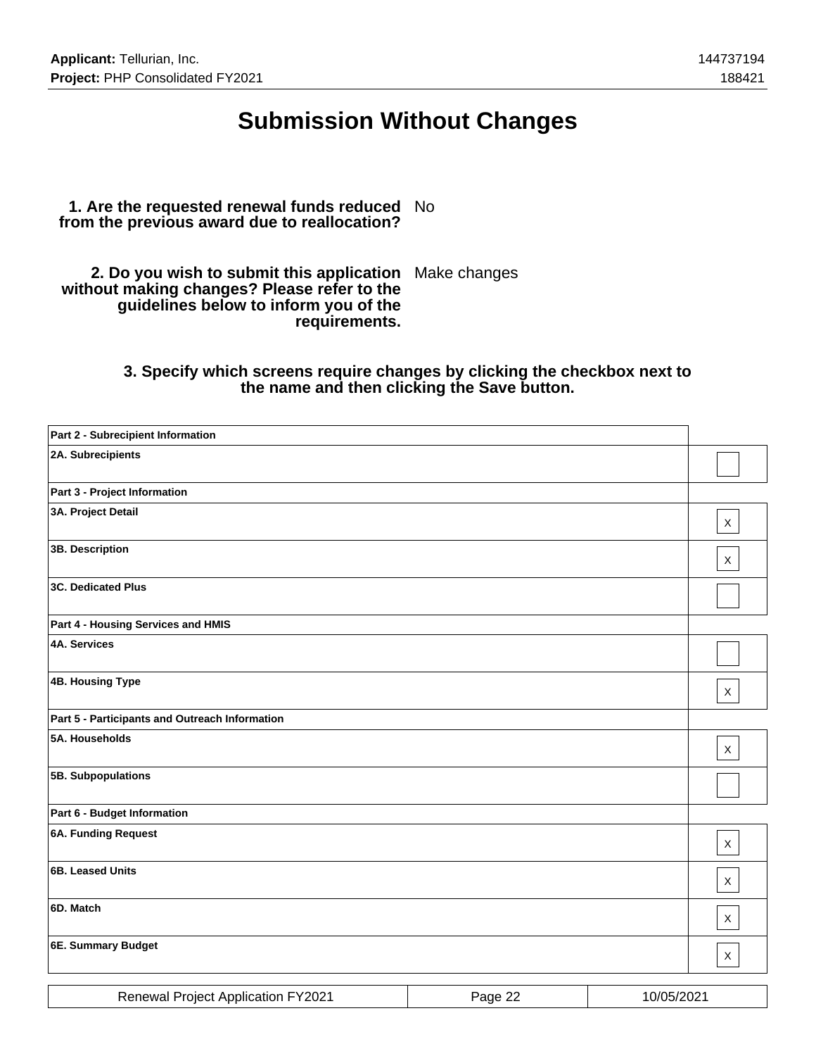# Submission Without Changes

**1. Are the requested renewal funds reduced from the previous award due to reallocation?** No

**2. Do you wish to submit this application without making changes? Please refer to the guidelines below to inform you of the requirements.** Make changes

**3. Specify which screens require changes by clicking the checkbox next to the name and then clicking the Save button.**

| | |
|---|---|
| **Part 2 - Subrecipient Information** | |
| **2A. Subrecipients** | |
| **Part 3 - Project Information** | |
| **3A. Project Detail** | X |
| **3B. Description** | X |
| **3C. Dedicated Plus** | |
| **Part 4 - Housing Services and HMIS** | |
| **4A. Services** | |
| **4B. Housing Type** | X |
| **Part 5 - Participants and Outreach Information** | |
| **5A. Households** | X |
| **5B. Subpopulations** | |
| **Part 6 - Budget Information** | |
| **6A. Funding Request** | X |
| **6B. Leased Units** | X |
| **6D. Match** | X |
| **6E. Summary Budget** | X |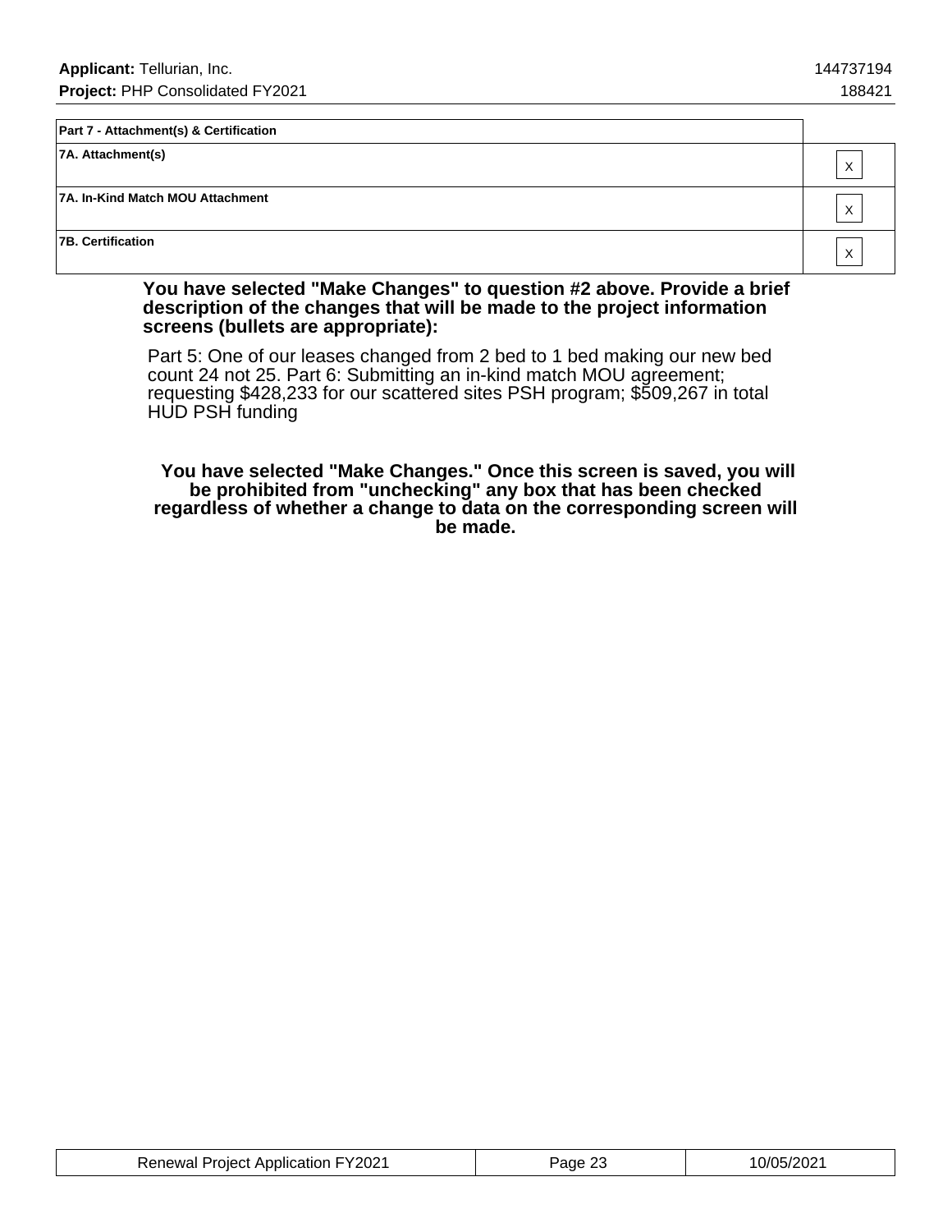| Part 7 - Attachment(s) & Certification | |
|---|---|
| 7A. Attachment(s) | X |
| 7A. In-Kind Match MOU Attachment | X |
| 7B. Certification | X |

**You have selected "Make Changes" to question #2 above. Provide a brief description of the changes that will be made to the project information screens (bullets are appropriate):**

Part 5: One of our leases changed from 2 bed to 1 bed making our new bed count 24 not 25. Part 6: Submitting an in-kind match MOU agreement; requesting $428,233 for our scattered sites PSH program; $509,267 in total HUD PSH funding

**You have selected "Make Changes." Once this screen is saved, you will be prohibited from "unchecking" any box that has been checked regardless of whether a change to data on the corresponding screen will be made.**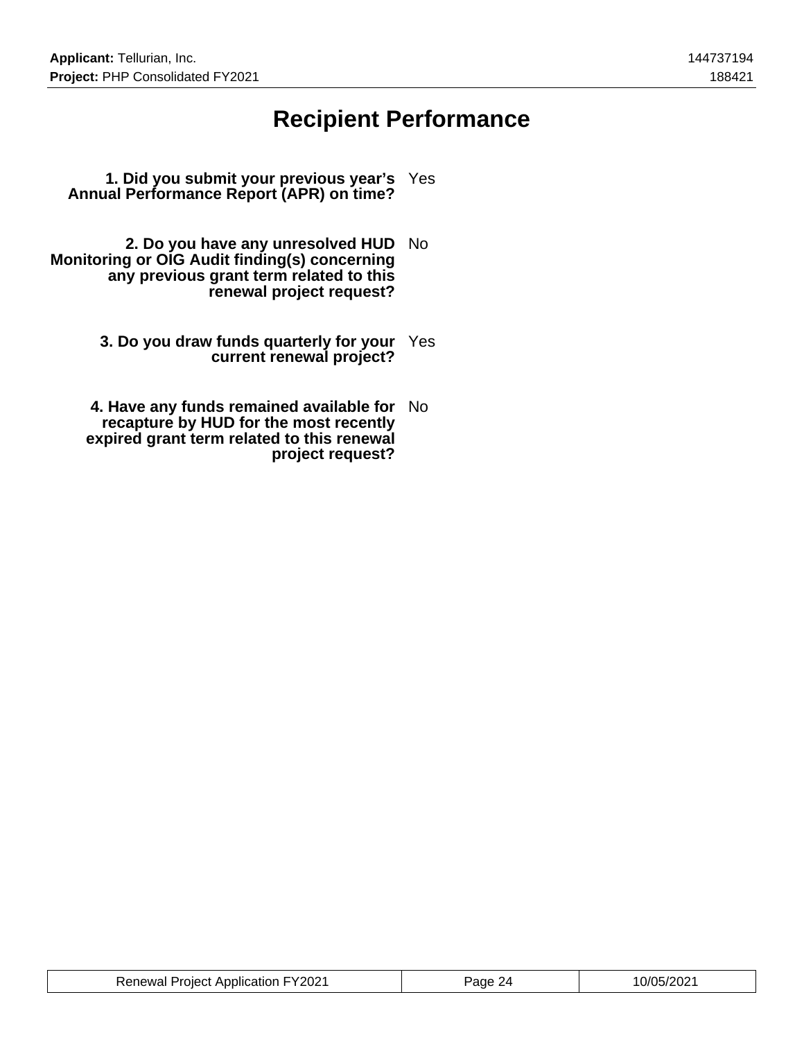# Recipient Performance

**1. Did you submit your previous year's Annual Performance Report (APR) on time?** Yes

**2. Do you have any unresolved HUD Monitoring or OIG Audit finding(s) concerning any previous grant term related to this renewal project request?** No

**3. Do you draw funds quarterly for your current renewal project?** Yes

**4. Have any funds remained available for recapture by HUD for the most recently expired grant term related to this renewal project request?** No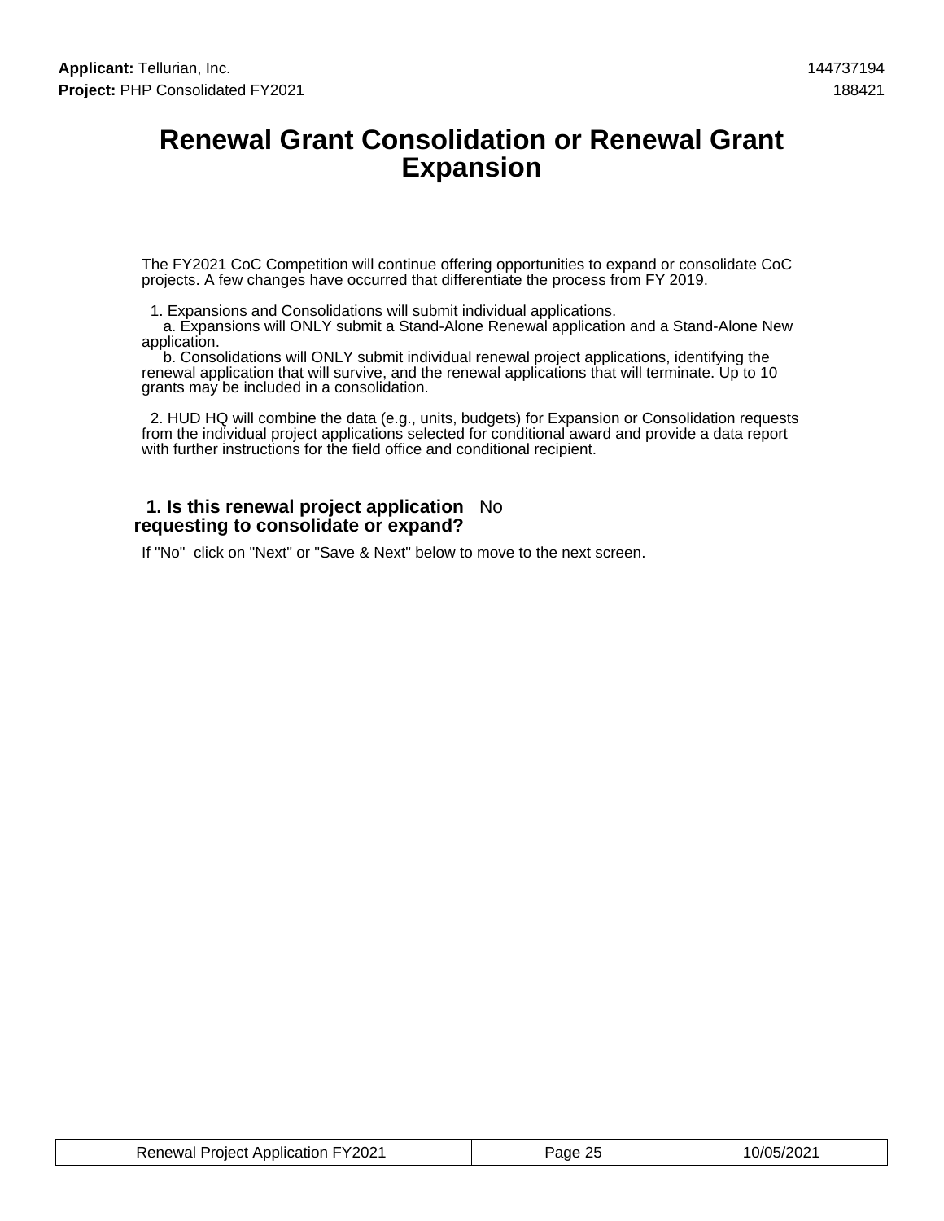# Renewal Grant Consolidation or Renewal Grant Expansion

The FY2021 CoC Competition will continue offering opportunities to expand or consolidate CoC projects. A few changes have occurred that differentiate the process from FY 2019.

1. Expansions and Consolidations will submit individual applications.
   a. Expansions will ONLY submit a Stand-Alone Renewal application and a Stand-Alone New application.
   b. Consolidations will ONLY submit individual renewal project applications, identifying the renewal application that will survive, and the renewal applications that will terminate. Up to 10 grants may be included in a consolidation.

2. HUD HQ will combine the data (e.g., units, budgets) for Expansion or Consolidation requests from the individual project applications selected for conditional award and provide a data report with further instructions for the field office and conditional recipient.

**1. Is this renewal project application requesting to consolidate or expand?** No

If "No" click on "Next" or "Save & Next" below to move to the next screen.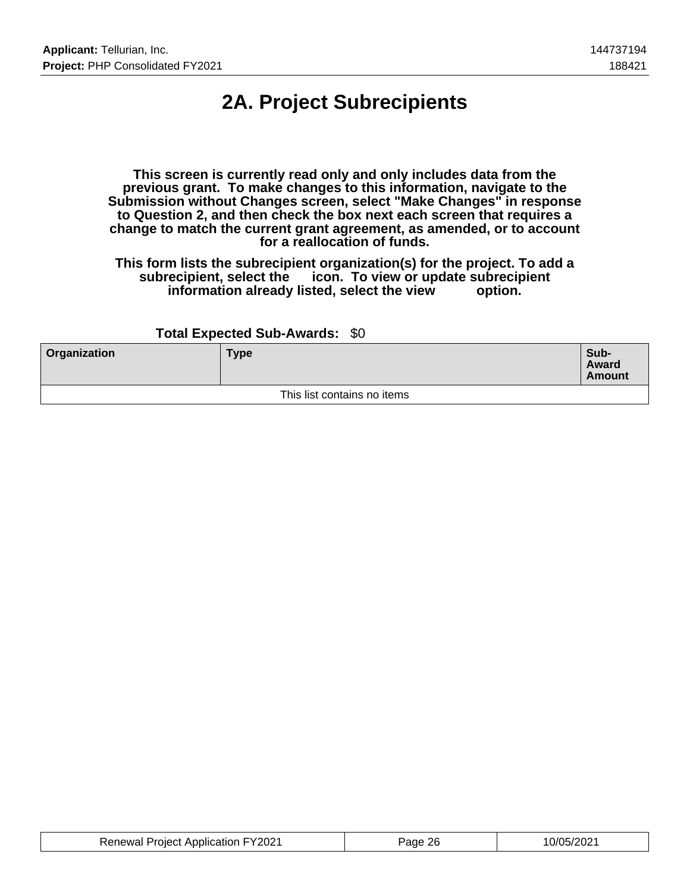# 2A. Project Subrecipients

**This screen is currently read only and only includes data from the previous grant. To make changes to this information, navigate to the Submission without Changes screen, select "Make Changes" in response to Question 2, and then check the box next each screen that requires a change to match the current grant agreement, as amended, or to account for a reallocation of funds.**

**This form lists the subrecipient organization(s) for the project. To add a subrecipient, select the icon. To view or update subrecipient information already listed, select the view option.**

**Total Expected Sub-Awards:** $0

| Organization | Type | Sub-Award Amount |
|---|---|---|
| This list contains no items | | |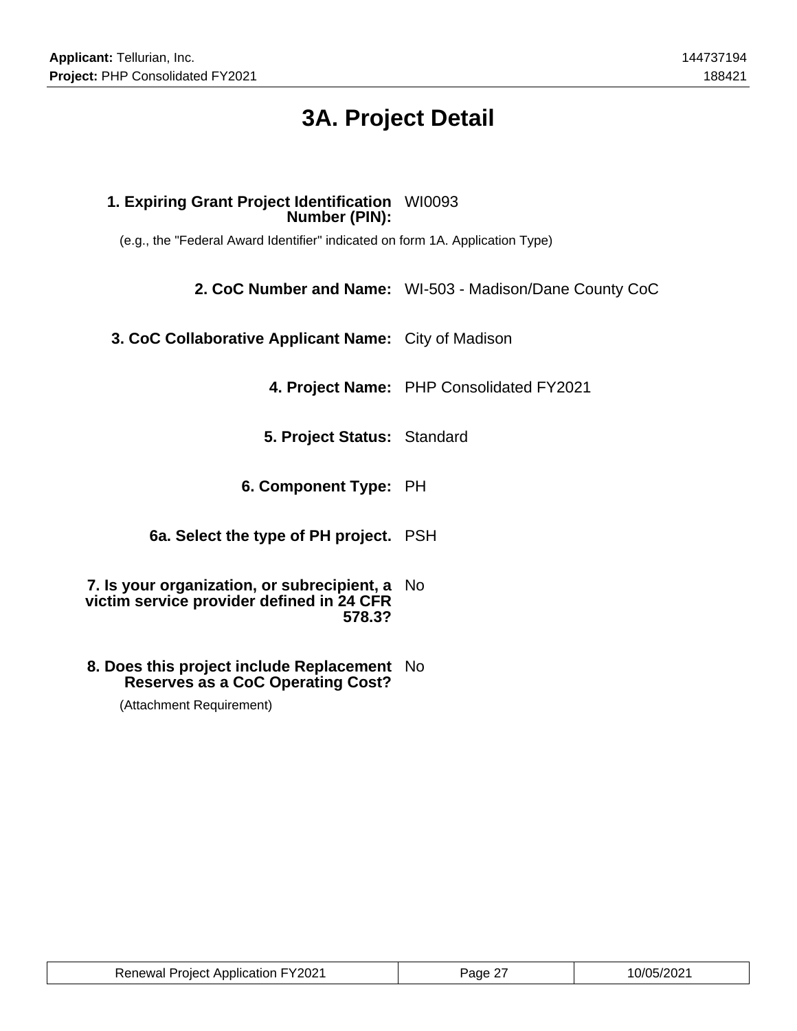# 3A. Project Detail

**1. Expiring Grant Project Identification Number (PIN):** WI0093

(e.g., the "Federal Award Identifier" indicated on form 1A. Application Type)

**2. CoC Number and Name:** WI-503 - Madison/Dane County CoC

**3. CoC Collaborative Applicant Name:** City of Madison

**4. Project Name:** PHP Consolidated FY2021

**5. Project Status:** Standard

**6. Component Type:** PH

**6a. Select the type of PH project.** PSH

**7. Is your organization, or subrecipient, a victim service provider defined in 24 CFR 578.3?** No

**8. Does this project include Replacement Reserves as a CoC Operating Cost?** No

(Attachment Requirement)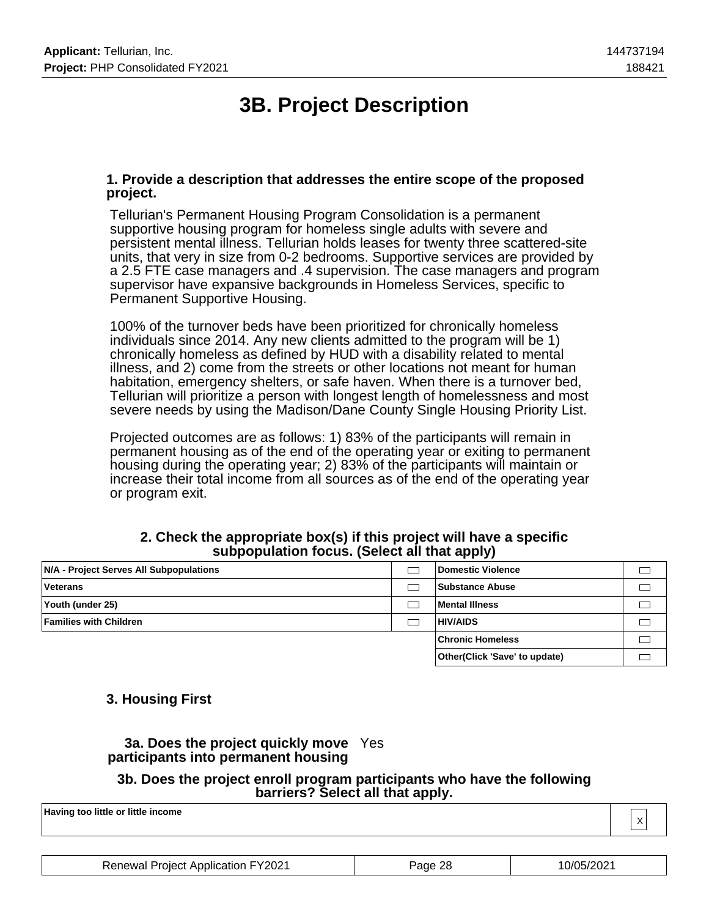# 3B. Project Description

**1. Provide a description that addresses the entire scope of the proposed project.**

Tellurian's Permanent Housing Program Consolidation is a permanent supportive housing program for homeless single adults with severe and persistent mental illness. Tellurian holds leases for twenty three scattered-site units, that very in size from 0-2 bedrooms. Supportive services are provided by a 2.5 FTE case managers and .4 supervision. The case managers and program supervisor have expansive backgrounds in Homeless Services, specific to Permanent Supportive Housing.

100% of the turnover beds have been prioritized for chronically homeless individuals since 2014. Any new clients admitted to the program will be 1) chronically homeless as defined by HUD with a disability related to mental illness, and 2) come from the streets or other locations not meant for human habitation, emergency shelters, or safe haven. When there is a turnover bed, Tellurian will prioritize a person with longest length of homelessness and most severe needs by using the Madison/Dane County Single Housing Priority List.

Projected outcomes are as follows: 1) 83% of the participants will remain in permanent housing as of the end of the operating year or exiting to permanent housing during the operating year; 2) 83% of the participants will maintain or increase their total income from all sources as of the end of the operating year or program exit.

**2. Check the appropriate box(s) if this project will have a specific subpopulation focus. (Select all that apply)**

| | | | |
|---|---|---|---|
| **N/A - Project Serves All Subpopulations** | | **Domestic Violence** | |
| **Veterans** | | **Substance Abuse** | |
| **Youth (under 25)** | | **Mental Illness** | |
| **Families with Children** | | **HIV/AIDS** | |
| | | **Chronic Homeless** | |
| | | **Other(Click 'Save' to update)** | |

**3. Housing First**

**3a. Does the project quickly move participants into permanent housing** Yes

**3b. Does the project enroll program participants who have the following barriers? Select all that apply.**

| | |
|---|---|
| **Having too little or little income** | X |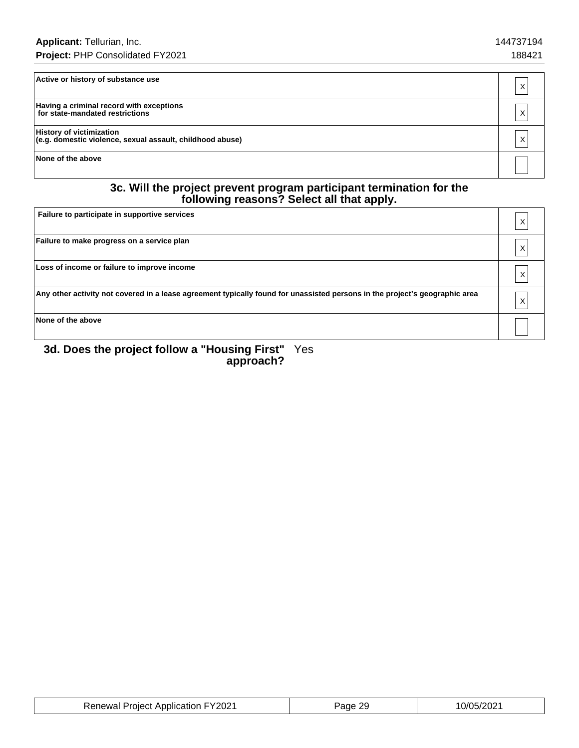| | |
|---|---|
| Active or history of substance use | X |
| Having a criminal record with exceptions for state-mandated restrictions | X |
| History of victimization (e.g. domestic violence, sexual assault, childhood abuse) | X |
| None of the above | |

### 3c. Will the project prevent program participant termination for the following reasons? Select all that apply.

| | |
|---|---|
| Failure to participate in supportive services | X |
| Failure to make progress on a service plan | X |
| Loss of income or failure to improve income | X |
| Any other activity not covered in a lease agreement typically found for unassisted persons in the project's geographic area | X |
| None of the above | |

**3d. Does the project follow a "Housing First" approach?** Yes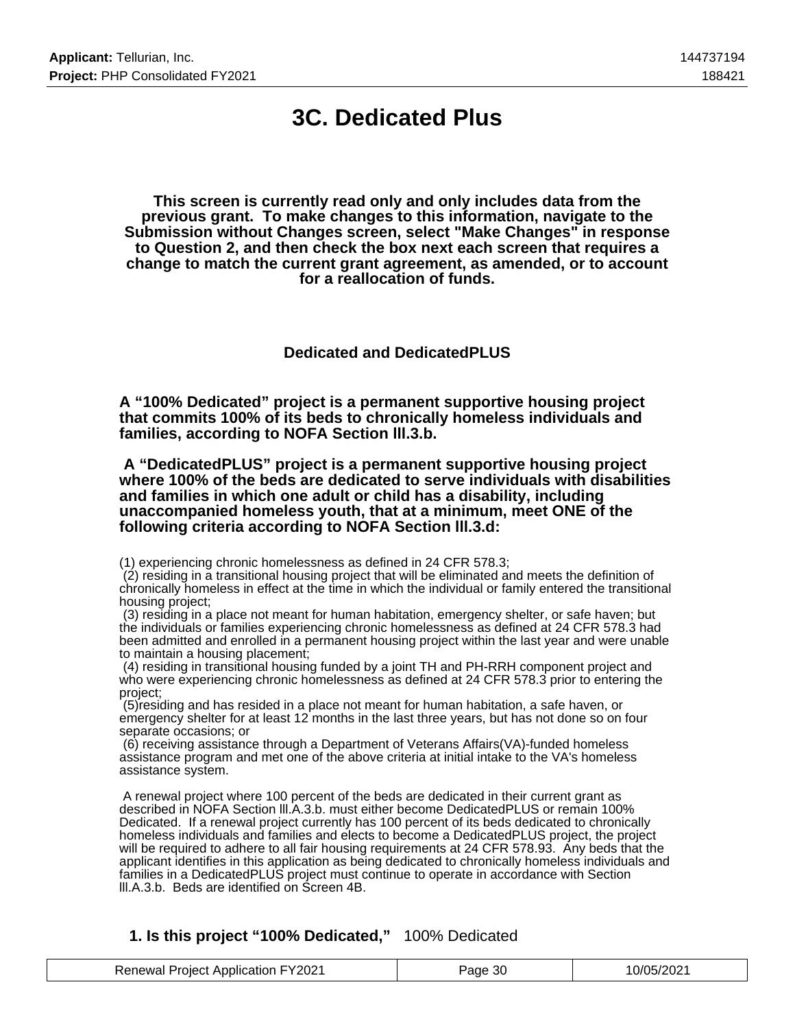# 3C. Dedicated Plus

**This screen is currently read only and only includes data from the previous grant. To make changes to this information, navigate to the Submission without Changes screen, select "Make Changes" in response to Question 2, and then check the box next each screen that requires a change to match the current grant agreement, as amended, or to account for a reallocation of funds.**

### Dedicated and DedicatedPLUS

**A "100% Dedicated" project is a permanent supportive housing project that commits 100% of its beds to chronically homeless individuals and families, according to NOFA Section lll.3.b.**

**A "DedicatedPLUS" project is a permanent supportive housing project where 100% of the beds are dedicated to serve individuals with disabilities and families in which one adult or child has a disability, including unaccompanied homeless youth, that at a minimum, meet ONE of the following criteria according to NOFA Section lll.3.d:**

(1) experiencing chronic homelessness as defined in 24 CFR 578.3;
(2) residing in a transitional housing project that will be eliminated and meets the definition of chronically homeless in effect at the time in which the individual or family entered the transitional housing project;
(3) residing in a place not meant for human habitation, emergency shelter, or safe haven; but the individuals or families experiencing chronic homelessness as defined at 24 CFR 578.3 had been admitted and enrolled in a permanent housing project within the last year and were unable to maintain a housing placement;
(4) residing in transitional housing funded by a joint TH and PH-RRH component project and who were experiencing chronic homelessness as defined at 24 CFR 578.3 prior to entering the project;
(5)residing and has resided in a place not meant for human habitation, a safe haven, or emergency shelter for at least 12 months in the last three years, but has not done so on four separate occasions; or
(6) receiving assistance through a Department of Veterans Affairs(VA)-funded homeless assistance program and met one of the above criteria at initial intake to the VA's homeless assistance system.

A renewal project where 100 percent of the beds are dedicated in their current grant as described in NOFA Section lll.A.3.b. must either become DedicatedPLUS or remain 100% Dedicated. If a renewal project currently has 100 percent of its beds dedicated to chronically homeless individuals and families and elects to become a DedicatedPLUS project, the project will be required to adhere to all fair housing requirements at 24 CFR 578.93. Any beds that the applicant identifies in this application as being dedicated to chronically homeless individuals and families in a DedicatedPLUS project must continue to operate in accordance with Section lll.A.3.b. Beds are identified on Screen 4B.

**1. Is this project "100% Dedicated,"** 100% Dedicated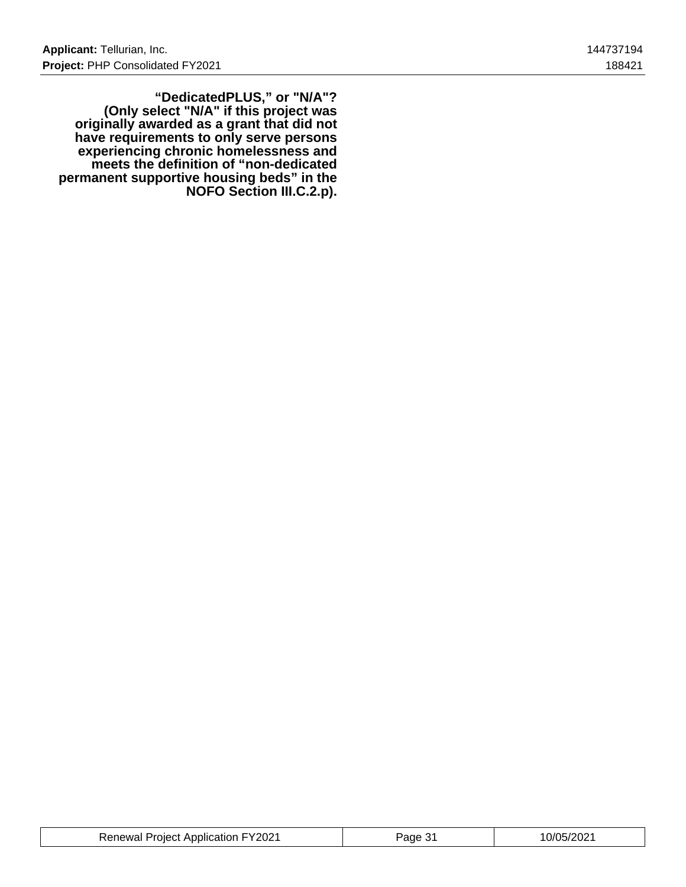**“DedicatedPLUS,” or "N/A"? (Only select "N/A" if this project was originally awarded as a grant that did not have requirements to only serve persons experiencing chronic homelessness and meets the definition of “non-dedicated permanent supportive housing beds” in the NOFO Section III.C.2.p).**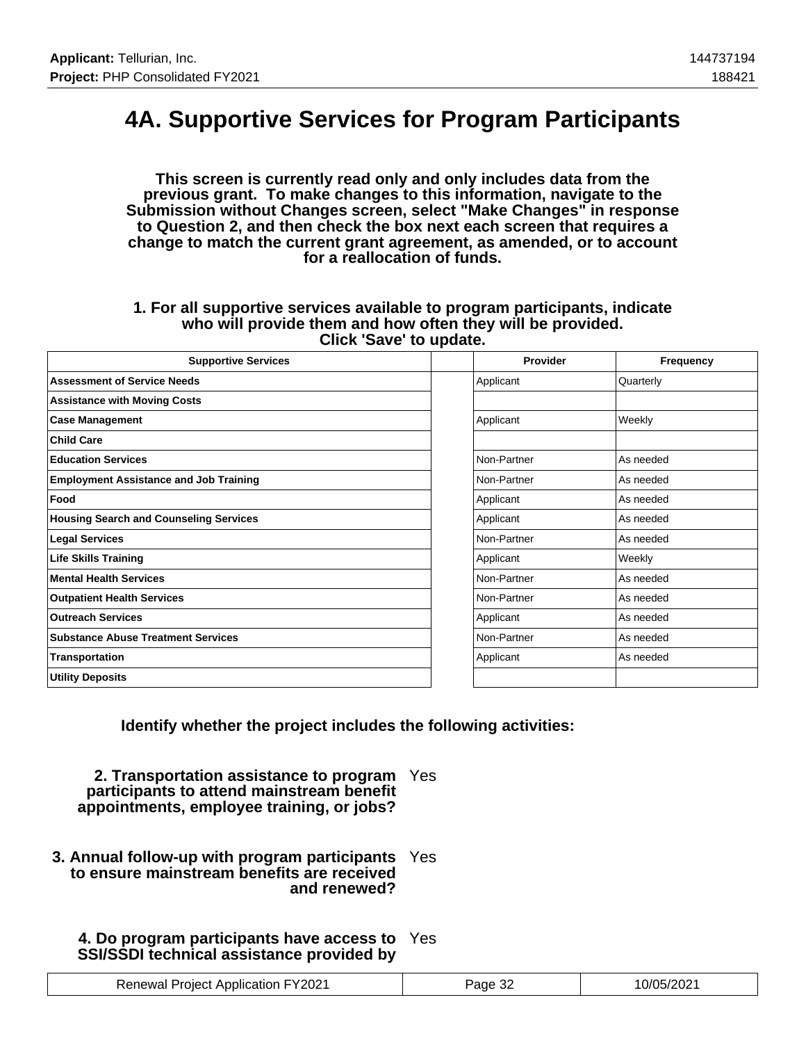# 4A. Supportive Services for Program Participants

**This screen is currently read only and only includes data from the previous grant. To make changes to this information, navigate to the Submission without Changes screen, select "Make Changes" in response to Question 2, and then check the box next each screen that requires a change to match the current grant agreement, as amended, or to account for a reallocation of funds.**

**1. For all supportive services available to program participants, indicate who will provide them and how often they will be provided. Click 'Save' to update.**

| Supportive Services | | Provider | Frequency |
|---|---|---|---|
| **Assessment of Service Needs** | | Applicant | Quarterly |
| **Assistance with Moving Costs** | | | |
| **Case Management** | | Applicant | Weekly |
| **Child Care** | | | |
| **Education Services** | | Non-Partner | As needed |
| **Employment Assistance and Job Training** | | Non-Partner | As needed |
| **Food** | | Applicant | As needed |
| **Housing Search and Counseling Services** | | Applicant | As needed |
| **Legal Services** | | Non-Partner | As needed |
| **Life Skills Training** | | Applicant | Weekly |
| **Mental Health Services** | | Non-Partner | As needed |
| **Outpatient Health Services** | | Non-Partner | As needed |
| **Outreach Services** | | Applicant | As needed |
| **Substance Abuse Treatment Services** | | Non-Partner | As needed |
| **Transportation** | | Applicant | As needed |
| **Utility Deposits** | | | |

**Identify whether the project includes the following activities:**

**2. Transportation assistance to program participants to attend mainstream benefit appointments, employee training, or jobs?** Yes

**3. Annual follow-up with program participants to ensure mainstream benefits are received and renewed?** Yes

**4. Do program participants have access to SSI/SSDI technical assistance provided by** Yes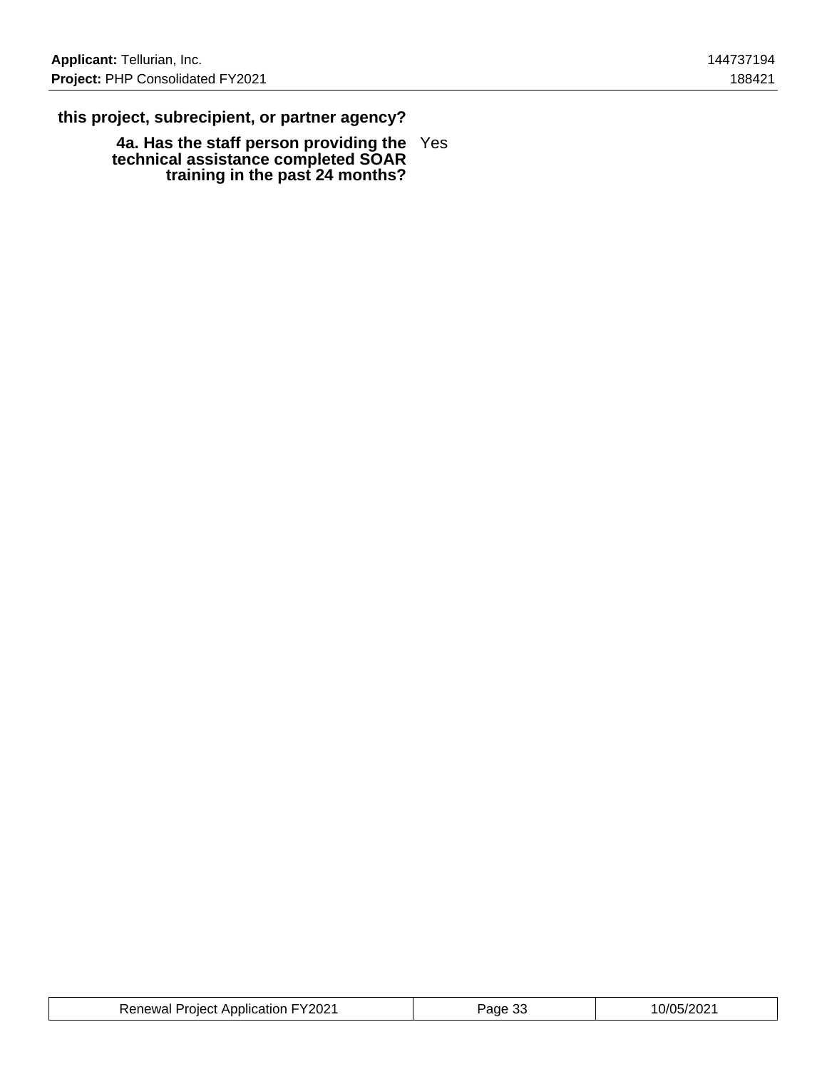**this project, subrecipient, or partner agency?**

| | |
|---|---|
| **4a. Has the staff person providing the technical assistance completed SOAR training in the past 24 months?** | Yes |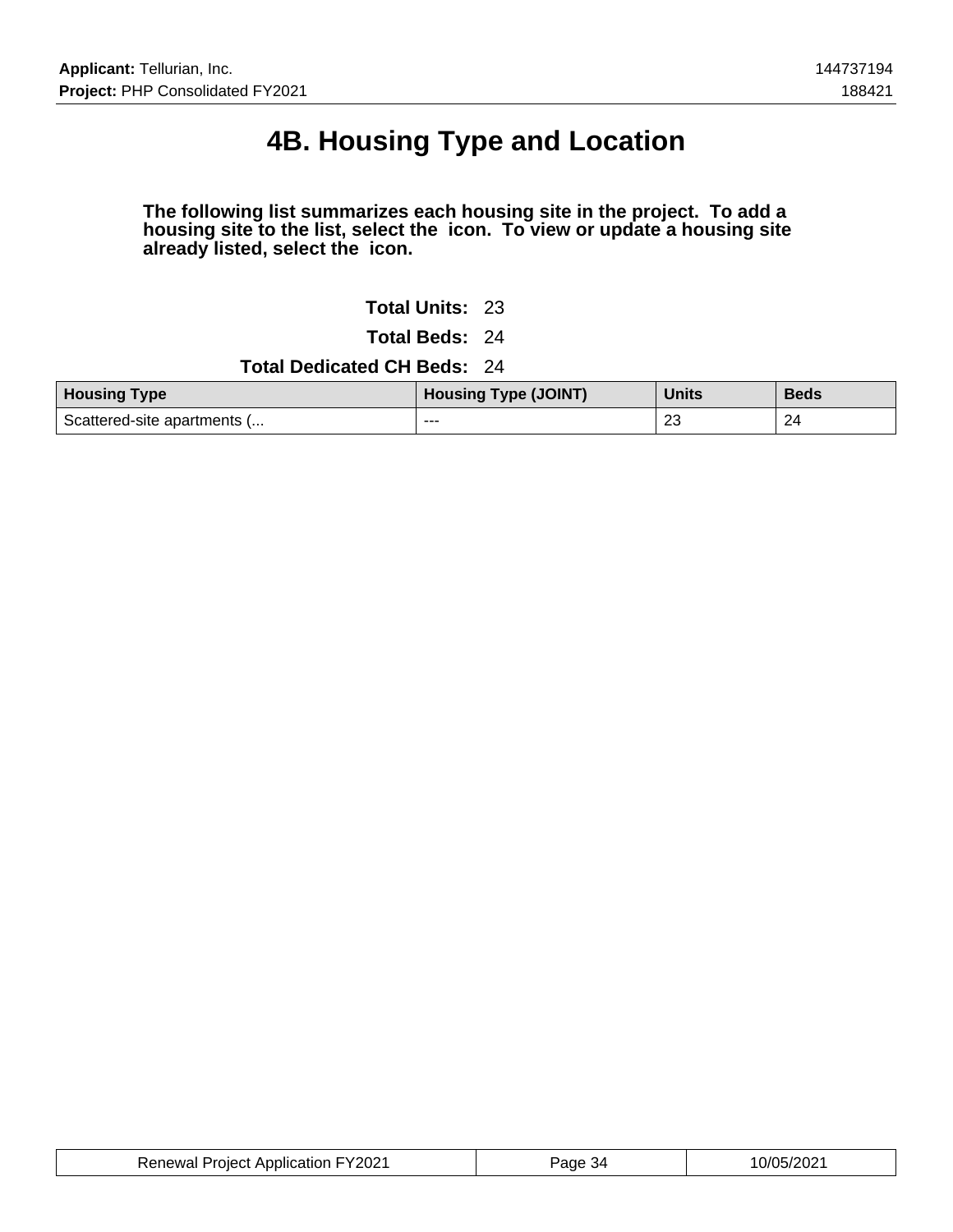# 4B. Housing Type and Location

**The following list summarizes each housing site in the project. To add a housing site to the list, select the icon. To view or update a housing site already listed, select the icon.**

**Total Units:** 23

**Total Beds:** 24

**Total Dedicated CH Beds:** 24

| Housing Type | Housing Type (JOINT) | Units | Beds |
|---|---|---|---|
| Scattered-site apartments (... | --- | 23 | 24 |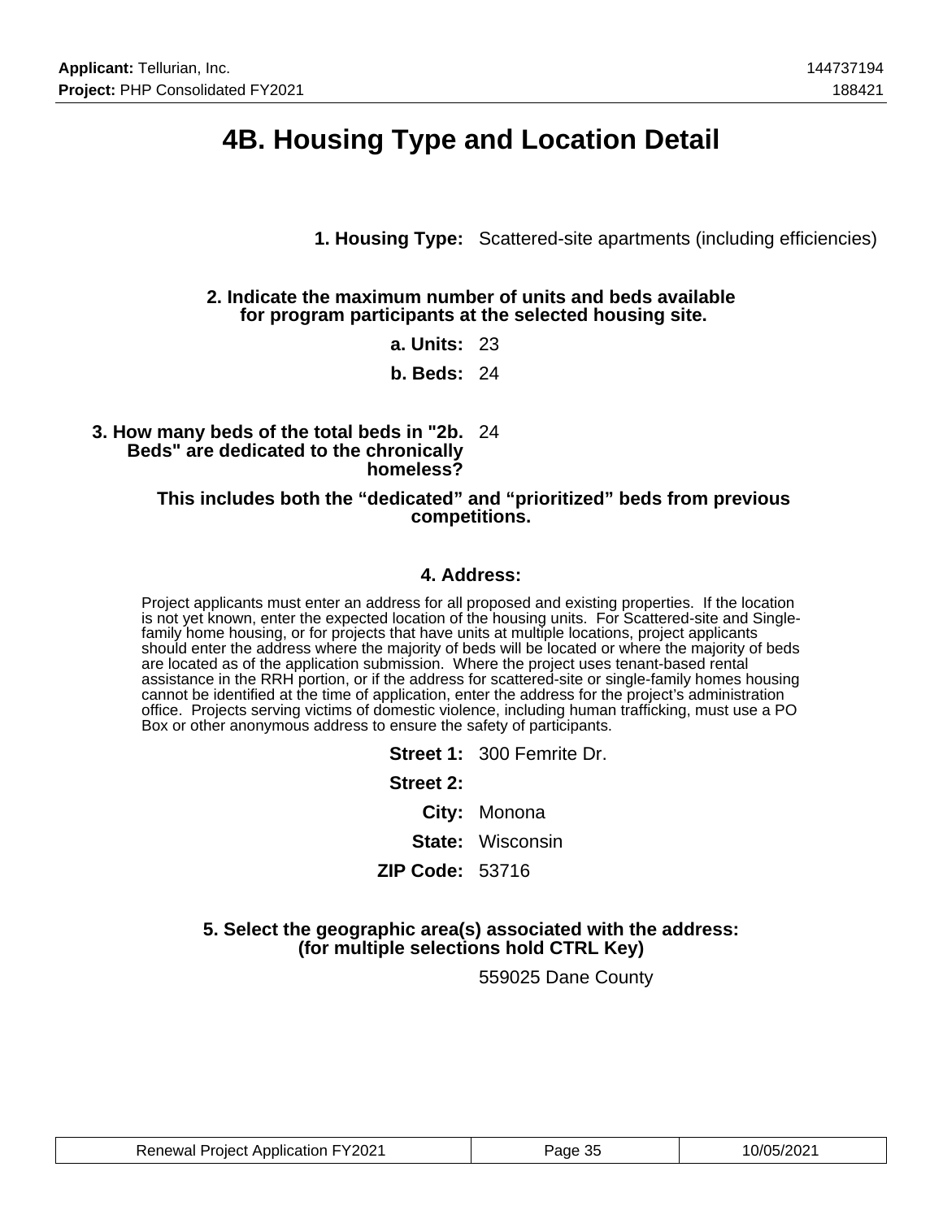# 4B. Housing Type and Location Detail

**1. Housing Type:** Scattered-site apartments (including efficiencies)

**2. Indicate the maximum number of units and beds available for program participants at the selected housing site.**

**a. Units:** 23

**b. Beds:** 24

**3. How many beds of the total beds in "2b. Beds" are dedicated to the chronically homeless?** 24

**This includes both the "dedicated" and "prioritized" beds from previous competitions.**

**4. Address:**

Project applicants must enter an address for all proposed and existing properties. If the location is not yet known, enter the expected location of the housing units. For Scattered-site and Single-family home housing, or for projects that have units at multiple locations, project applicants should enter the address where the majority of beds will be located or where the majority of beds are located as of the application submission. Where the project uses tenant-based rental assistance in the RRH portion, or if the address for scattered-site or single-family homes housing cannot be identified at the time of application, enter the address for the project's administration office. Projects serving victims of domestic violence, including human trafficking, must use a PO Box or other anonymous address to ensure the safety of participants.

**Street 1:** 300 Femrite Dr.

**Street 2:**

**City:** Monona

**State:** Wisconsin

**ZIP Code:** 53716

**5. Select the geographic area(s) associated with the address: (for multiple selections hold CTRL Key)**

559025 Dane County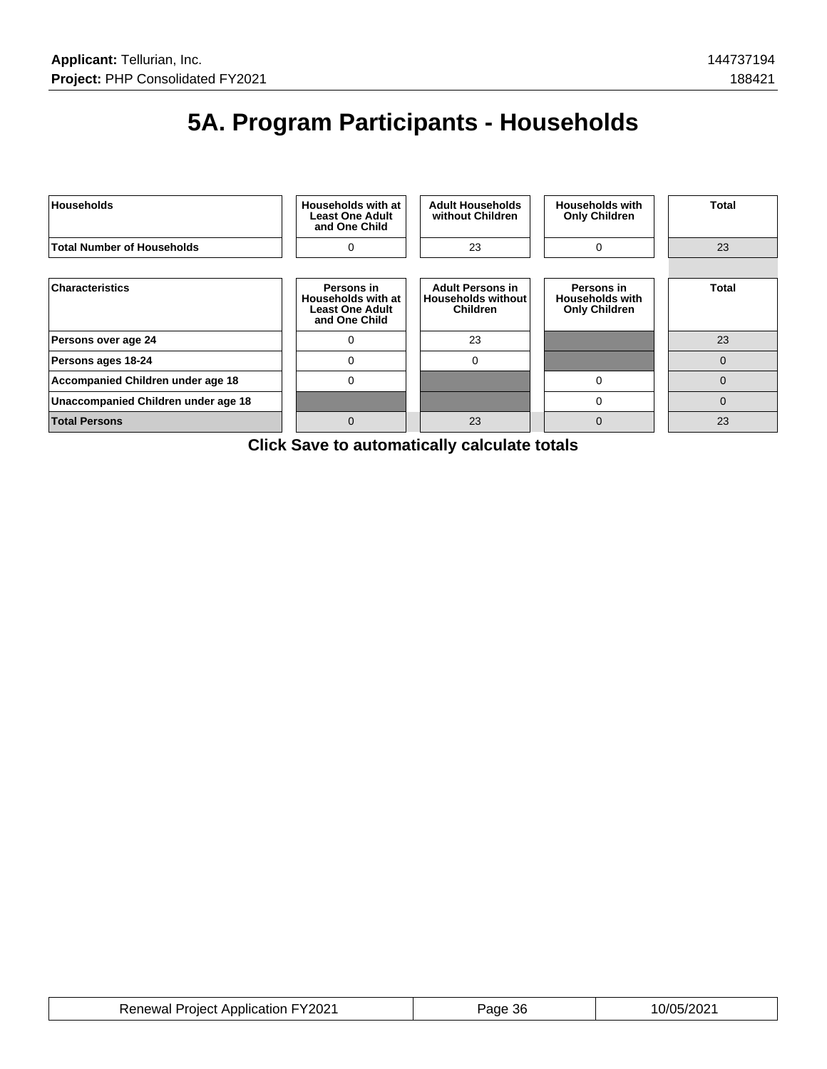# 5A. Program Participants - Households

| Households | Households with at Least One Adult and One Child | Adult Households without Children | Households with Only Children | Total |
|---|---|---|---|---|
| Total Number of Households | 0 | 23 | 0 | 23 |

| Characteristics | Persons in Households with at Least One Adult and One Child | Adult Persons in Households without Children | Persons in Households with Only Children | Total |
|---|---|---|---|---|
| Persons over age 24 | 0 | 23 | | 23 |
| Persons ages 18-24 | 0 | 0 | | 0 |
| Accompanied Children under age 18 | 0 | | 0 | 0 |
| Unaccompanied Children under age 18 | | | 0 | 0 |
| Total Persons | 0 | 23 | 0 | 23 |

**Click Save to automatically calculate totals**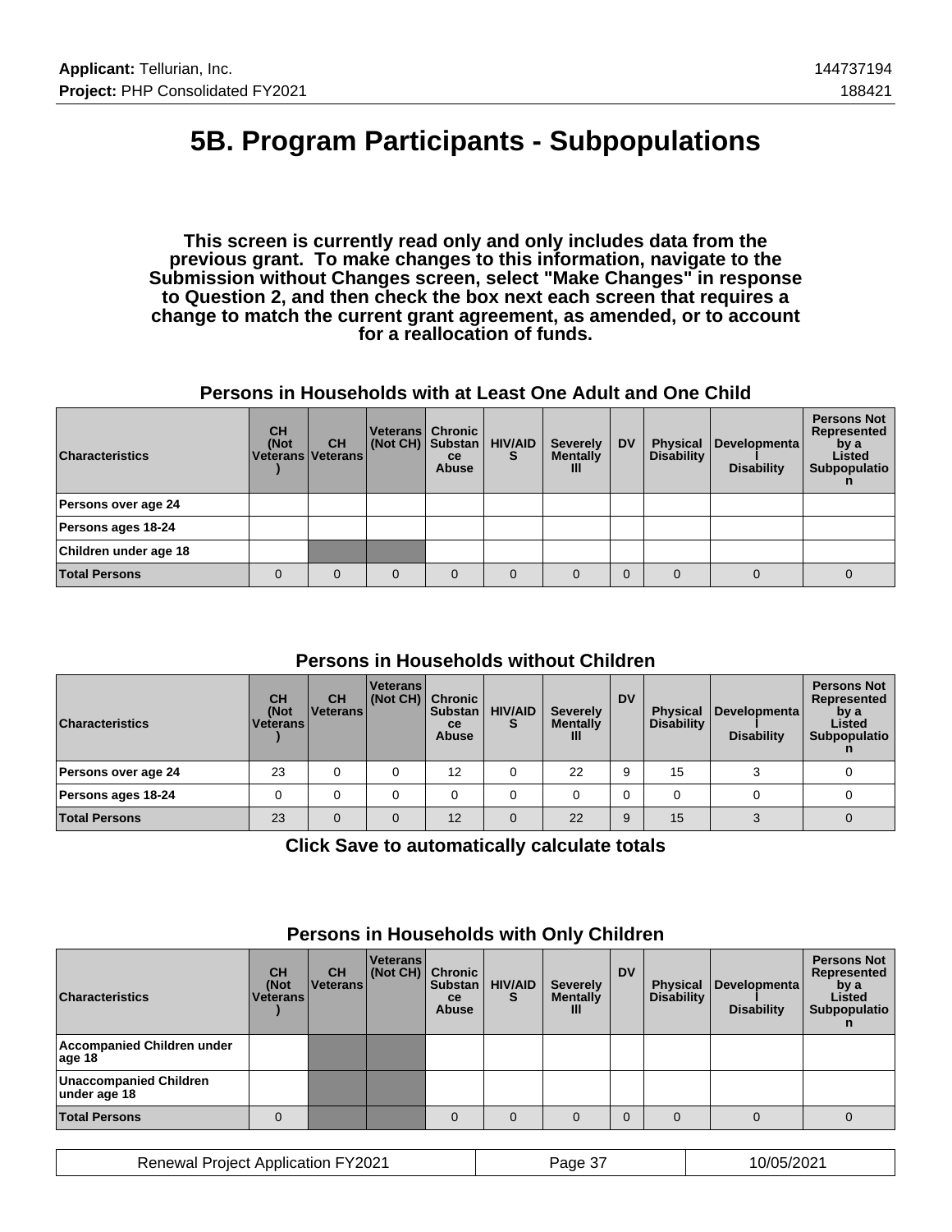# 5B. Program Participants - Subpopulations

**This screen is currently read only and only includes data from the previous grant. To make changes to this information, navigate to the Submission without Changes screen, select "Make Changes" in response to Question 2, and then check the box next each screen that requires a change to match the current grant agreement, as amended, or to account for a reallocation of funds.**

### Persons in Households with at Least One Adult and One Child

| Characteristics | CH (Not Veterans) | CH Veterans | Veterans (Not CH) | Chronic Substance Abuse | HIV/AIDS | Severely Mentally Ill | DV | Physical Disability | Developmental Disability | Persons Not Represented by a Listed Subpopulation |
|---|---|---|---|---|---|---|---|---|---|---|
| Persons over age 24 | | | | | | | | | | |
| Persons ages 18-24 | | | | | | | | | | |
| Children under age 18 | | | | | | | | | | |
| **Total Persons** | 0 | 0 | 0 | 0 | 0 | 0 | 0 | 0 | 0 | 0 |

### Persons in Households without Children

| Characteristics | CH (Not Veterans) | CH Veterans | Veterans (Not CH) | Chronic Substance Abuse | HIV/AIDS | Severely Mentally Ill | DV | Physical Disability | Developmental Disability | Persons Not Represented by a Listed Subpopulation |
|---|---|---|---|---|---|---|---|---|---|---|
| Persons over age 24 | 23 | 0 | 0 | 12 | 0 | 22 | 9 | 15 | 3 | 0 |
| Persons ages 18-24 | 0 | 0 | 0 | 0 | 0 | 0 | 0 | 0 | 0 | 0 |
| **Total Persons** | 23 | 0 | 0 | 12 | 0 | 22 | 9 | 15 | 3 | 0 |

**Click Save to automatically calculate totals**

### Persons in Households with Only Children

| Characteristics | CH (Not Veterans) | CH Veterans | Veterans (Not CH) | Chronic Substance Abuse | HIV/AIDS | Severely Mentally Ill | DV | Physical Disability | Developmental Disability | Persons Not Represented by a Listed Subpopulation |
|---|---|---|---|---|---|---|---|---|---|---|
| Accompanied Children under age 18 | | | | | | | | | | |
| Unaccompanied Children under age 18 | | | | | | | | | | |
| **Total Persons** | 0 | | | 0 | 0 | 0 | 0 | 0 | 0 | 0 |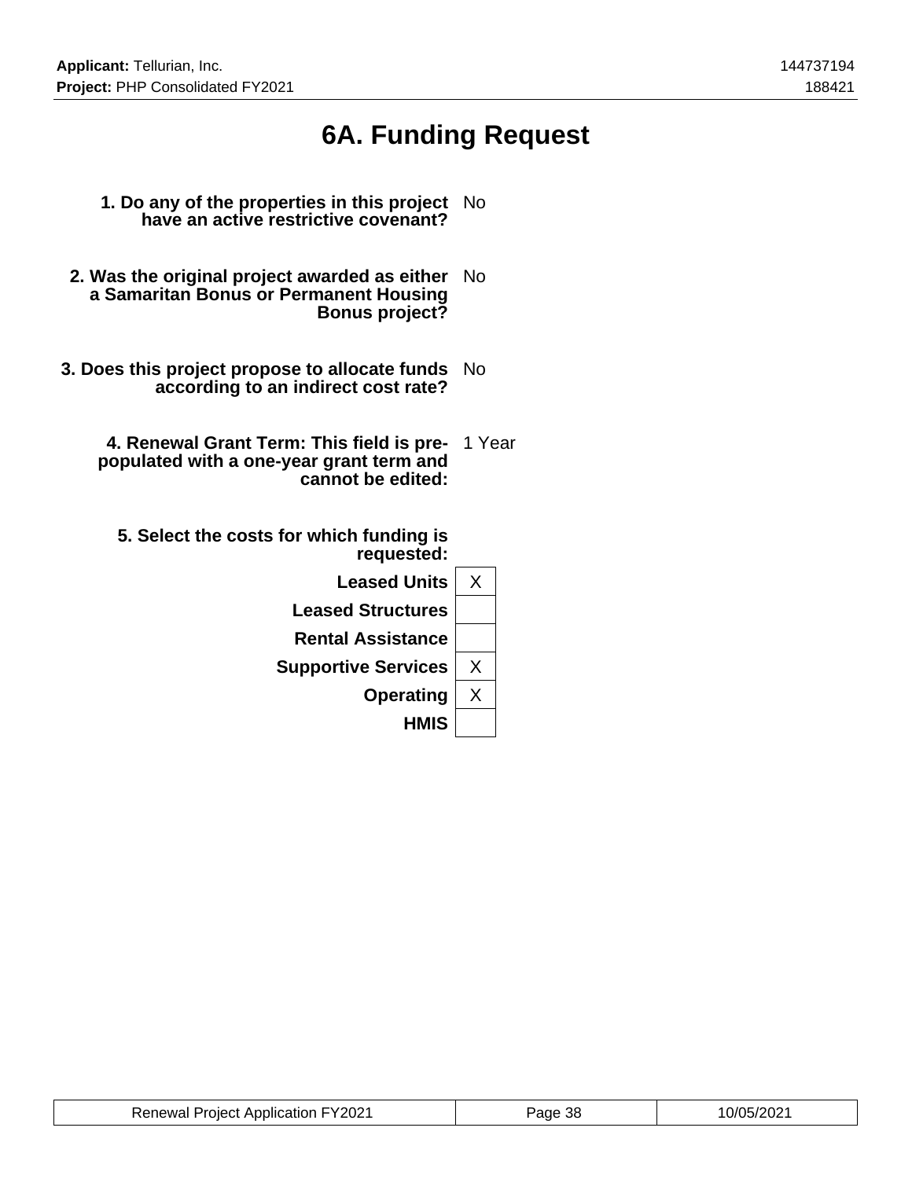# 6A. Funding Request

**1. Do any of the properties in this project have an active restrictive covenant?** No

**2. Was the original project awarded as either a Samaritan Bonus or Permanent Housing Bonus project?** No

**3. Does this project propose to allocate funds according to an indirect cost rate?** No

**4. Renewal Grant Term: This field is pre-populated with a one-year grant term and cannot be edited:** 1 Year

**5. Select the costs for which funding is requested:**

| Cost | Selected |
|---|---|
| Leased Units | X |
| Leased Structures | |
| Rental Assistance | |
| Supportive Services | X |
| Operating | X |
| HMIS | |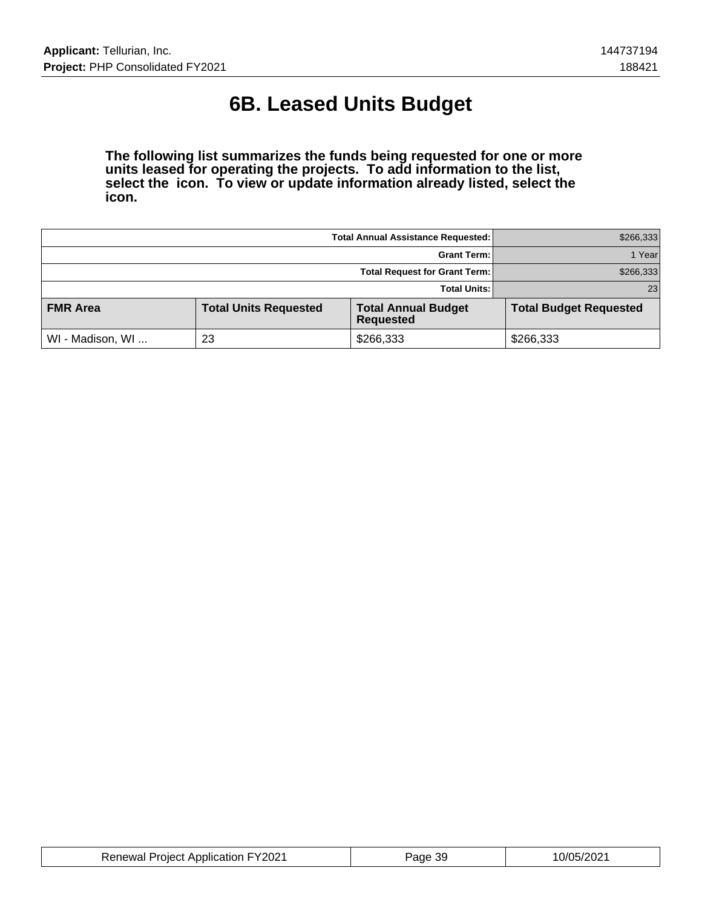# 6B. Leased Units Budget

**The following list summarizes the funds being requested for one or more units leased for operating the projects. To add information to the list, select the icon. To view or update information already listed, select the icon.**

| | |
|---|---|
| **Total Annual Assistance Requested:** | $266,333 |
| **Grant Term:** | 1 Year |
| **Total Request for Grant Term:** | $266,333 |
| **Total Units:** | 23 |

| FMR Area | Total Units Requested | Total Annual Budget Requested | Total Budget Requested |
|---|---|---|---|
| WI - Madison, WI ... | 23 | $266,333 | $266,333 |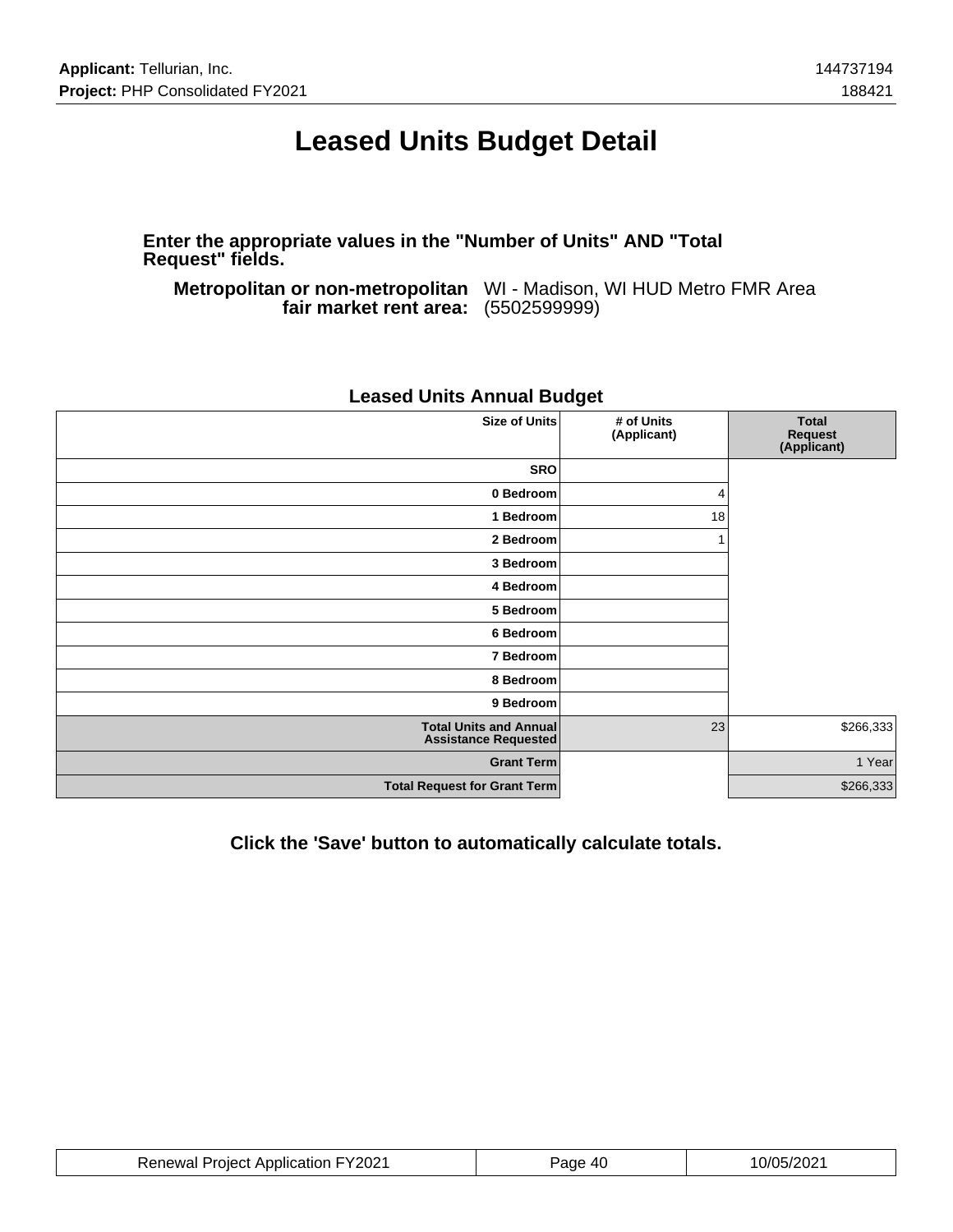# Leased Units Budget Detail

**Enter the appropriate values in the "Number of Units" AND "Total Request" fields.**

**Metropolitan or non-metropolitan fair market rent area:** WI - Madison, WI HUD Metro FMR Area (5502599999)

## Leased Units Annual Budget

| Size of Units | # of Units (Applicant) | Total Request (Applicant) |
|---|---|---|
| SRO | | |
| 0 Bedroom | 4 | |
| 1 Bedroom | 18 | |
| 2 Bedroom | 1 | |
| 3 Bedroom | | |
| 4 Bedroom | | |
| 5 Bedroom | | |
| 6 Bedroom | | |
| 7 Bedroom | | |
| 8 Bedroom | | |
| 9 Bedroom | | |
| Total Units and Annual Assistance Requested | 23 | $266,333 |
| Grant Term | | 1 Year |
| Total Request for Grant Term | | $266,333 |

**Click the 'Save' button to automatically calculate totals.**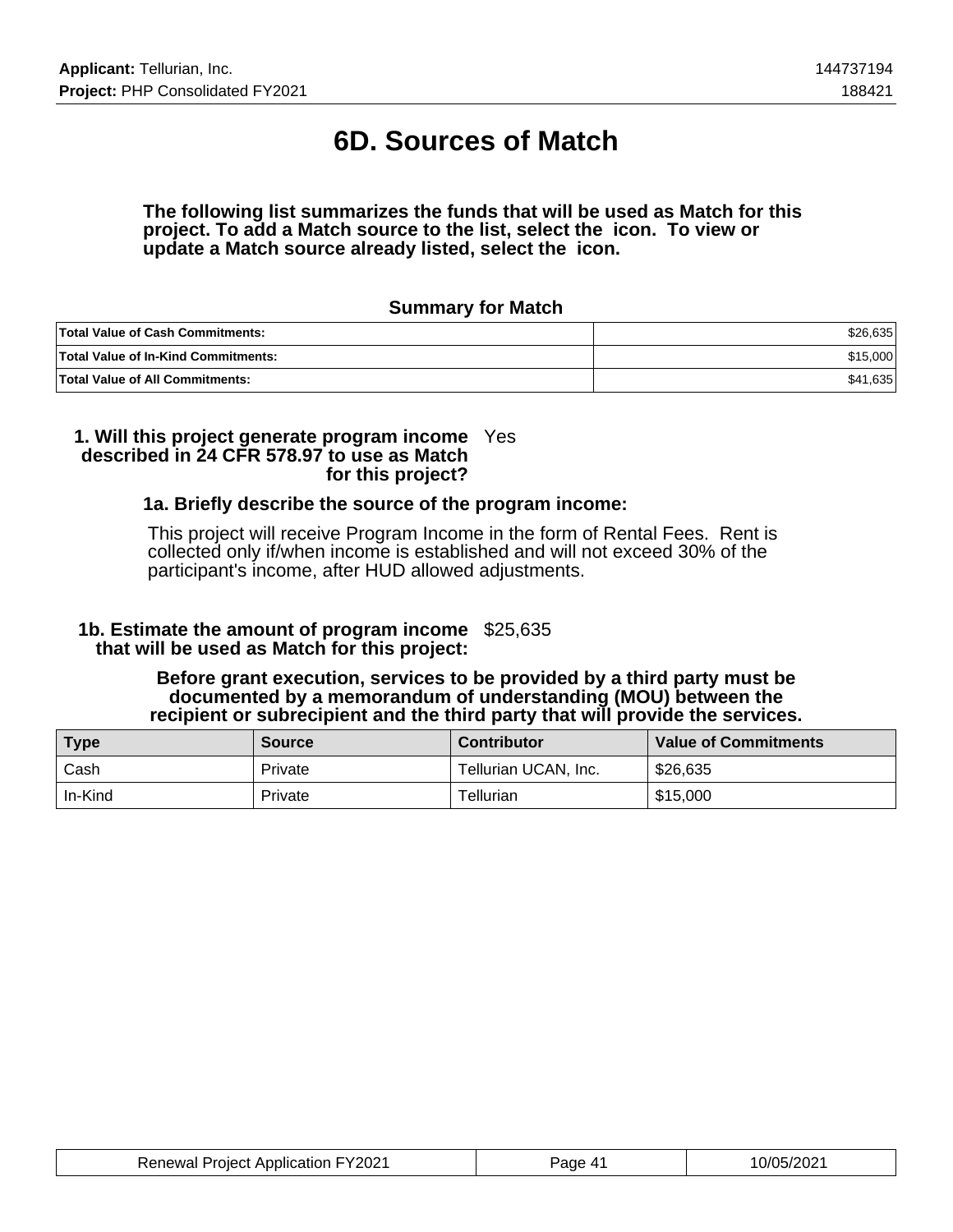# 6D. Sources of Match

**The following list summarizes the funds that will be used as Match for this project. To add a Match source to the list, select the icon. To view or update a Match source already listed, select the icon.**

### Summary for Match

| | |
|---|---|
| **Total Value of Cash Commitments:** | $26,635 |
| **Total Value of In-Kind Commitments:** | $15,000 |
| **Total Value of All Commitments:** | $41,635 |

**1. Will this project generate program income described in 24 CFR 578.97 to use as Match for this project?** Yes

**1a. Briefly describe the source of the program income:**

This project will receive Program Income in the form of Rental Fees. Rent is collected only if/when income is established and will not exceed 30% of the participant's income, after HUD allowed adjustments.

**1b. Estimate the amount of program income that will be used as Match for this project:** $25,635

**Before grant execution, services to be provided by a third party must be documented by a memorandum of understanding (MOU) between the recipient or subrecipient and the third party that will provide the services.**

| Type | Source | Contributor | Value of Commitments |
|---|---|---|---|
| Cash | Private | Tellurian UCAN, Inc. | $26,635 |
| In-Kind | Private | Tellurian | $15,000 |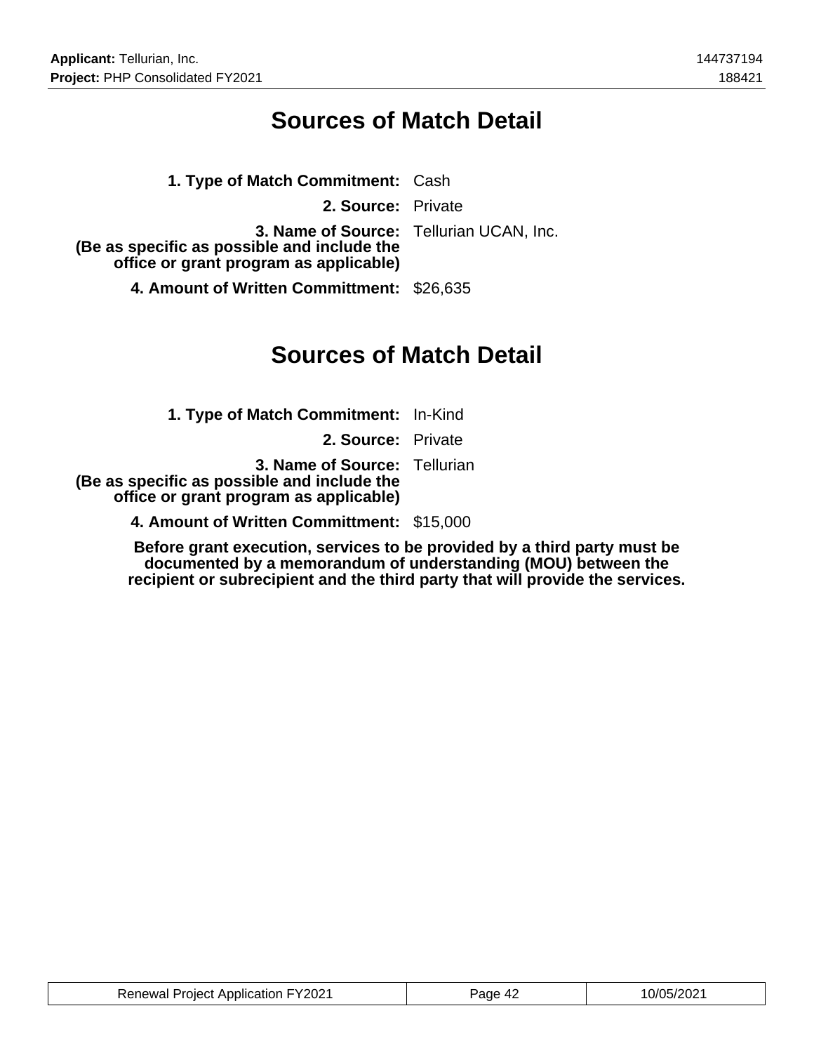# Sources of Match Detail

**1. Type of Match Commitment:** Cash

**2. Source:** Private

**3. Name of Source:** Tellurian UCAN, Inc.
**(Be as specific as possible and include the office or grant program as applicable)**

**4. Amount of Written Committment:** $26,635

# Sources of Match Detail

**1. Type of Match Commitment:** In-Kind

**2. Source:** Private

**3. Name of Source:** Tellurian
**(Be as specific as possible and include the office or grant program as applicable)**

**4. Amount of Written Committment:** $15,000

**Before grant execution, services to be provided by a third party must be documented by a memorandum of understanding (MOU) between the recipient or subrecipient and the third party that will provide the services.**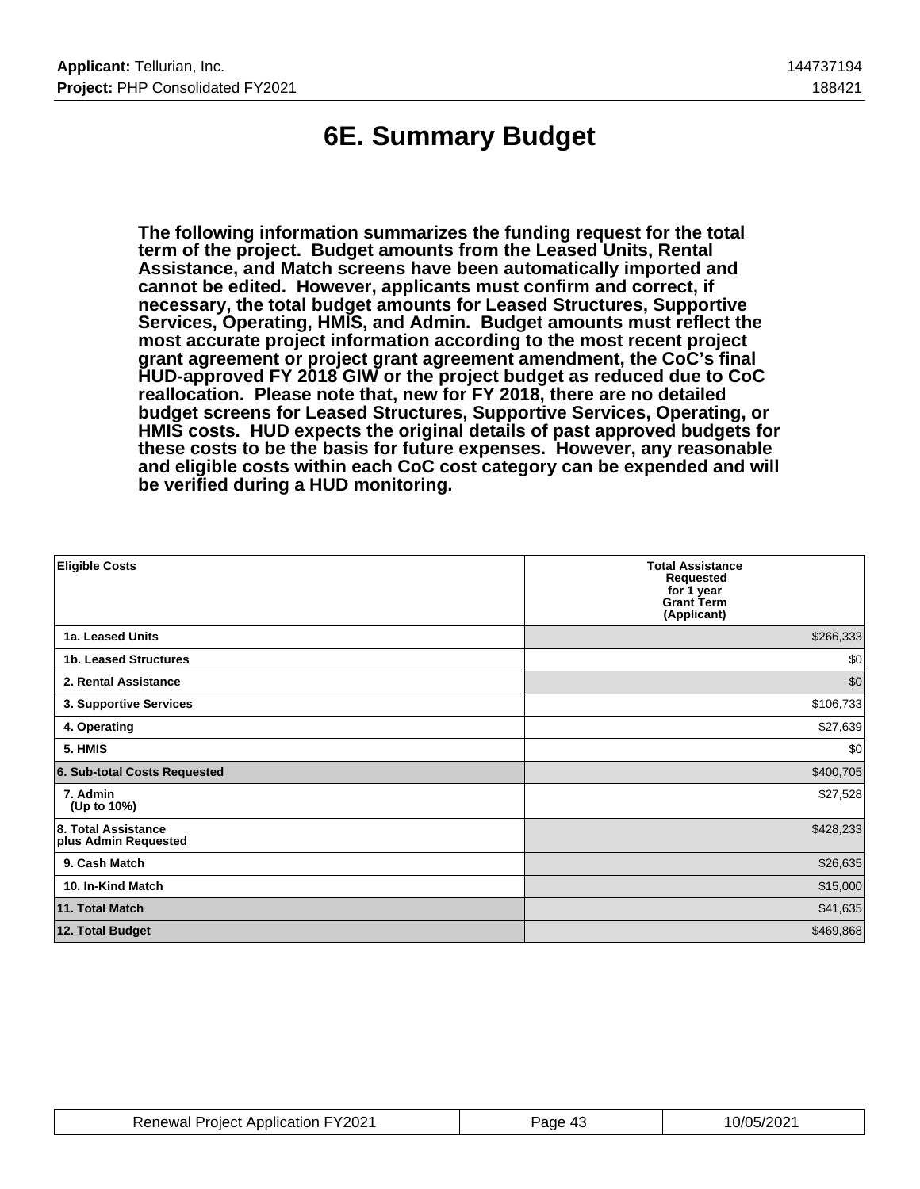# 6E. Summary Budget

**The following information summarizes the funding request for the total term of the project. Budget amounts from the Leased Units, Rental Assistance, and Match screens have been automatically imported and cannot be edited. However, applicants must confirm and correct, if necessary, the total budget amounts for Leased Structures, Supportive Services, Operating, HMIS, and Admin. Budget amounts must reflect the most accurate project information according to the most recent project grant agreement or project grant agreement amendment, the CoC's final HUD-approved FY 2018 GIW or the project budget as reduced due to CoC reallocation. Please note that, new for FY 2018, there are no detailed budget screens for Leased Structures, Supportive Services, Operating, or HMIS costs. HUD expects the original details of past approved budgets for these costs to be the basis for future expenses. However, any reasonable and eligible costs within each CoC cost category can be expended and will be verified during a HUD monitoring.**

| Eligible Costs | Total Assistance Requested for 1 year Grant Term (Applicant) |
|---|---|
| 1a. Leased Units | $266,333 |
| 1b. Leased Structures | $0 |
| 2. Rental Assistance | $0 |
| 3. Supportive Services | $106,733 |
| 4. Operating | $27,639 |
| 5. HMIS | $0 |
| 6. Sub-total Costs Requested | $400,705 |
| 7. Admin (Up to 10%) | $27,528 |
| 8. Total Assistance plus Admin Requested | $428,233 |
| 9. Cash Match | $26,635 |
| 10. In-Kind Match | $15,000 |
| 11. Total Match | $41,635 |
| 12. Total Budget | $469,868 |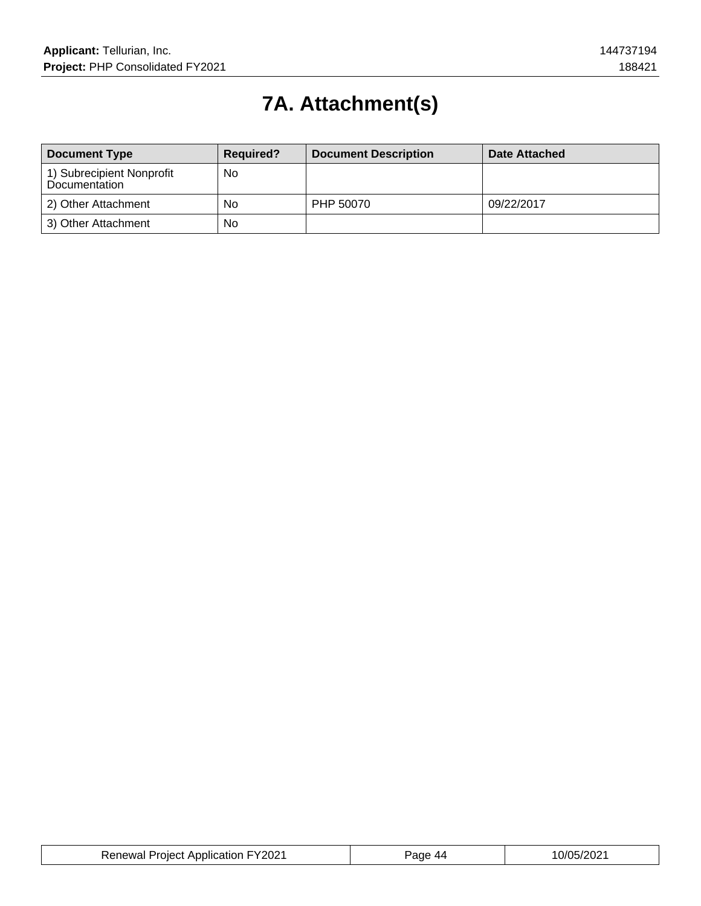# 7A. Attachment(s)

| Document Type | Required? | Document Description | Date Attached |
|---|---|---|---|
| 1) Subrecipient Nonprofit Documentation | No | | |
| 2) Other Attachment | No | PHP 50070 | 09/22/2017 |
| 3) Other Attachment | No | | |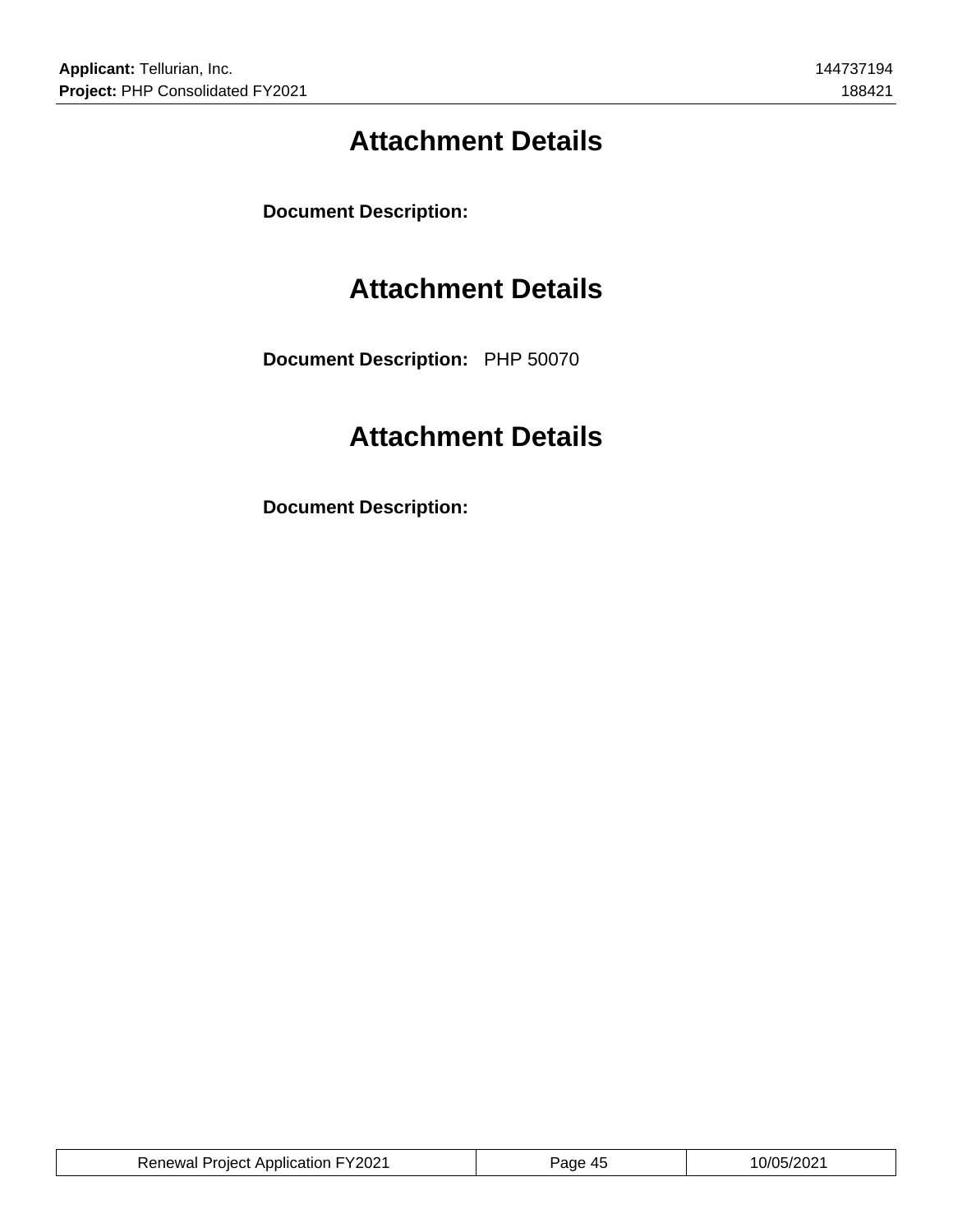# Attachment Details

**Document Description:**

# Attachment Details

**Document Description:** PHP 50070

# Attachment Details

**Document Description:**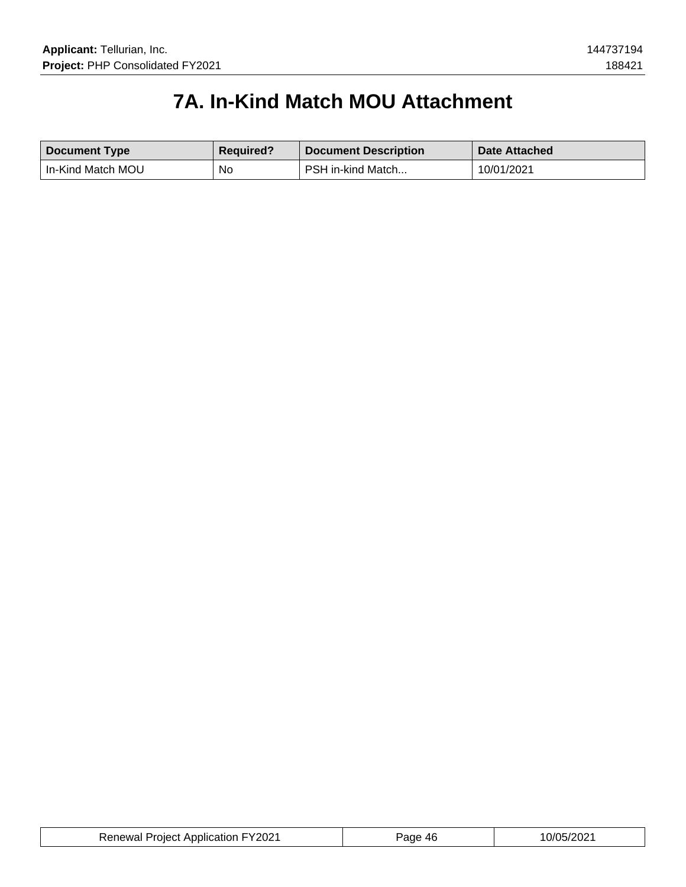# 7A. In-Kind Match MOU Attachment

| Document Type | Required? | Document Description | Date Attached |
| --- | --- | --- | --- |
| In-Kind Match MOU | No | PSH in-kind Match... | 10/01/2021 |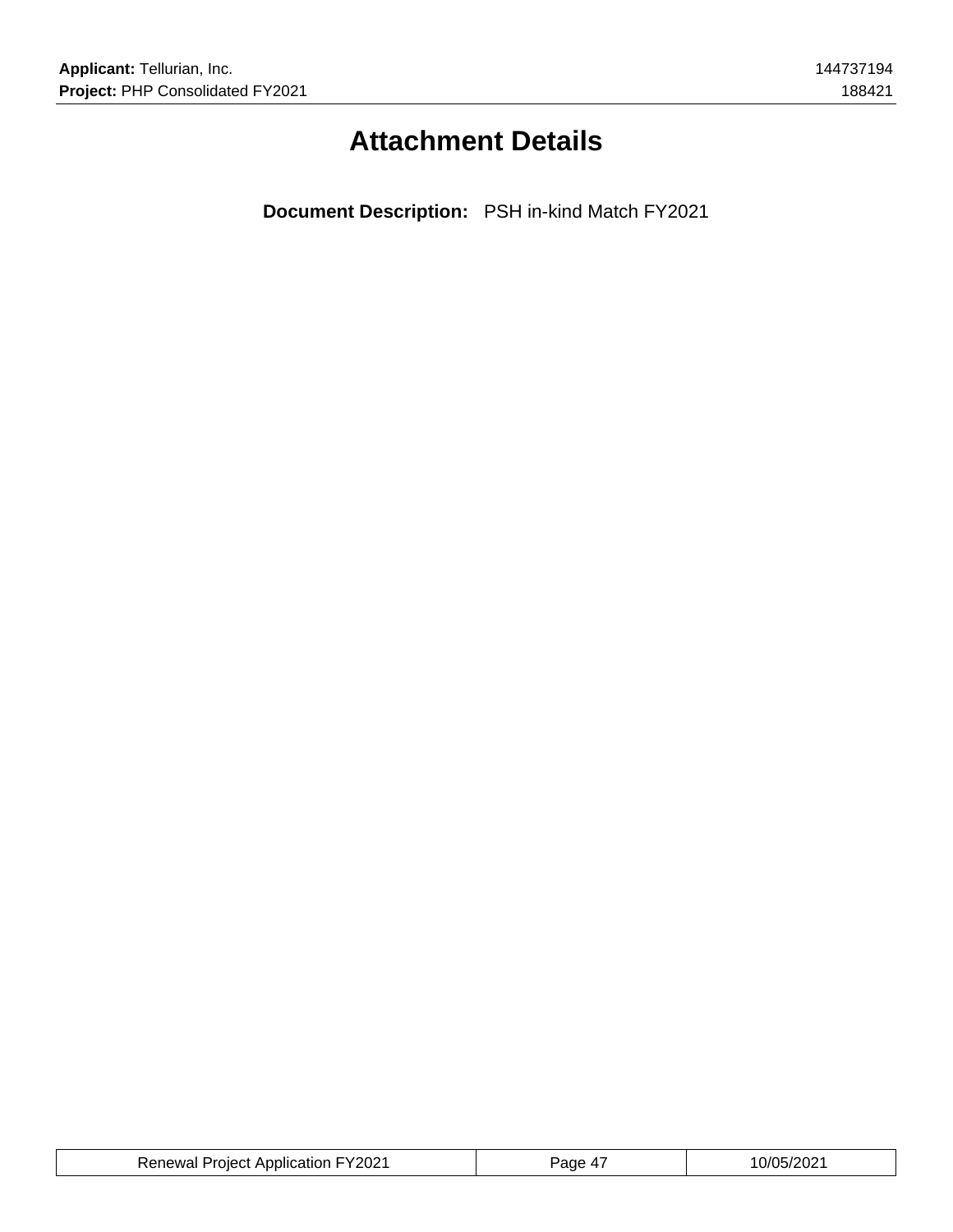# Attachment Details

**Document Description:** PSH in-kind Match FY2021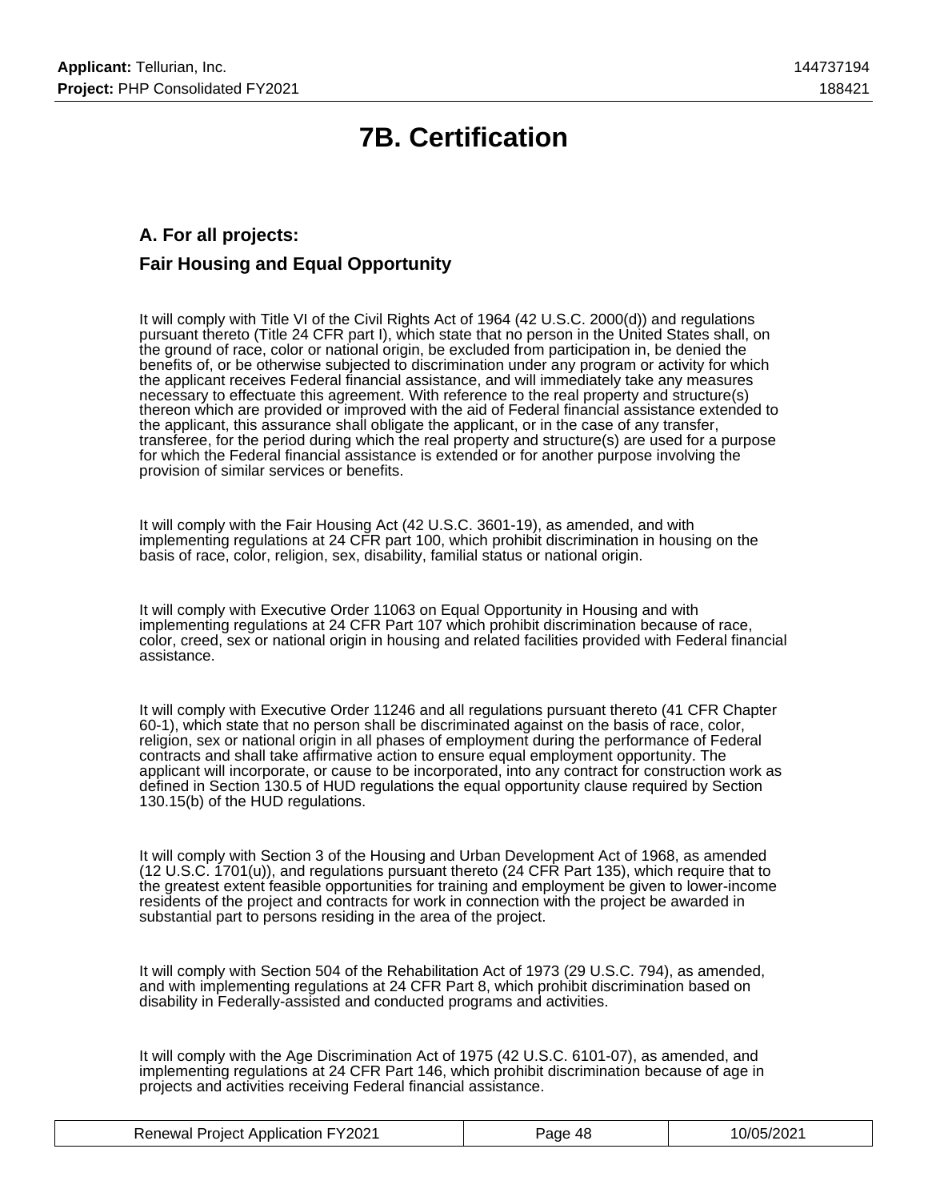# 7B. Certification

## A. For all projects:

## Fair Housing and Equal Opportunity

It will comply with Title VI of the Civil Rights Act of 1964 (42 U.S.C. 2000(d)) and regulations pursuant thereto (Title 24 CFR part I), which state that no person in the United States shall, on the ground of race, color or national origin, be excluded from participation in, be denied the benefits of, or be otherwise subjected to discrimination under any program or activity for which the applicant receives Federal financial assistance, and will immediately take any measures necessary to effectuate this agreement. With reference to the real property and structure(s) thereon which are provided or improved with the aid of Federal financial assistance extended to the applicant, this assurance shall obligate the applicant, or in the case of any transfer, transferee, for the period during which the real property and structure(s) are used for a purpose for which the Federal financial assistance is extended or for another purpose involving the provision of similar services or benefits.

It will comply with the Fair Housing Act (42 U.S.C. 3601-19), as amended, and with implementing regulations at 24 CFR part 100, which prohibit discrimination in housing on the basis of race, color, religion, sex, disability, familial status or national origin.

It will comply with Executive Order 11063 on Equal Opportunity in Housing and with implementing regulations at 24 CFR Part 107 which prohibit discrimination because of race, color, creed, sex or national origin in housing and related facilities provided with Federal financial assistance.

It will comply with Executive Order 11246 and all regulations pursuant thereto (41 CFR Chapter 60-1), which state that no person shall be discriminated against on the basis of race, color, religion, sex or national origin in all phases of employment during the performance of Federal contracts and shall take affirmative action to ensure equal employment opportunity. The applicant will incorporate, or cause to be incorporated, into any contract for construction work as defined in Section 130.5 of HUD regulations the equal opportunity clause required by Section 130.15(b) of the HUD regulations.

It will comply with Section 3 of the Housing and Urban Development Act of 1968, as amended (12 U.S.C. 1701(u)), and regulations pursuant thereto (24 CFR Part 135), which require that to the greatest extent feasible opportunities for training and employment be given to lower-income residents of the project and contracts for work in connection with the project be awarded in substantial part to persons residing in the area of the project.

It will comply with Section 504 of the Rehabilitation Act of 1973 (29 U.S.C. 794), as amended, and with implementing regulations at 24 CFR Part 8, which prohibit discrimination based on disability in Federally-assisted and conducted programs and activities.

It will comply with the Age Discrimination Act of 1975 (42 U.S.C. 6101-07), as amended, and implementing regulations at 24 CFR Part 146, which prohibit discrimination because of age in projects and activities receiving Federal financial assistance.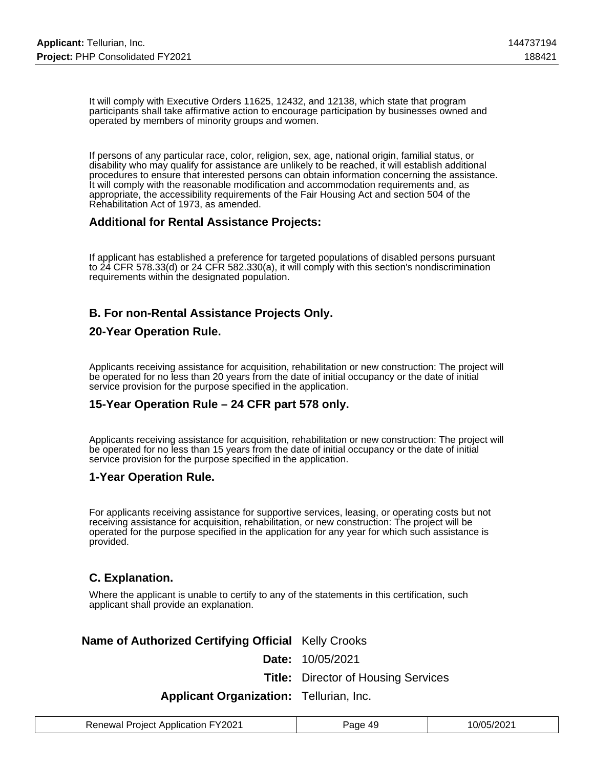It will comply with Executive Orders 11625, 12432, and 12138, which state that program participants shall take affirmative action to encourage participation by businesses owned and operated by members of minority groups and women.

If persons of any particular race, color, religion, sex, age, national origin, familial status, or disability who may qualify for assistance are unlikely to be reached, it will establish additional procedures to ensure that interested persons can obtain information concerning the assistance. It will comply with the reasonable modification and accommodation requirements and, as appropriate, the accessibility requirements of the Fair Housing Act and section 504 of the Rehabilitation Act of 1973, as amended.

### Additional for Rental Assistance Projects:

If applicant has established a preference for targeted populations of disabled persons pursuant to 24 CFR 578.33(d) or 24 CFR 582.330(a), it will comply with this section's nondiscrimination requirements within the designated population.

### B. For non-Rental Assistance Projects Only.

### 20-Year Operation Rule.

Applicants receiving assistance for acquisition, rehabilitation or new construction: The project will be operated for no less than 20 years from the date of initial occupancy or the date of initial service provision for the purpose specified in the application.

### 15-Year Operation Rule – 24 CFR part 578 only.

Applicants receiving assistance for acquisition, rehabilitation or new construction: The project will be operated for no less than 15 years from the date of initial occupancy or the date of initial service provision for the purpose specified in the application.

### 1-Year Operation Rule.

For applicants receiving assistance for supportive services, leasing, or operating costs but not receiving assistance for acquisition, rehabilitation, or new construction: The project will be operated for the purpose specified in the application for any year for which such assistance is provided.

### C. Explanation.

Where the applicant is unable to certify to any of the statements in this certification, such applicant shall provide an explanation.

**Name of Authorized Certifying Official** Kelly Crooks

**Date:** 10/05/2021

**Title:** Director of Housing Services

**Applicant Organization:** Tellurian, Inc.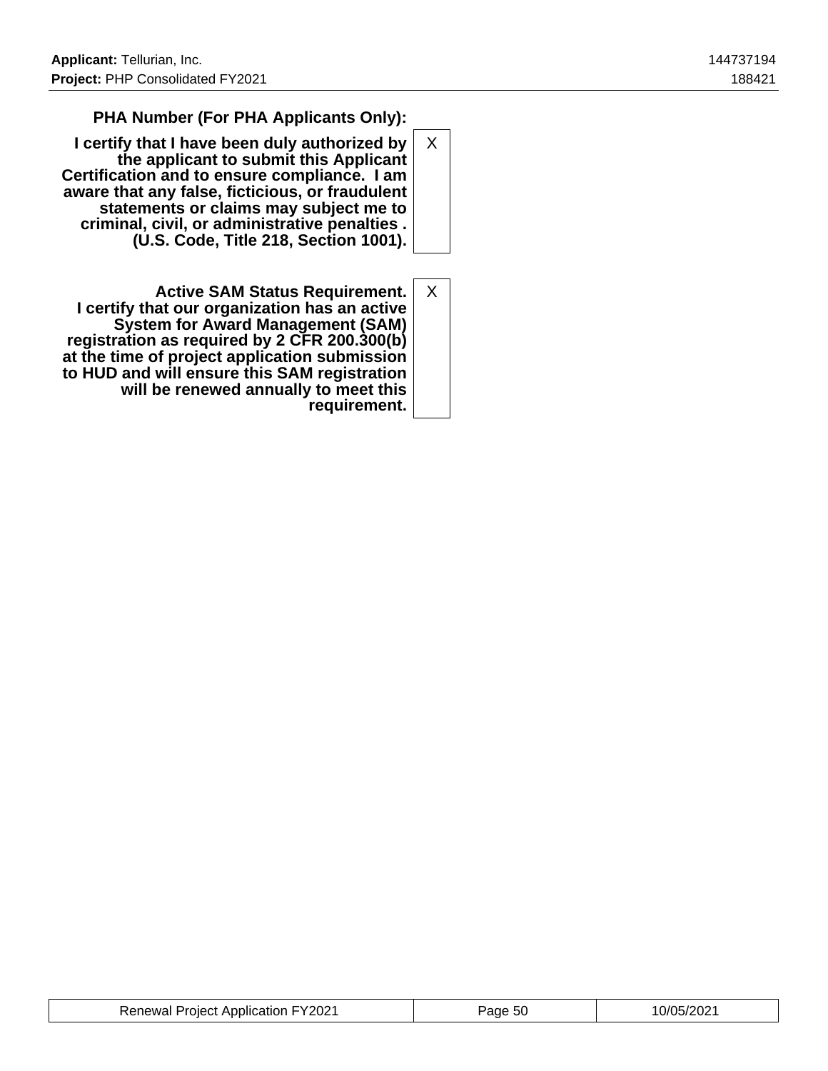| | |
|---|---|
| **PHA Number (For PHA Applicants Only):** | |
| **I certify that I have been duly authorized by the applicant to submit this Applicant Certification and to ensure compliance. I am aware that any false, ficticious, or fraudulent statements or claims may subject me to criminal, civil, or administrative penalties . (U.S. Code, Title 218, Section 1001).** | X |
| **Active SAM Status Requirement. I certify that our organization has an active System for Award Management (SAM) registration as required by 2 CFR 200.300(b) at the time of project application submission to HUD and will ensure this SAM registration will be renewed annually to meet this requirement.** | X |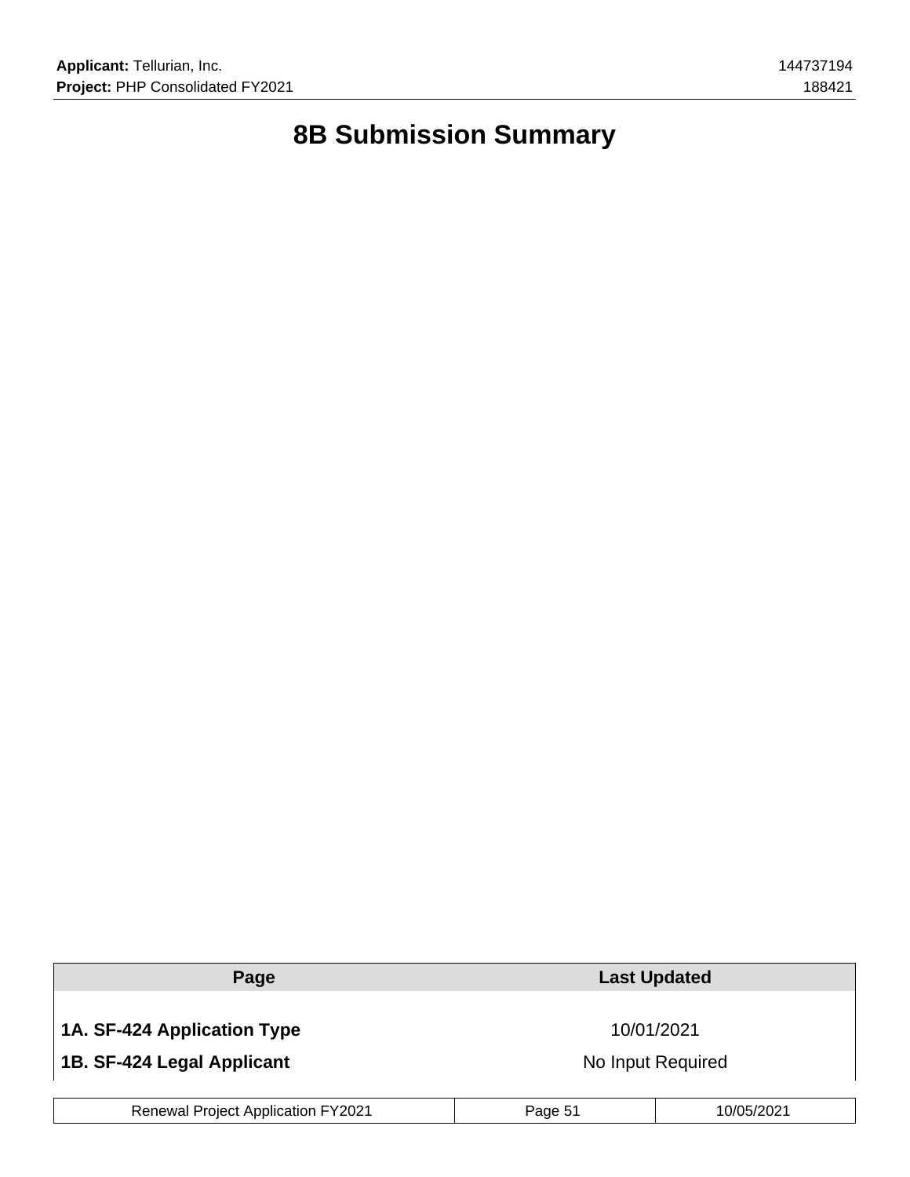# 8B Submission Summary

| Page | Last Updated |
|---|---|
| **1A. SF-424 Application Type** | 10/01/2021 |
| **1B. SF-424 Legal Applicant** | No Input Required |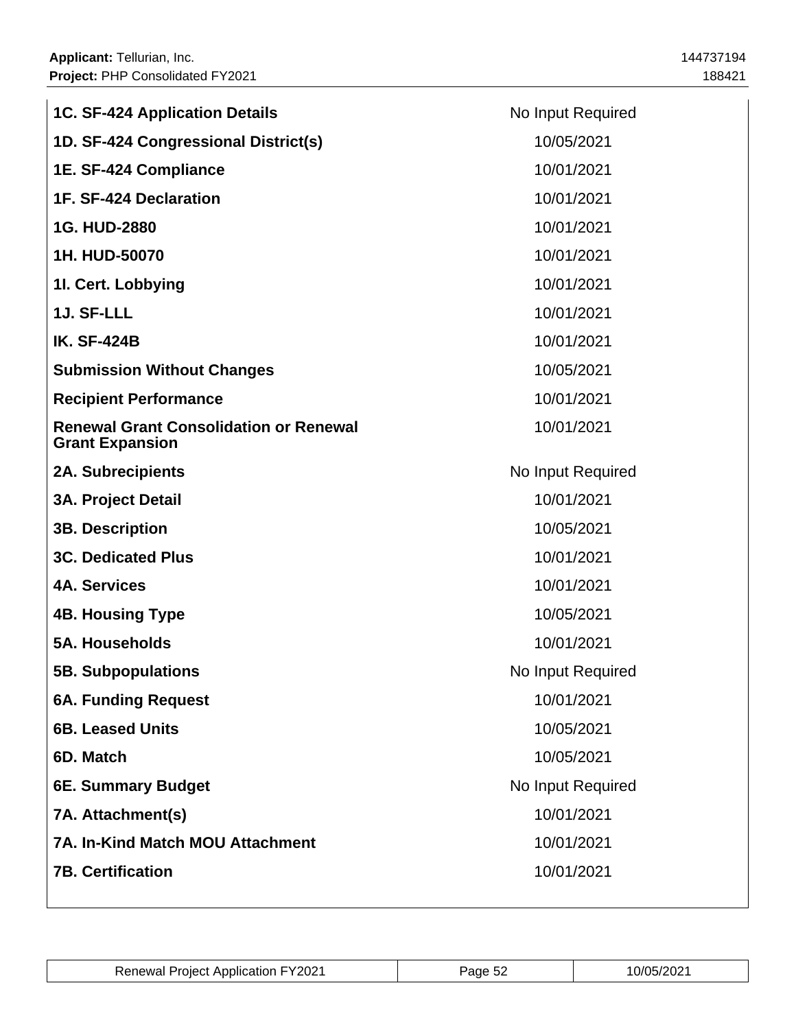| | |
|---|---|
| **1C. SF-424 Application Details** | No Input Required |
| **1D. SF-424 Congressional District(s)** | 10/05/2021 |
| **1E. SF-424 Compliance** | 10/01/2021 |
| **1F. SF-424 Declaration** | 10/01/2021 |
| **1G. HUD-2880** | 10/01/2021 |
| **1H. HUD-50070** | 10/01/2021 |
| **1I. Cert. Lobbying** | 10/01/2021 |
| **1J. SF-LLL** | 10/01/2021 |
| **IK. SF-424B** | 10/01/2021 |
| **Submission Without Changes** | 10/05/2021 |
| **Recipient Performance** | 10/01/2021 |
| **Renewal Grant Consolidation or Renewal Grant Expansion** | 10/01/2021 |
| **2A. Subrecipients** | No Input Required |
| **3A. Project Detail** | 10/01/2021 |
| **3B. Description** | 10/05/2021 |
| **3C. Dedicated Plus** | 10/01/2021 |
| **4A. Services** | 10/01/2021 |
| **4B. Housing Type** | 10/05/2021 |
| **5A. Households** | 10/01/2021 |
| **5B. Subpopulations** | No Input Required |
| **6A. Funding Request** | 10/01/2021 |
| **6B. Leased Units** | 10/05/2021 |
| **6D. Match** | 10/05/2021 |
| **6E. Summary Budget** | No Input Required |
| **7A. Attachment(s)** | 10/01/2021 |
| **7A. In-Kind Match MOU Attachment** | 10/01/2021 |
| **7B. Certification** | 10/01/2021 |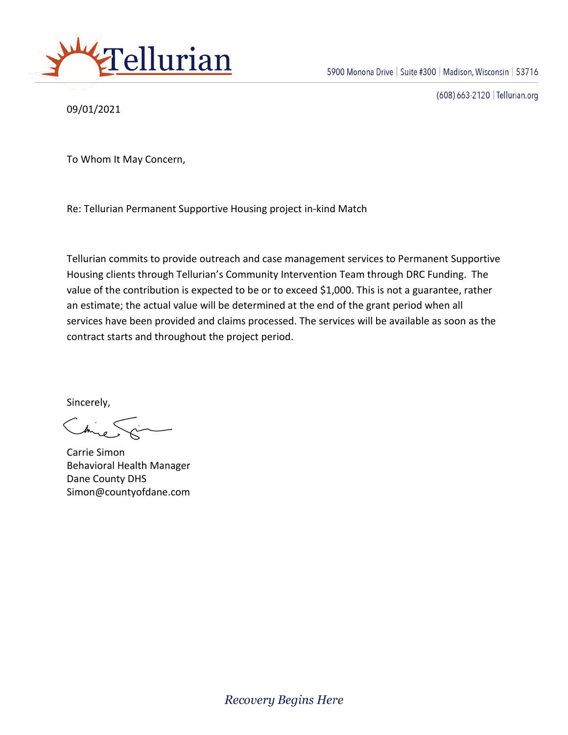Tellurian

5900 Monona Drive | Suite #300 | Madison, Wisconsin | 53716

(608) 663-2120 | Tellurian.org

09/01/2021

To Whom It May Concern,

Re: Tellurian Permanent Supportive Housing project in-kind Match

Tellurian commits to provide outreach and case management services to Permanent Supportive Housing clients through Tellurian's Community Intervention Team through DRC Funding. The value of the contribution is expected to be or to exceed $1,000. This is not a guarantee, rather an estimate; the actual value will be determined at the end of the grant period when all services have been provided and claims processed. The services will be available as soon as the contract starts and throughout the project period.

Sincerely,

Carrie Simon
Behavioral Health Manager
Dane County DHS
Simon@countyofdane.com

*Recovery Begins Here*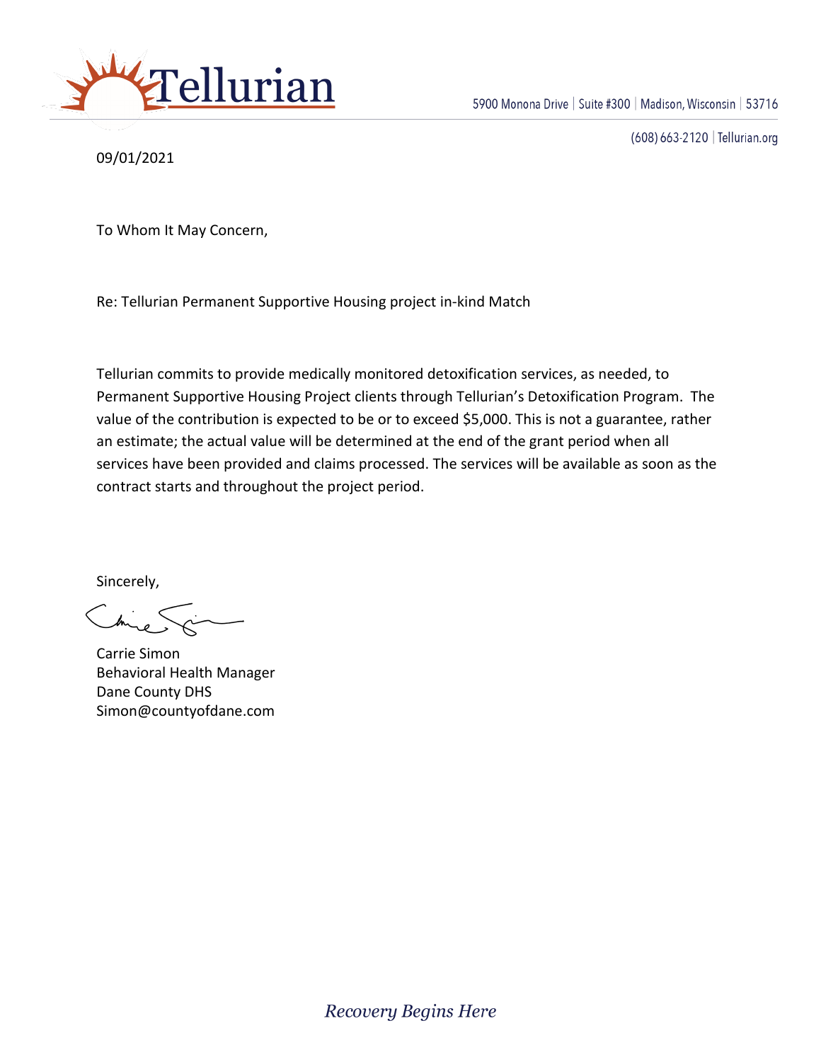**Tellurian**

5900 Monona Drive | Suite #300 | Madison, Wisconsin | 53716

(608) 663-2120 | Tellurian.org

09/01/2021

To Whom It May Concern,

Re: Tellurian Permanent Supportive Housing project in-kind Match

Tellurian commits to provide medically monitored detoxification services, as needed, to Permanent Supportive Housing Project clients through Tellurian's Detoxification Program. The value of the contribution is expected to be or to exceed $5,000. This is not a guarantee, rather an estimate; the actual value will be determined at the end of the grant period when all services have been provided and claims processed. The services will be available as soon as the contract starts and throughout the project period.

Sincerely,

Carrie Simon
Behavioral Health Manager
Dane County DHS
Simon@countyofdane.com

*Recovery Begins Here*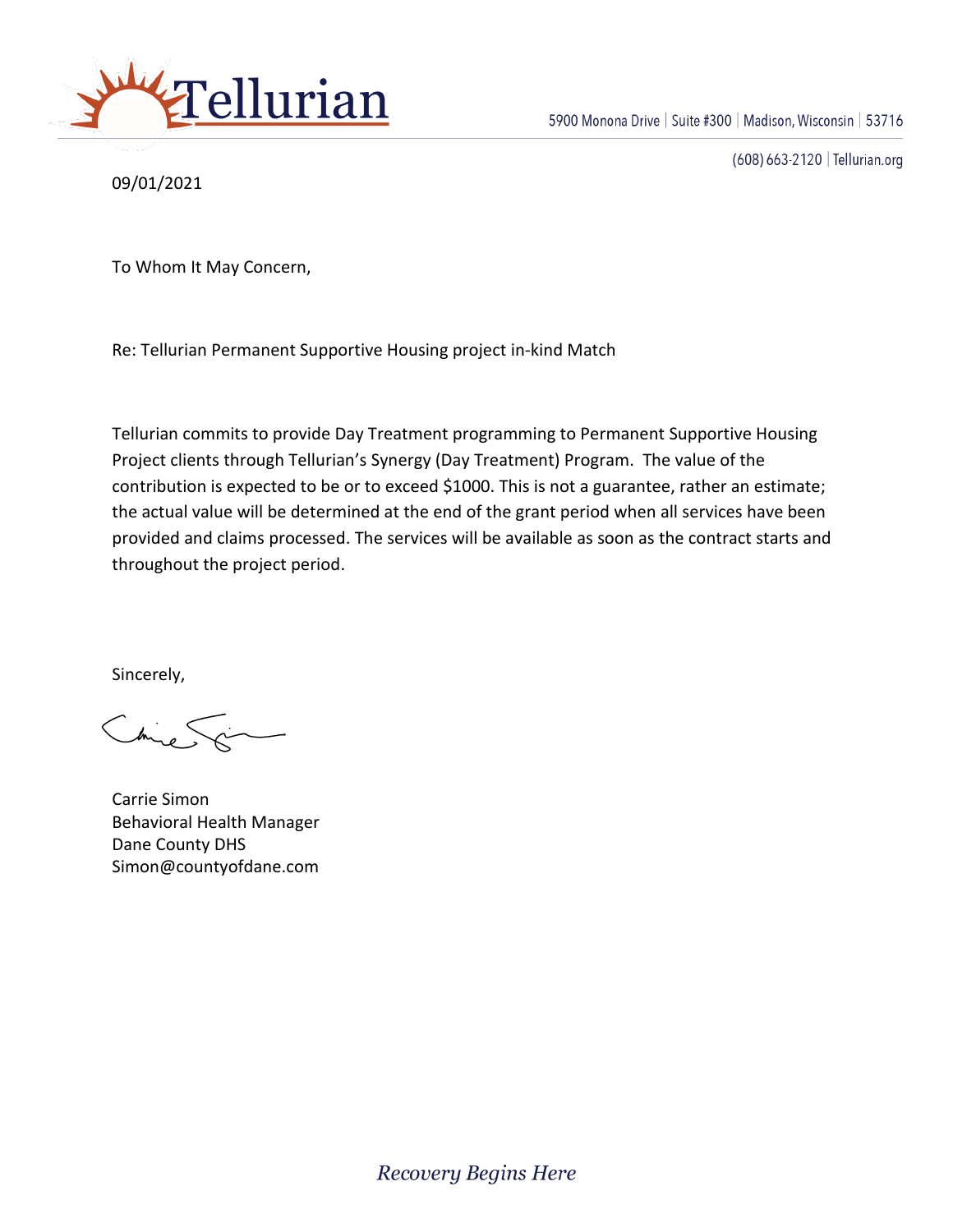Tellurian

5900 Monona Drive | Suite #300 | Madison, Wisconsin | 53716

(608) 663-2120 | Tellurian.org

09/01/2021

To Whom It May Concern,

Re: Tellurian Permanent Supportive Housing project in-kind Match

Tellurian commits to provide Day Treatment programming to Permanent Supportive Housing Project clients through Tellurian's Synergy (Day Treatment) Program. The value of the contribution is expected to be or to exceed $1000. This is not a guarantee, rather an estimate; the actual value will be determined at the end of the grant period when all services have been provided and claims processed. The services will be available as soon as the contract starts and throughout the project period.

Sincerely,

Carrie Simon
Behavioral Health Manager
Dane County DHS
Simon@countyofdane.com

*Recovery Begins Here*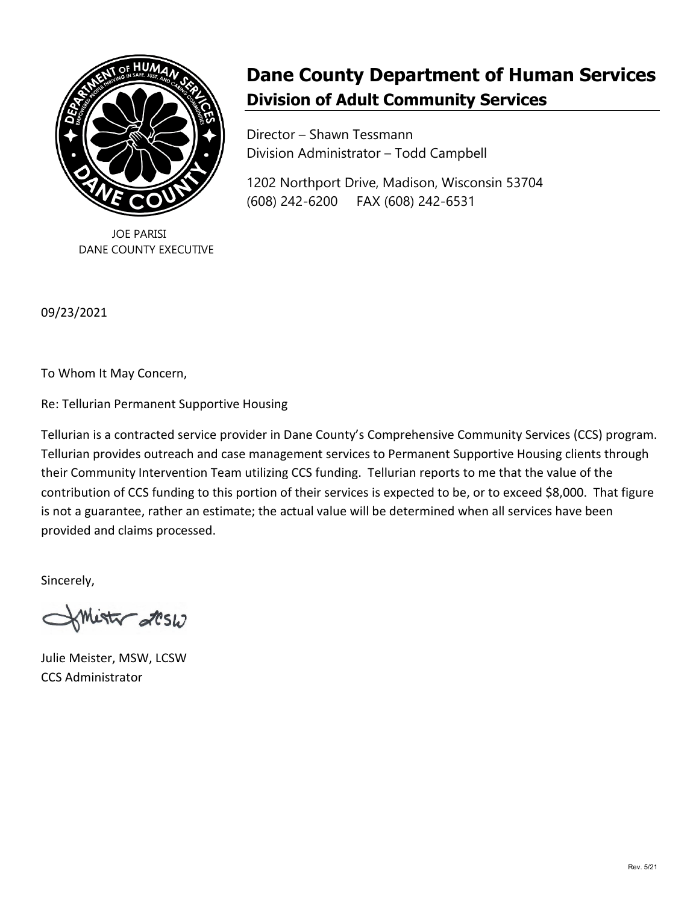JOE PARISI
DANE COUNTY EXECUTIVE

# Dane County Department of Human Services

## Division of Adult Community Services

Director – Shawn Tessmann
Division Administrator – Todd Campbell

1202 Northport Drive, Madison, Wisconsin 53704
(608) 242-6200 FAX (608) 242-6531

09/23/2021

To Whom It May Concern,

Re: Tellurian Permanent Supportive Housing

Tellurian is a contracted service provider in Dane County's Comprehensive Community Services (CCS) program. Tellurian provides outreach and case management services to Permanent Supportive Housing clients through their Community Intervention Team utilizing CCS funding. Tellurian reports to me that the value of the contribution of CCS funding to this portion of their services is expected to be, or to exceed $8,000. That figure is not a guarantee, rather an estimate; the actual value will be determined when all services have been provided and claims processed.

Sincerely,

JMeister LCSW

Julie Meister, MSW, LCSW
CCS Administrator

Rev. 5/21